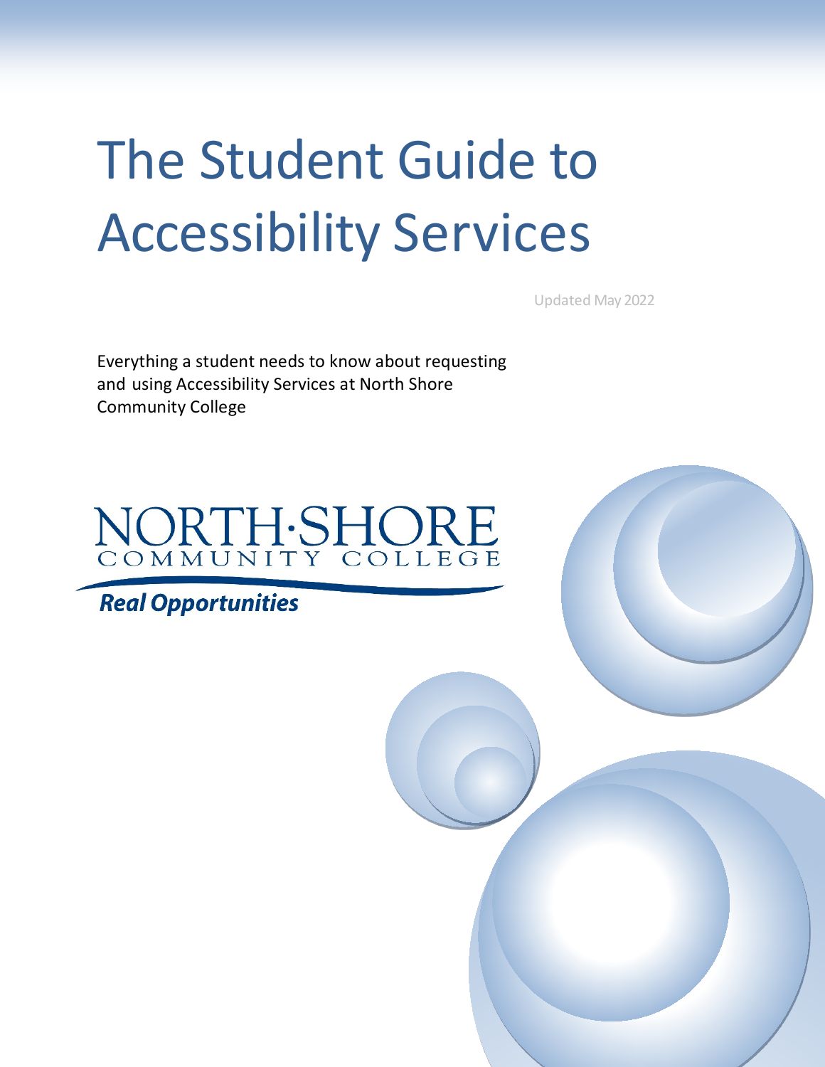# The Student Guide to Accessibility Services

Updated May 2022

Everything a student needs to know about requesting and using Accessibility Services at North Shore Community College

NORTH·SHORE
COMMUNITY COLLEGE

*Real Opportunities*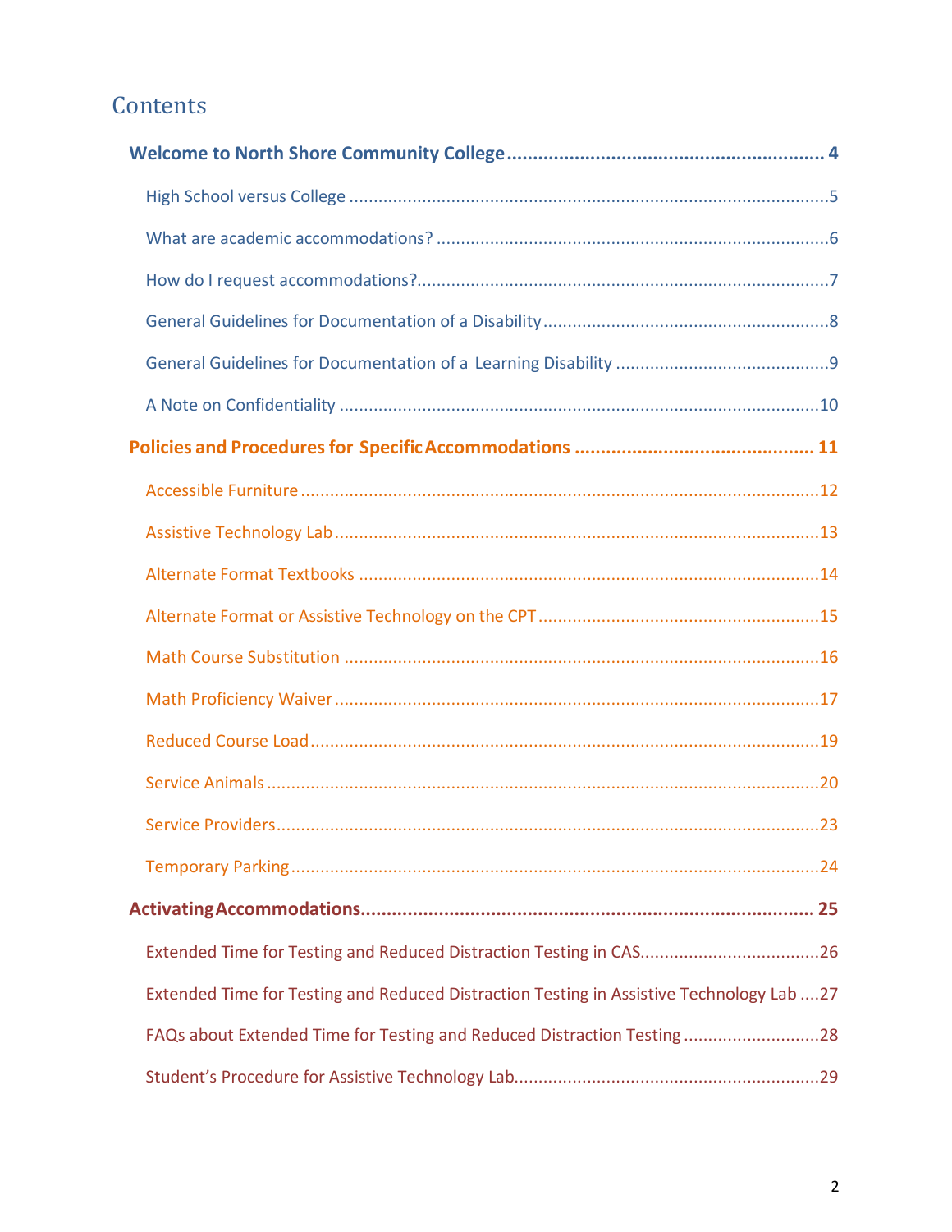# Contents

**Welcome to North Shore Community College** .......... 4

- High School versus College .......... 5
- What are academic accommodations? .......... 6
- How do I request accommodations? .......... 7
- General Guidelines for Documentation of a Disability .......... 8
- General Guidelines for Documentation of a Learning Disability .......... 9
- A Note on Confidentiality .......... 10

**Policies and Procedures for Specific Accommodations** .......... 11

- Accessible Furniture .......... 12
- Assistive Technology Lab .......... 13
- Alternate Format Textbooks .......... 14
- Alternate Format or Assistive Technology on the CPT .......... 15
- Math Course Substitution .......... 16
- Math Proficiency Waiver .......... 17
- Reduced Course Load .......... 19
- Service Animals .......... 20
- Service Providers .......... 23
- Temporary Parking .......... 24

**Activating Accommodations** .......... 25

- Extended Time for Testing and Reduced Distraction Testing in CAS .......... 26
- Extended Time for Testing and Reduced Distraction Testing in Assistive Technology Lab .......... 27
- FAQs about Extended Time for Testing and Reduced Distraction Testing .......... 28
- Student's Procedure for Assistive Technology Lab .......... 29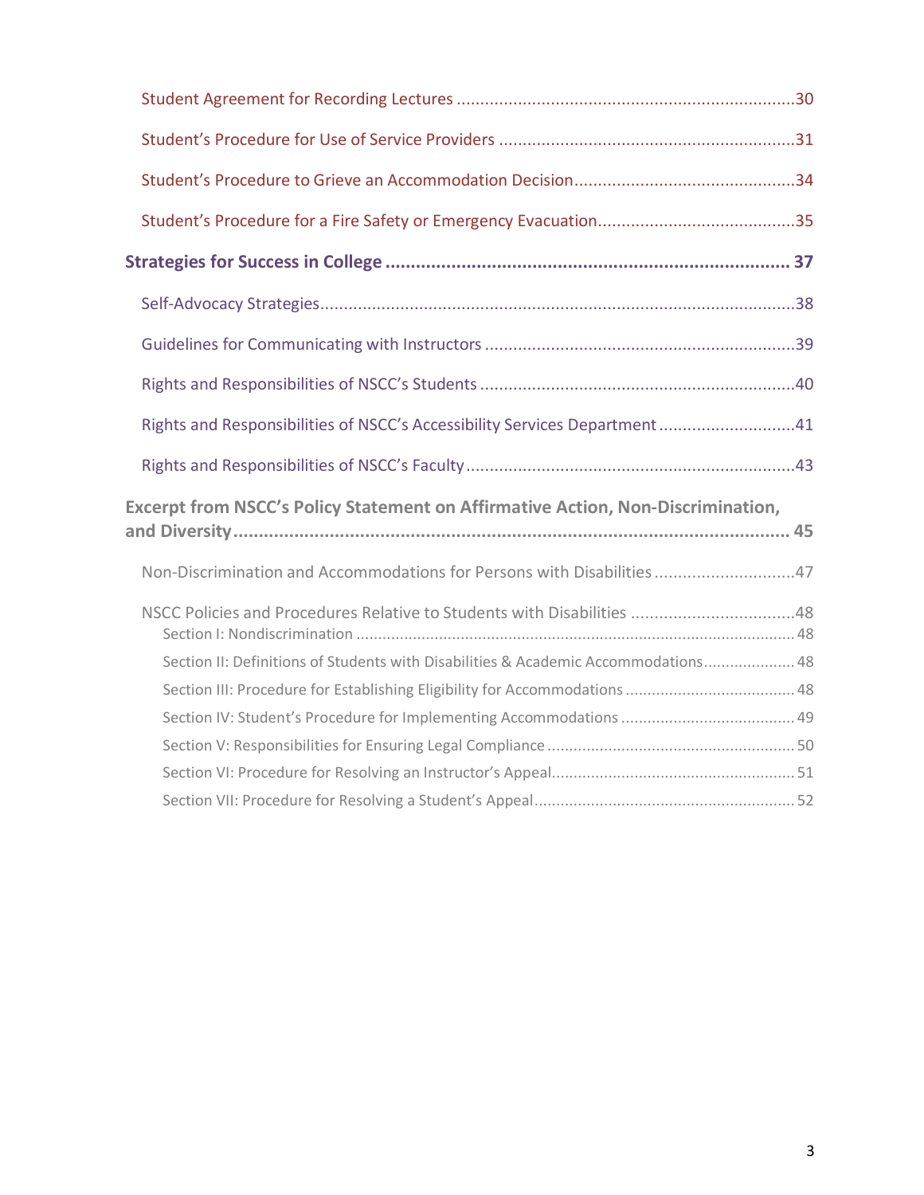Student Agreement for Recording Lectures ....................................................................30

Student's Procedure for Use of Service Providers ..........................................................31

Student's Procedure to Grieve an Accommodation Decision..........................................34

Student's Procedure for a Fire Safety or Emergency Evacuation......................................35

**Strategies for Success in College ......................................................................... 37**

Self-Advocacy Strategies.................................................................................................38

Guidelines for Communicating with Instructors ..............................................................39

Rights and Responsibilities of NSCC's Students ..............................................................40

Rights and Responsibilities of NSCC's Accessibility Services Department .........................41

Rights and Responsibilities of NSCC's Faculty..................................................................43

**Excerpt from NSCC's Policy Statement on Affirmative Action, Non-Discrimination, and Diversity........................................................................................................ 45**

Non-Discrimination and Accommodations for Persons with Disabilities ..........................47

NSCC Policies and Procedures Relative to Students with Disabilities ...............................48

Section I: Nondiscrimination ................................................................................................ 48

Section II: Definitions of Students with Disabilities & Academic Accommodations.................... 48

Section III: Procedure for Establishing Eligibility for Accommodations ...................................... 48

Section IV: Student's Procedure for Implementing Accommodations ....................................... 49

Section V: Responsibilities for Ensuring Legal Compliance ........................................................ 50

Section VI: Procedure for Resolving an Instructor's Appeal....................................................... 51

Section VII: Procedure for Resolving a Student's Appeal........................................................... 52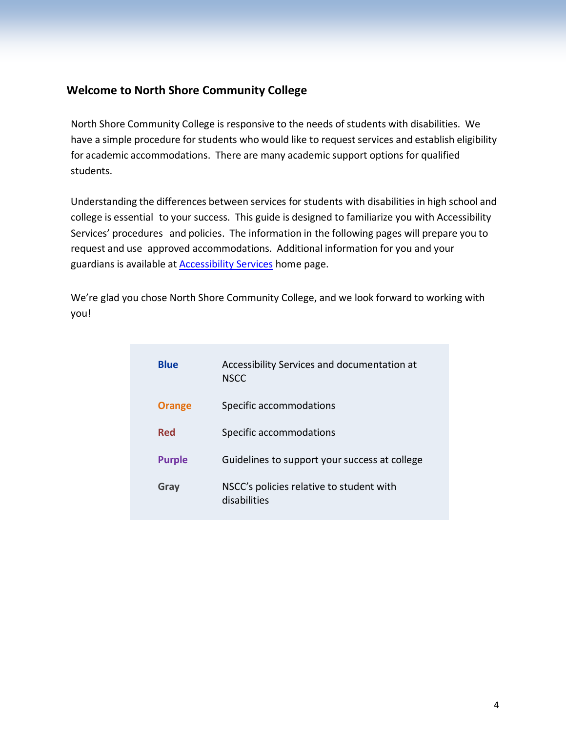## Welcome to North Shore Community College

North Shore Community College is responsive to the needs of students with disabilities. We have a simple procedure for students who would like to request services and establish eligibility for academic accommodations. There are many academic support options for qualified students.

Understanding the differences between services for students with disabilities in high school and college is essential to your success. This guide is designed to familiarize you with Accessibility Services' procedures and policies. The information in the following pages will prepare you to request and use approved accommodations. Additional information for you and your guardians is available at [Accessibility Services]() home page.

We're glad you chose North Shore Community College, and we look forward to working with you!

| | |
|---|---|
| **Blue** | Accessibility Services and documentation at NSCC |
| **Orange** | Specific accommodations |
| **Red** | Specific accommodations |
| **Purple** | Guidelines to support your success at college |
| **Gray** | NSCC's policies relative to student with disabilities |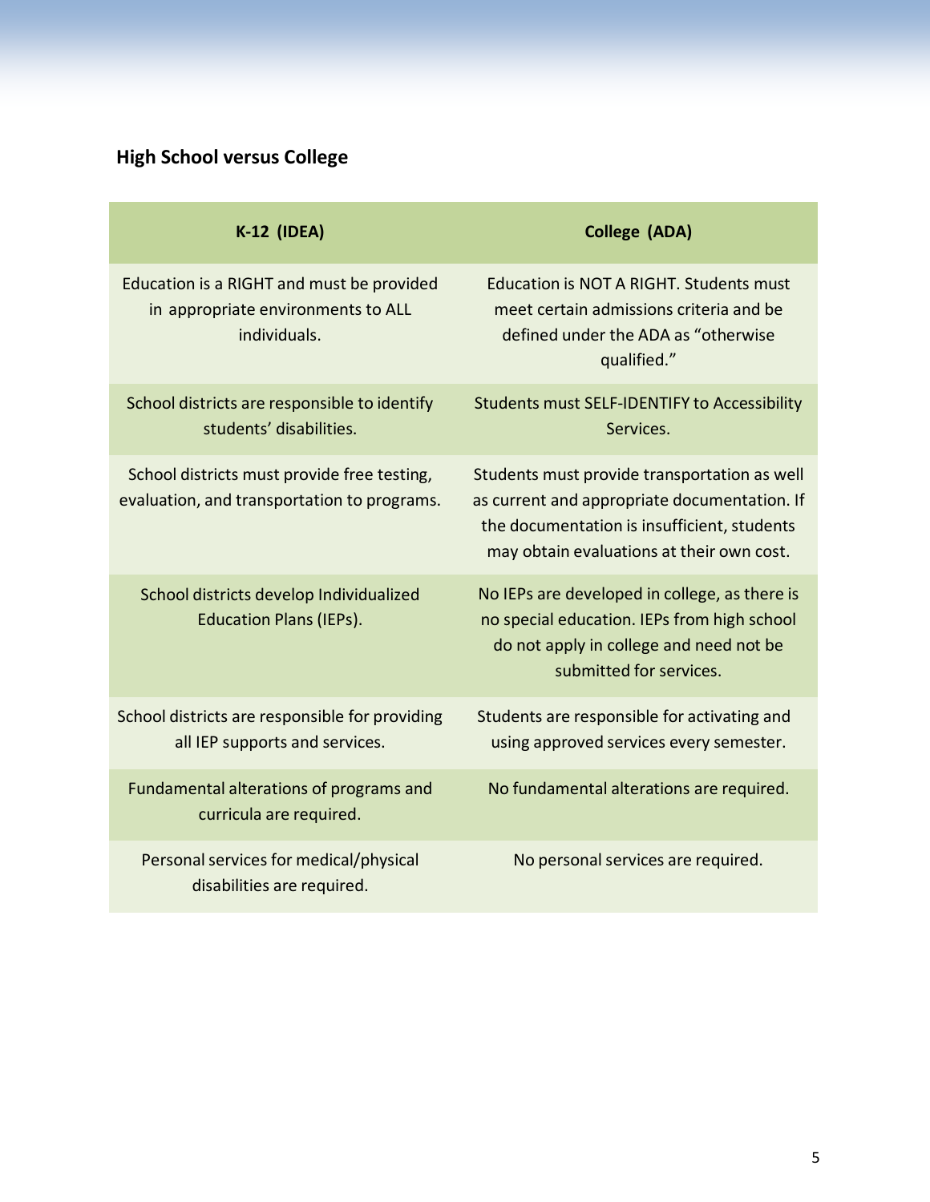## High School versus College

| K-12 (IDEA) | College (ADA) |
|---|---|
| Education is a RIGHT and must be provided in appropriate environments to ALL individuals. | Education is NOT A RIGHT. Students must meet certain admissions criteria and be defined under the ADA as "otherwise qualified." |
| School districts are responsible to identify students' disabilities. | Students must SELF-IDENTIFY to Accessibility Services. |
| School districts must provide free testing, evaluation, and transportation to programs. | Students must provide transportation as well as current and appropriate documentation. If the documentation is insufficient, students may obtain evaluations at their own cost. |
| School districts develop Individualized Education Plans (IEPs). | No IEPs are developed in college, as there is no special education. IEPs from high school do not apply in college and need not be submitted for services. |
| School districts are responsible for providing all IEP supports and services. | Students are responsible for activating and using approved services every semester. |
| Fundamental alterations of programs and curricula are required. | No fundamental alterations are required. |
| Personal services for medical/physical disabilities are required. | No personal services are required. |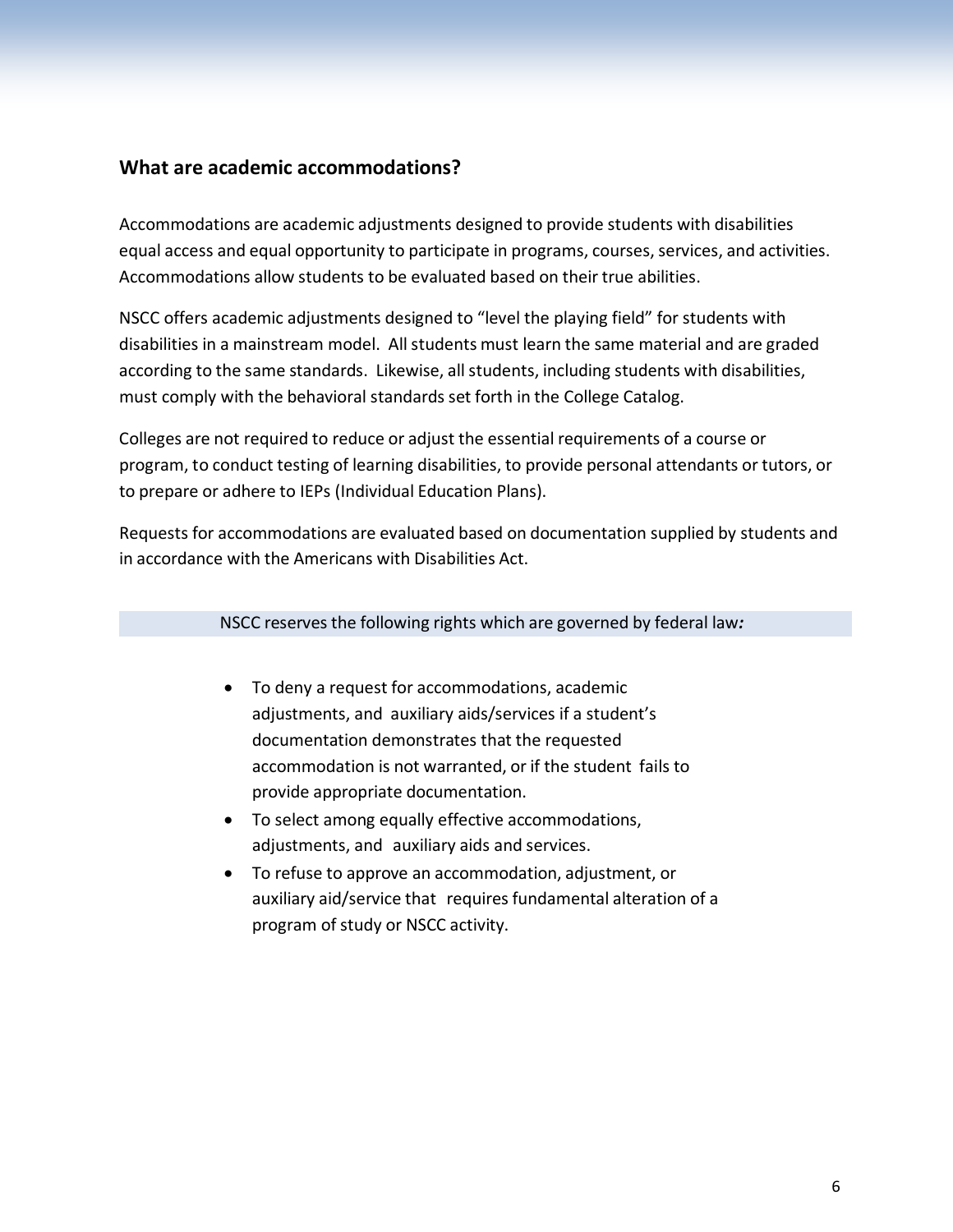## What are academic accommodations?

Accommodations are academic adjustments designed to provide students with disabilities equal access and equal opportunity to participate in programs, courses, services, and activities. Accommodations allow students to be evaluated based on their true abilities.

NSCC offers academic adjustments designed to "level the playing field" for students with disabilities in a mainstream model. All students must learn the same material and are graded according to the same standards. Likewise, all students, including students with disabilities, must comply with the behavioral standards set forth in the College Catalog.

Colleges are not required to reduce or adjust the essential requirements of a course or program, to conduct testing of learning disabilities, to provide personal attendants or tutors, or to prepare or adhere to IEPs (Individual Education Plans).

Requests for accommodations are evaluated based on documentation supplied by students and in accordance with the Americans with Disabilities Act.

NSCC reserves the following rights which are governed by federal law*:*

- To deny a request for accommodations, academic adjustments, and auxiliary aids/services if a student's documentation demonstrates that the requested accommodation is not warranted, or if the student fails to provide appropriate documentation.
- To select among equally effective accommodations, adjustments, and auxiliary aids and services.
- To refuse to approve an accommodation, adjustment, or auxiliary aid/service that requires fundamental alteration of a program of study or NSCC activity.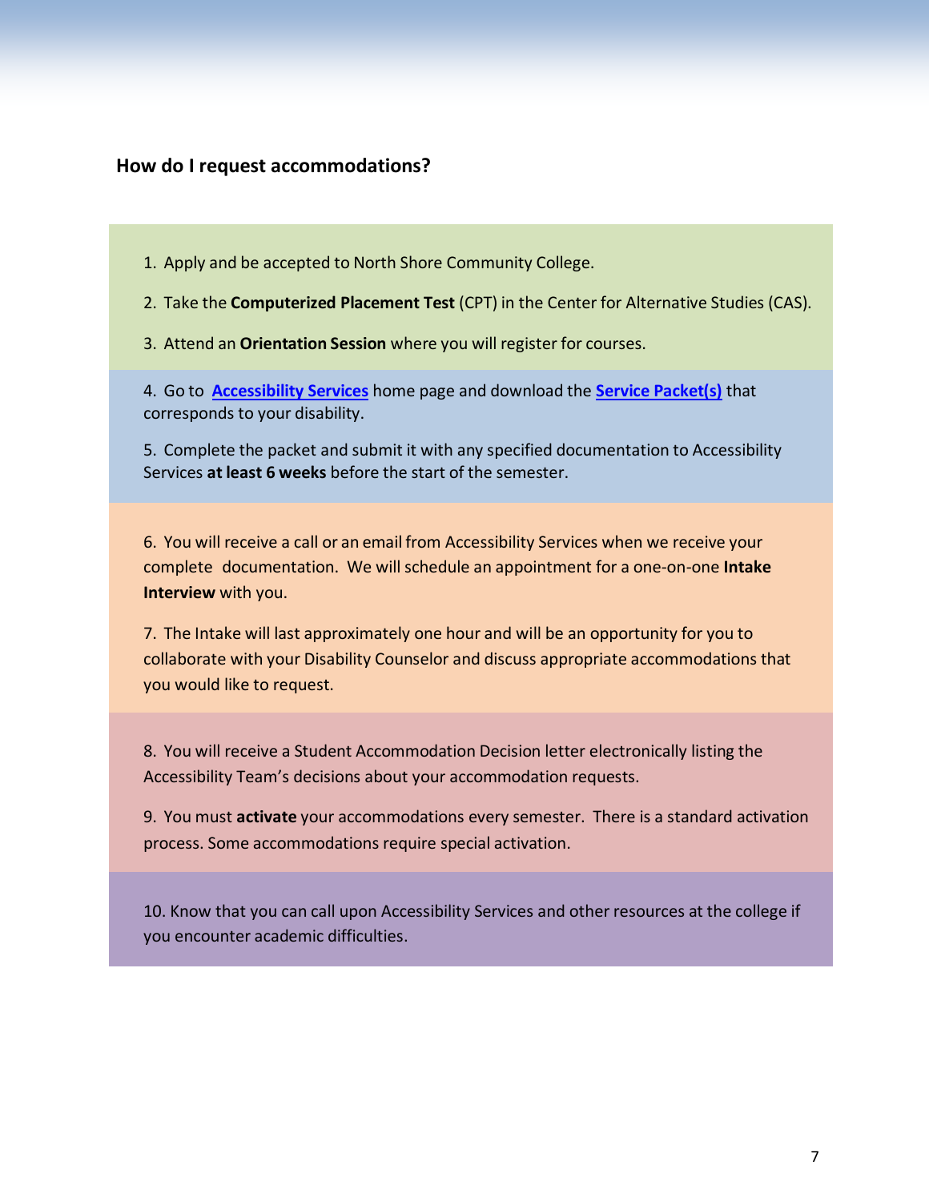### How do I request accommodations?

1. Apply and be accepted to North Shore Community College.
2. Take the **Computerized Placement Test** (CPT) in the Center for Alternative Studies (CAS).
3. Attend an **Orientation Session** where you will register for courses.
4. Go to **Accessibility Services** home page and download the **Service Packet(s)** that corresponds to your disability.
5. Complete the packet and submit it with any specified documentation to Accessibility Services **at least 6 weeks** before the start of the semester.
6. You will receive a call or an email from Accessibility Services when we receive your complete documentation. We will schedule an appointment for a one-on-one **Intake Interview** with you.
7. The Intake will last approximately one hour and will be an opportunity for you to collaborate with your Disability Counselor and discuss appropriate accommodations that you would like to request.
8. You will receive a Student Accommodation Decision letter electronically listing the Accessibility Team's decisions about your accommodation requests.
9. You must **activate** your accommodations every semester. There is a standard activation process. Some accommodations require special activation.
10. Know that you can call upon Accessibility Services and other resources at the college if you encounter academic difficulties.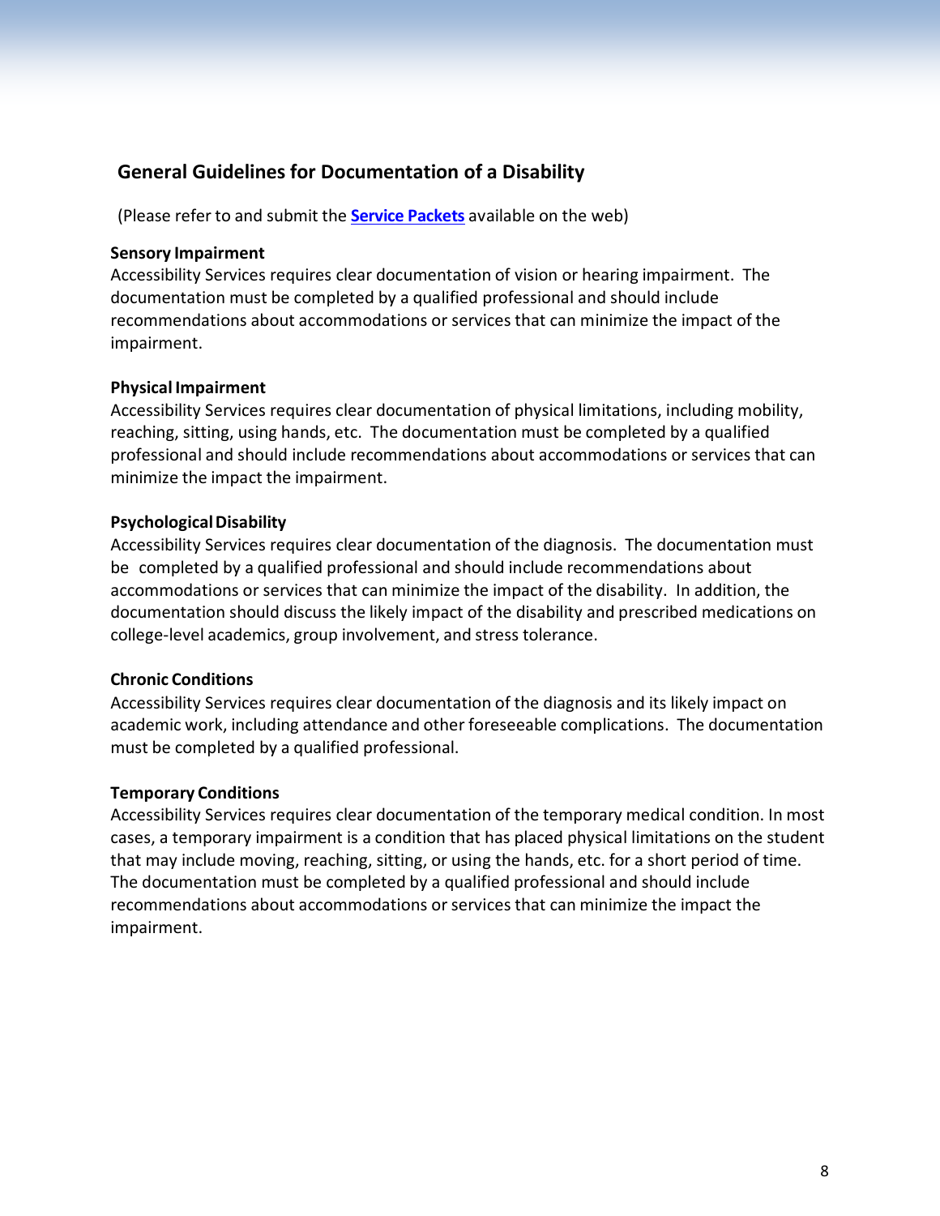## General Guidelines for Documentation of a Disability

(Please refer to and submit the **Service Packets** available on the web)

**Sensory Impairment**
Accessibility Services requires clear documentation of vision or hearing impairment. The documentation must be completed by a qualified professional and should include recommendations about accommodations or services that can minimize the impact of the impairment.

**Physical Impairment**
Accessibility Services requires clear documentation of physical limitations, including mobility, reaching, sitting, using hands, etc. The documentation must be completed by a qualified professional and should include recommendations about accommodations or services that can minimize the impact the impairment.

**Psychological Disability**
Accessibility Services requires clear documentation of the diagnosis. The documentation must be completed by a qualified professional and should include recommendations about accommodations or services that can minimize the impact of the disability. In addition, the documentation should discuss the likely impact of the disability and prescribed medications on college-level academics, group involvement, and stress tolerance.

**Chronic Conditions**
Accessibility Services requires clear documentation of the diagnosis and its likely impact on academic work, including attendance and other foreseeable complications. The documentation must be completed by a qualified professional.

**Temporary Conditions**
Accessibility Services requires clear documentation of the temporary medical condition. In most cases, a temporary impairment is a condition that has placed physical limitations on the student that may include moving, reaching, sitting, or using the hands, etc. for a short period of time. The documentation must be completed by a qualified professional and should include recommendations about accommodations or services that can minimize the impact the impairment.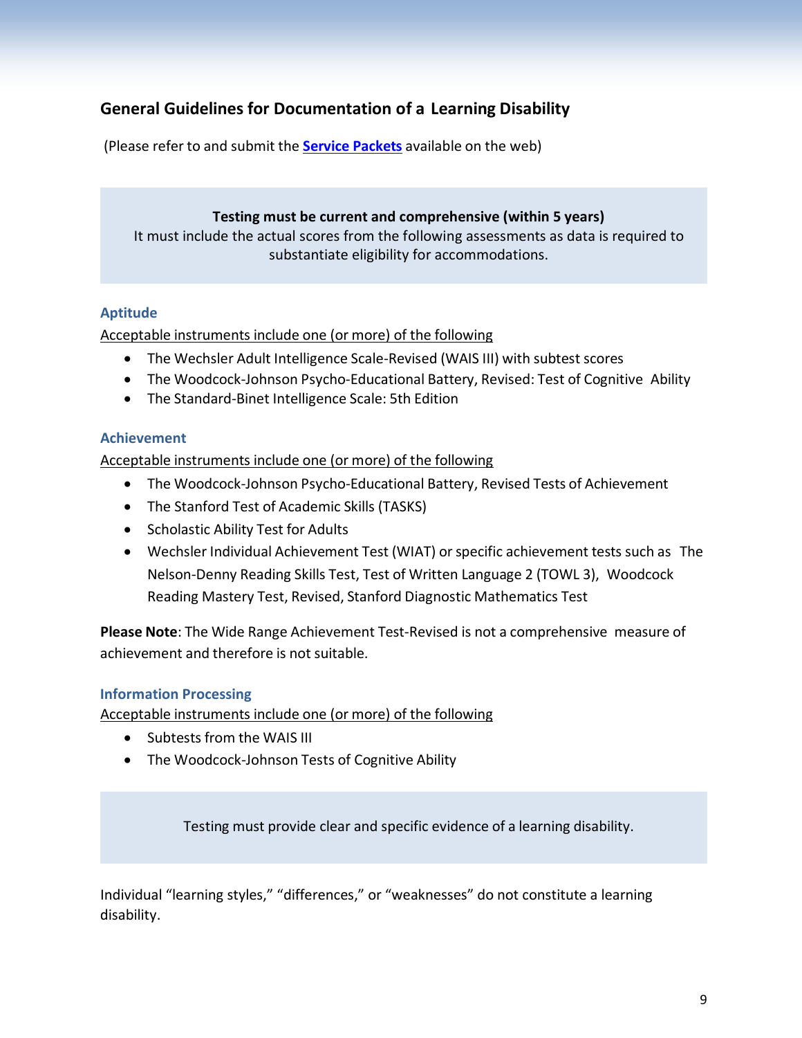## General Guidelines for Documentation of a Learning Disability

(Please refer to and submit the **Service Packets** available on the web)

> **Testing must be current and comprehensive (within 5 years)**
> It must include the actual scores from the following assessments as data is required to substantiate eligibility for accommodations.

### Aptitude

Acceptable instruments include one (or more) of the following

- The Wechsler Adult Intelligence Scale-Revised (WAIS III) with subtest scores
- The Woodcock-Johnson Psycho-Educational Battery, Revised: Test of Cognitive Ability
- The Standard-Binet Intelligence Scale: 5th Edition

### Achievement

Acceptable instruments include one (or more) of the following

- The Woodcock-Johnson Psycho-Educational Battery, Revised Tests of Achievement
- The Stanford Test of Academic Skills (TASKS)
- Scholastic Ability Test for Adults
- Wechsler Individual Achievement Test (WIAT) or specific achievement tests such as The Nelson-Denny Reading Skills Test, Test of Written Language 2 (TOWL 3), Woodcock Reading Mastery Test, Revised, Stanford Diagnostic Mathematics Test

**Please Note**: The Wide Range Achievement Test-Revised is not a comprehensive measure of achievement and therefore is not suitable.

### Information Processing

Acceptable instruments include one (or more) of the following

- Subtests from the WAIS III
- The Woodcock-Johnson Tests of Cognitive Ability

> Testing must provide clear and specific evidence of a learning disability.

Individual "learning styles," "differences," or "weaknesses" do not constitute a learning disability.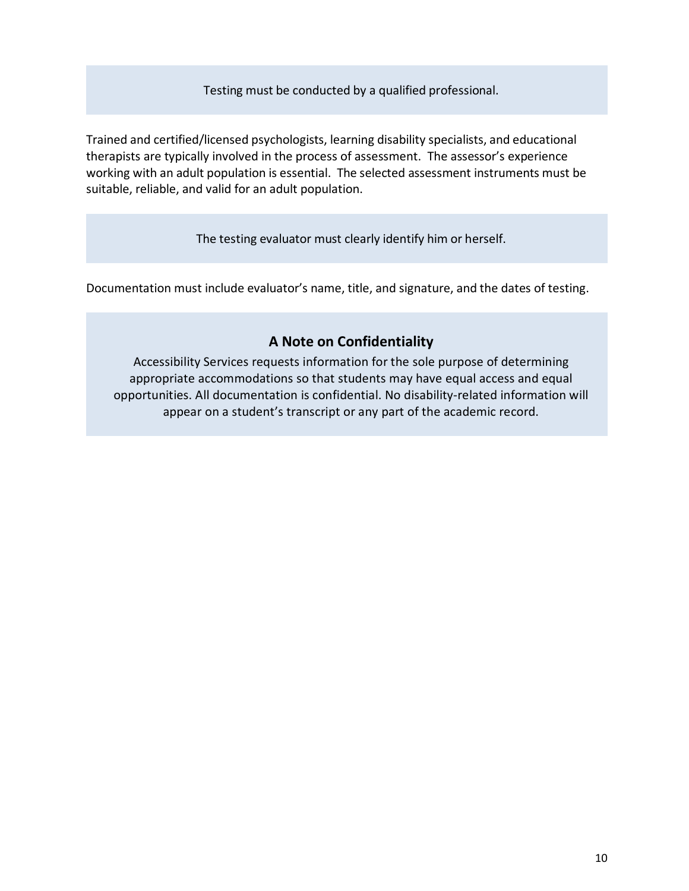Testing must be conducted by a qualified professional.

Trained and certified/licensed psychologists, learning disability specialists, and educational therapists are typically involved in the process of assessment. The assessor's experience working with an adult population is essential. The selected assessment instruments must be suitable, reliable, and valid for an adult population.

The testing evaluator must clearly identify him or herself.

Documentation must include evaluator's name, title, and signature, and the dates of testing.

## A Note on Confidentiality

Accessibility Services requests information for the sole purpose of determining appropriate accommodations so that students may have equal access and equal opportunities. All documentation is confidential. No disability-related information will appear on a student's transcript or any part of the academic record.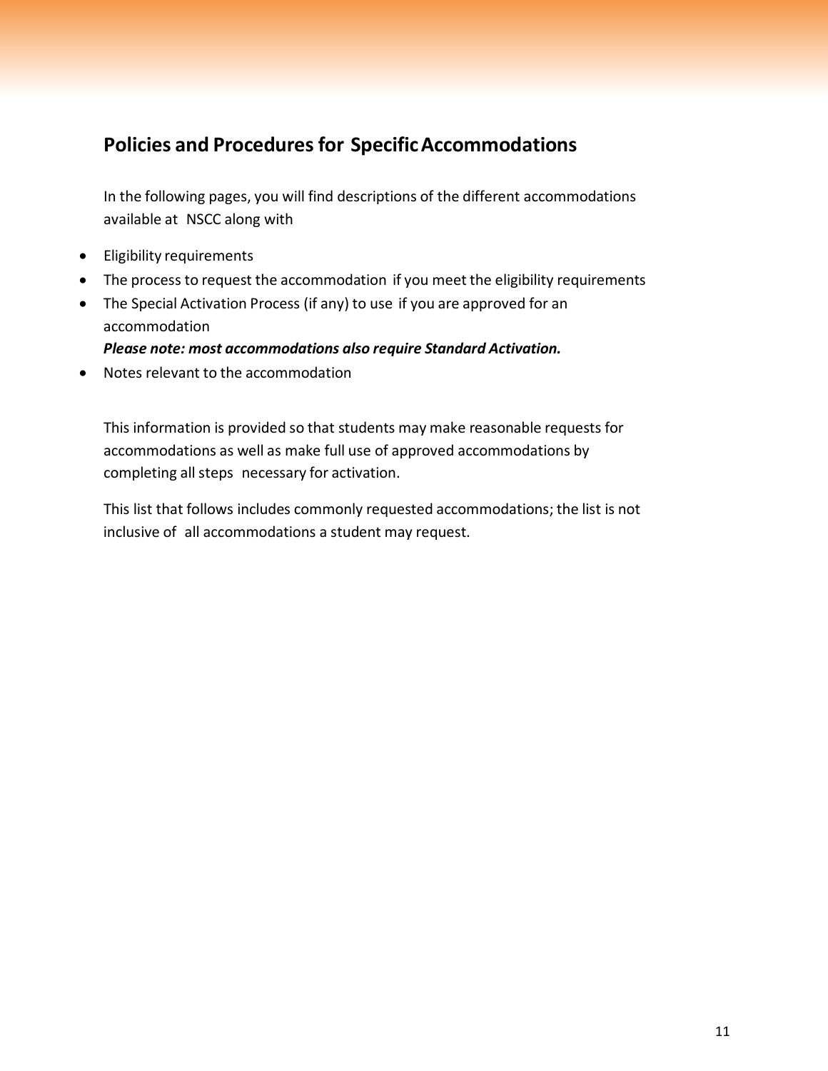## Policies and Procedures for Specific Accommodations

In the following pages, you will find descriptions of the different accommodations available at NSCC along with

- Eligibility requirements
- The process to request the accommodation if you meet the eligibility requirements
- The Special Activation Process (if any) to use if you are approved for an accommodation
  ***Please note: most accommodations also require Standard Activation.***
- Notes relevant to the accommodation

This information is provided so that students may make reasonable requests for accommodations as well as make full use of approved accommodations by completing all steps necessary for activation.

This list that follows includes commonly requested accommodations; the list is not inclusive of all accommodations a student may request.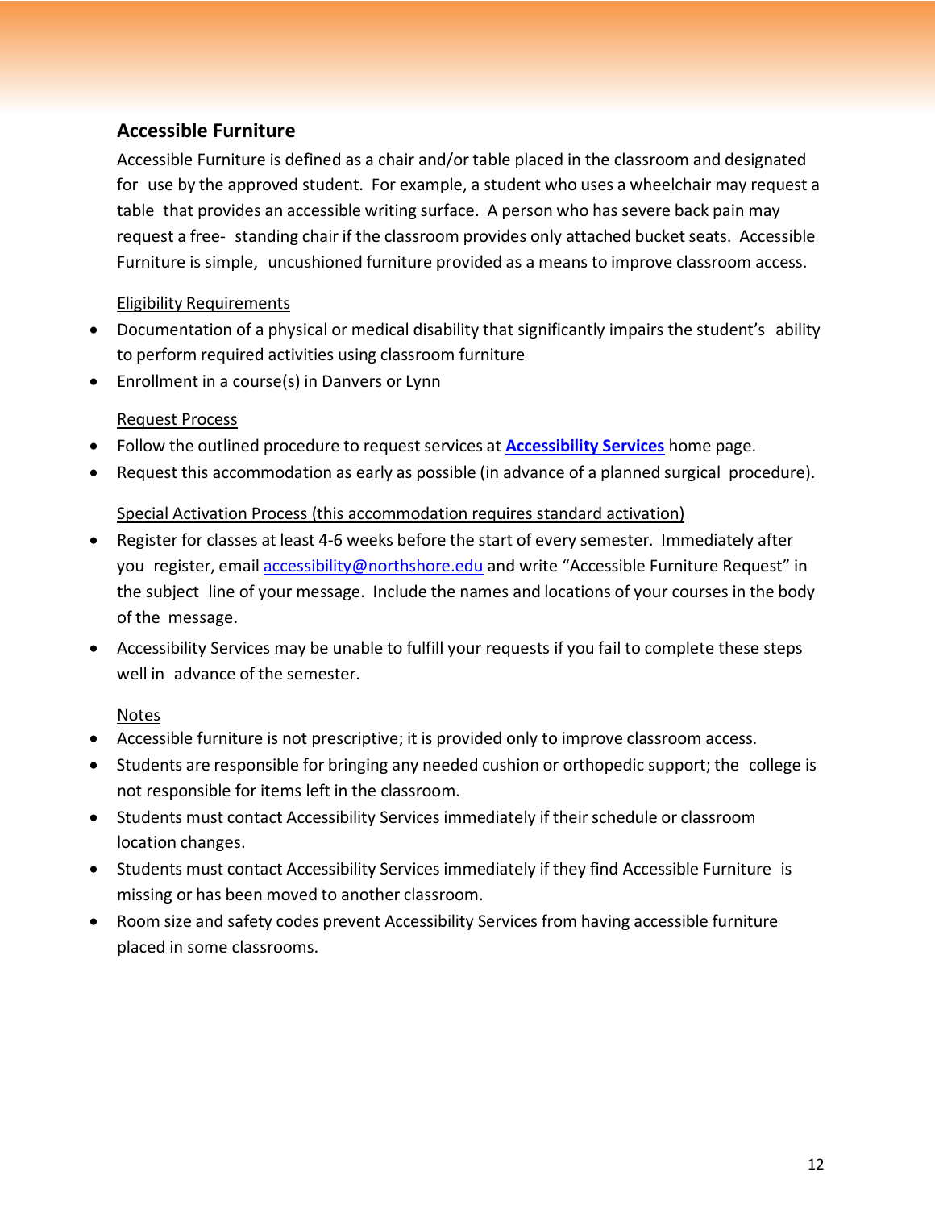## Accessible Furniture

Accessible Furniture is defined as a chair and/or table placed in the classroom and designated for use by the approved student. For example, a student who uses a wheelchair may request a table that provides an accessible writing surface. A person who has severe back pain may request a free- standing chair if the classroom provides only attached bucket seats. Accessible Furniture is simple, uncushioned furniture provided as a means to improve classroom access.

Eligibility Requirements

- Documentation of a physical or medical disability that significantly impairs the student's ability to perform required activities using classroom furniture
- Enrollment in a course(s) in Danvers or Lynn

Request Process

- Follow the outlined procedure to request services at **[Accessibility Services](#)** home page.
- Request this accommodation as early as possible (in advance of a planned surgical procedure).

Special Activation Process (this accommodation requires standard activation)

- Register for classes at least 4-6 weeks before the start of every semester. Immediately after you register, email accessibility@northshore.edu and write "Accessible Furniture Request" in the subject line of your message. Include the names and locations of your courses in the body of the message.
- Accessibility Services may be unable to fulfill your requests if you fail to complete these steps well in advance of the semester.

Notes

- Accessible furniture is not prescriptive; it is provided only to improve classroom access.
- Students are responsible for bringing any needed cushion or orthopedic support; the college is not responsible for items left in the classroom.
- Students must contact Accessibility Services immediately if their schedule or classroom location changes.
- Students must contact Accessibility Services immediately if they find Accessible Furniture is missing or has been moved to another classroom.
- Room size and safety codes prevent Accessibility Services from having accessible furniture placed in some classrooms.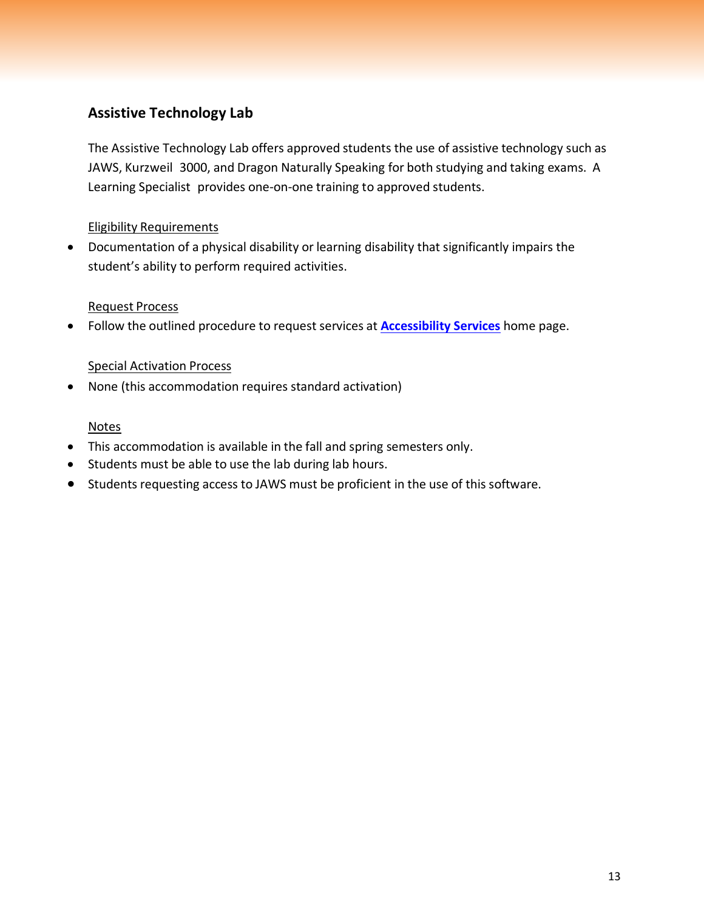## Assistive Technology Lab

The Assistive Technology Lab offers approved students the use of assistive technology such as JAWS, Kurzweil 3000, and Dragon Naturally Speaking for both studying and taking exams. A Learning Specialist provides one-on-one training to approved students.

<u>Eligibility Requirements</u>

- Documentation of a physical disability or learning disability that significantly impairs the student's ability to perform required activities.

<u>Request Process</u>

- Follow the outlined procedure to request services at **Accessibility Services** home page.

<u>Special Activation Process</u>

- None (this accommodation requires standard activation)

<u>Notes</u>

- This accommodation is available in the fall and spring semesters only.
- Students must be able to use the lab during lab hours.
- Students requesting access to JAWS must be proficient in the use of this software.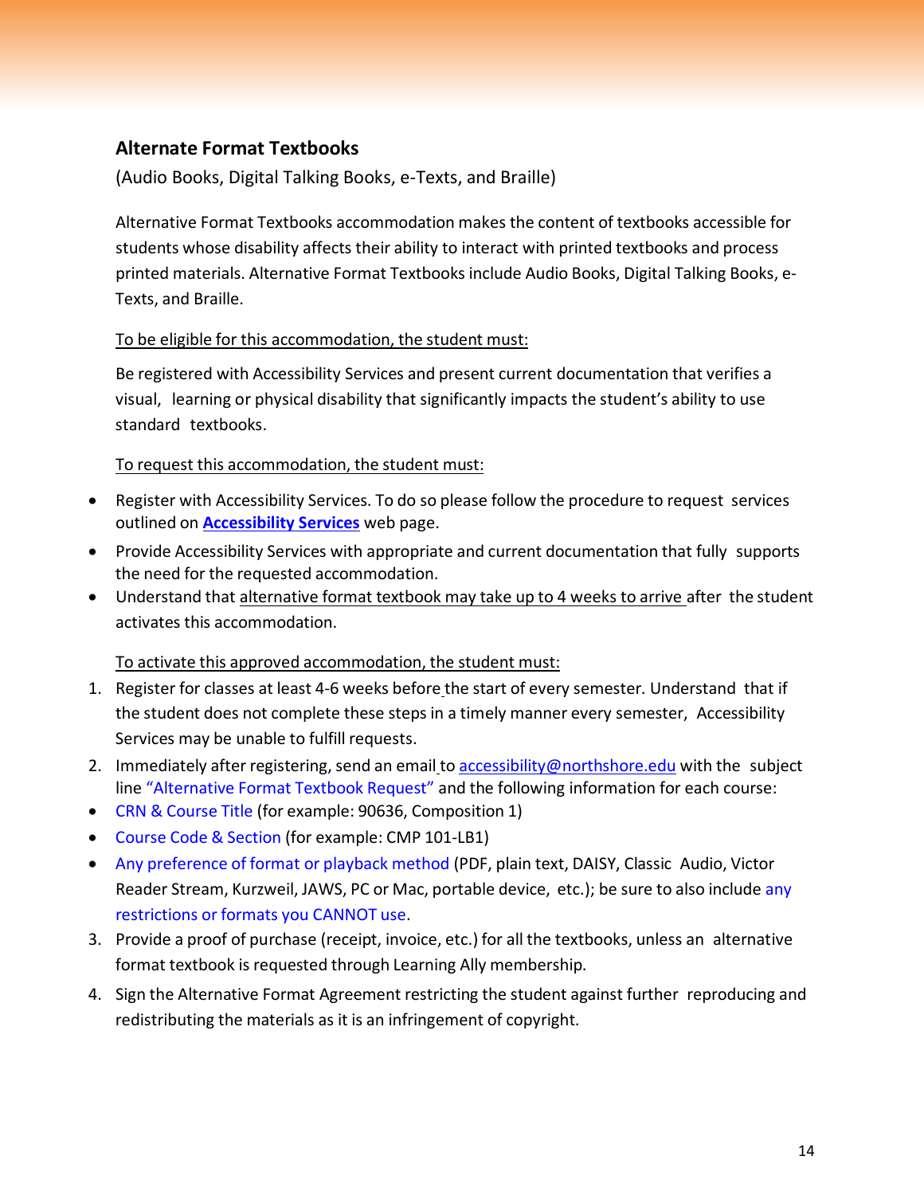## Alternate Format Textbooks

(Audio Books, Digital Talking Books, e-Texts, and Braille)

Alternative Format Textbooks accommodation makes the content of textbooks accessible for students whose disability affects their ability to interact with printed textbooks and process printed materials. Alternative Format Textbooks include Audio Books, Digital Talking Books, e-Texts, and Braille.

To be eligible for this accommodation, the student must:

Be registered with Accessibility Services and present current documentation that verifies a visual, learning or physical disability that significantly impacts the student's ability to use standard textbooks.

To request this accommodation, the student must:

- Register with Accessibility Services. To do so please follow the procedure to request services outlined on **Accessibility Services** web page.
- Provide Accessibility Services with appropriate and current documentation that fully supports the need for the requested accommodation.
- Understand that alternative format textbook may take up to 4 weeks to arrive after the student activates this accommodation.

To activate this approved accommodation, the student must:

1. Register for classes at least 4-6 weeks before the start of every semester. Understand that if the student does not complete these steps in a timely manner every semester, Accessibility Services may be unable to fulfill requests.
2. Immediately after registering, send an email to accessibility@northshore.edu with the subject line "Alternative Format Textbook Request" and the following information for each course:
   - CRN & Course Title (for example: 90636, Composition 1)
   - Course Code & Section (for example: CMP 101-LB1)
   - Any preference of format or playback method (PDF, plain text, DAISY, Classic Audio, Victor Reader Stream, Kurzweil, JAWS, PC or Mac, portable device, etc.); be sure to also include any restrictions or formats you CANNOT use.
3. Provide a proof of purchase (receipt, invoice, etc.) for all the textbooks, unless an alternative format textbook is requested through Learning Ally membership.
4. Sign the Alternative Format Agreement restricting the student against further reproducing and redistributing the materials as it is an infringement of copyright.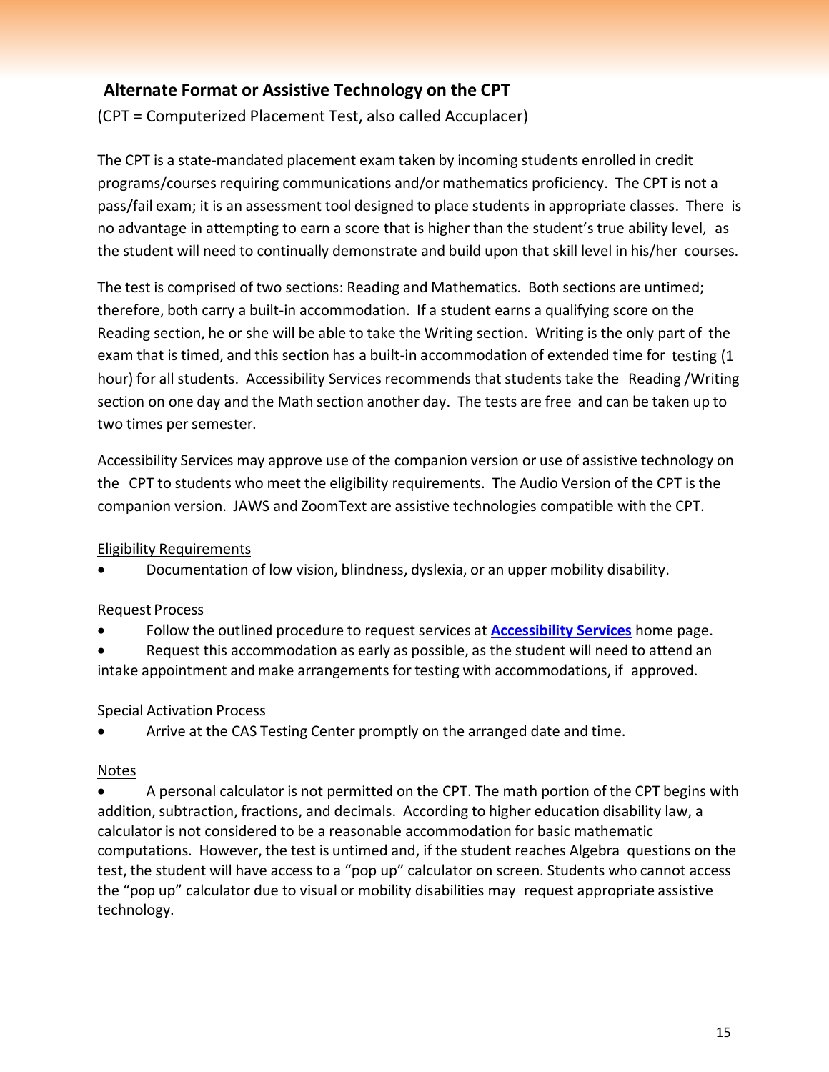## Alternate Format or Assistive Technology on the CPT

(CPT = Computerized Placement Test, also called Accuplacer)

The CPT is a state-mandated placement exam taken by incoming students enrolled in credit programs/courses requiring communications and/or mathematics proficiency. The CPT is not a pass/fail exam; it is an assessment tool designed to place students in appropriate classes. There is no advantage in attempting to earn a score that is higher than the student's true ability level, as the student will need to continually demonstrate and build upon that skill level in his/her courses.

The test is comprised of two sections: Reading and Mathematics. Both sections are untimed; therefore, both carry a built-in accommodation. If a student earns a qualifying score on the Reading section, he or she will be able to take the Writing section. Writing is the only part of the exam that is timed, and this section has a built-in accommodation of extended time for testing (1 hour) for all students. Accessibility Services recommends that students take the Reading /Writing section on one day and the Math section another day. The tests are free and can be taken up to two times per semester.

Accessibility Services may approve use of the companion version or use of assistive technology on the CPT to students who meet the eligibility requirements. The Audio Version of the CPT is the companion version. JAWS and ZoomText are assistive technologies compatible with the CPT.

Eligibility Requirements

- Documentation of low vision, blindness, dyslexia, or an upper mobility disability.

Request Process

- Follow the outlined procedure to request services at **Accessibility Services** home page.
- Request this accommodation as early as possible, as the student will need to attend an intake appointment and make arrangements for testing with accommodations, if approved.

Special Activation Process

- Arrive at the CAS Testing Center promptly on the arranged date and time.

Notes

- A personal calculator is not permitted on the CPT. The math portion of the CPT begins with addition, subtraction, fractions, and decimals. According to higher education disability law, a calculator is not considered to be a reasonable accommodation for basic mathematic computations. However, the test is untimed and, if the student reaches Algebra questions on the test, the student will have access to a "pop up" calculator on screen. Students who cannot access the "pop up" calculator due to visual or mobility disabilities may request appropriate assistive technology.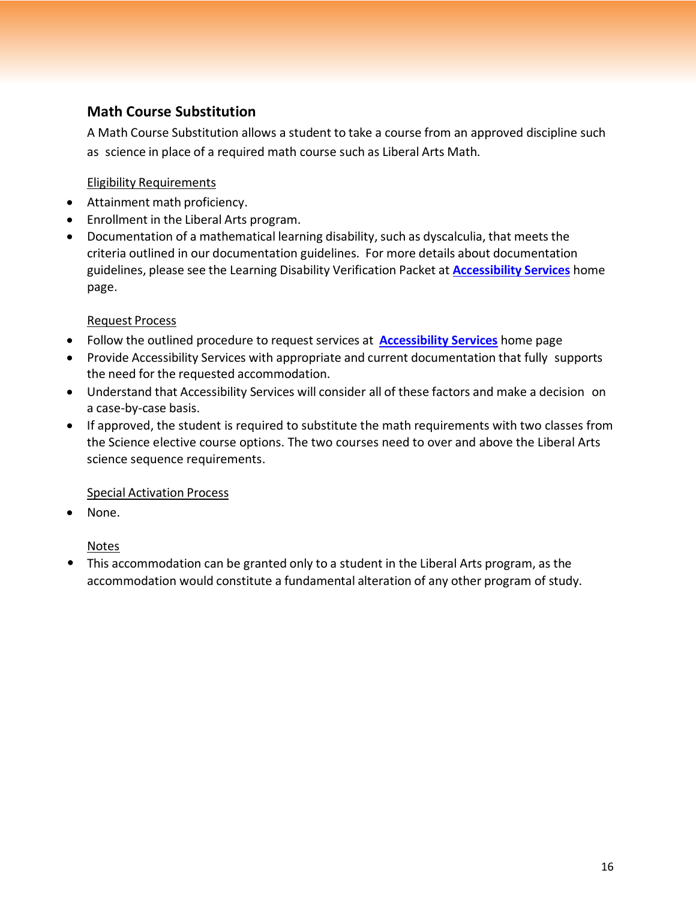## Math Course Substitution

A Math Course Substitution allows a student to take a course from an approved discipline such as science in place of a required math course such as Liberal Arts Math.

Eligibility Requirements

- Attainment math proficiency.
- Enrollment in the Liberal Arts program.
- Documentation of a mathematical learning disability, such as dyscalculia, that meets the criteria outlined in our documentation guidelines. For more details about documentation guidelines, please see the Learning Disability Verification Packet at **Accessibility Services** home page.

Request Process

- Follow the outlined procedure to request services at **Accessibility Services** home page
- Provide Accessibility Services with appropriate and current documentation that fully supports the need for the requested accommodation.
- Understand that Accessibility Services will consider all of these factors and make a decision on a case-by-case basis.
- If approved, the student is required to substitute the math requirements with two classes from the Science elective course options. The two courses need to over and above the Liberal Arts science sequence requirements.

Special Activation Process

- None.

Notes

- This accommodation can be granted only to a student in the Liberal Arts program, as the accommodation would constitute a fundamental alteration of any other program of study.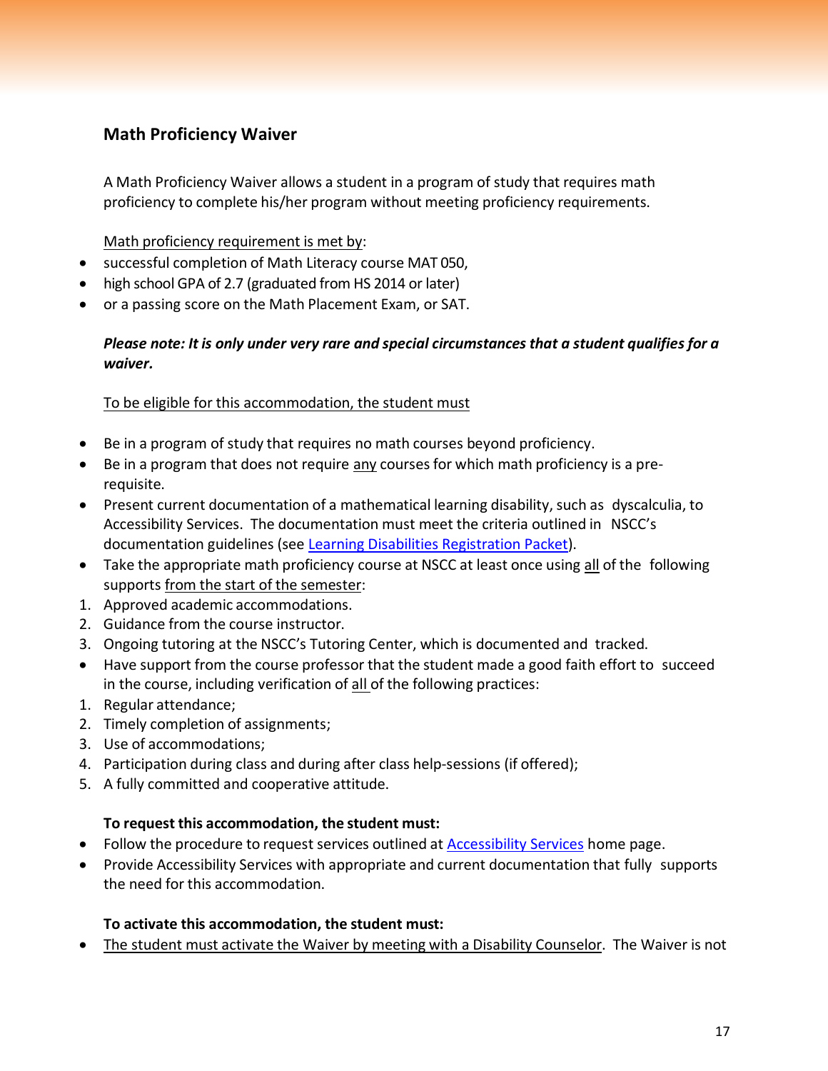## Math Proficiency Waiver

A Math Proficiency Waiver allows a student in a program of study that requires math proficiency to complete his/her program without meeting proficiency requirements.

Math proficiency requirement is met by:

- successful completion of Math Literacy course MAT 050,
- high school GPA of 2.7 (graduated from HS 2014 or later)
- or a passing score on the Math Placement Exam, or SAT.

***Please note: It is only under very rare and special circumstances that a student qualifies for a waiver.***

To be eligible for this accommodation, the student must

- Be in a program of study that requires no math courses beyond proficiency.
- Be in a program that does not require any courses for which math proficiency is a pre-requisite.
- Present current documentation of a mathematical learning disability, such as dyscalculia, to Accessibility Services. The documentation must meet the criteria outlined in NSCC's documentation guidelines (see Learning Disabilities Registration Packet).
- Take the appropriate math proficiency course at NSCC at least once using all of the following supports from the start of the semester:

1. Approved academic accommodations.
2. Guidance from the course instructor.
3. Ongoing tutoring at the NSCC's Tutoring Center, which is documented and tracked.

- Have support from the course professor that the student made a good faith effort to succeed in the course, including verification of all of the following practices:

1. Regular attendance;
2. Timely completion of assignments;
3. Use of accommodations;
4. Participation during class and during after class help-sessions (if offered);
5. A fully committed and cooperative attitude.

**To request this accommodation, the student must:**

- Follow the procedure to request services outlined at Accessibility Services home page.
- Provide Accessibility Services with appropriate and current documentation that fully supports the need for this accommodation.

**To activate this accommodation, the student must:**

- The student must activate the Waiver by meeting with a Disability Counselor. The Waiver is not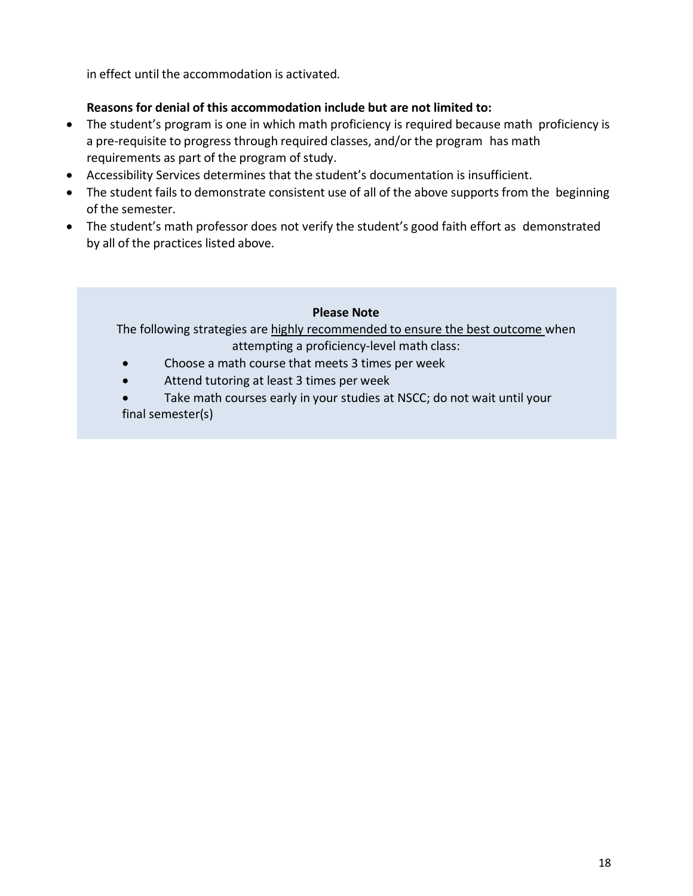in effect until the accommodation is activated.

**Reasons for denial of this accommodation include but are not limited to:**

- The student's program is one in which math proficiency is required because math proficiency is a pre-requisite to progress through required classes, and/or the program has math requirements as part of the program of study.
- Accessibility Services determines that the student's documentation is insufficient.
- The student fails to demonstrate consistent use of all of the above supports from the beginning of the semester.
- The student's math professor does not verify the student's good faith effort as demonstrated by all of the practices listed above.

**Please Note**

The following strategies are <u>highly recommended to ensure the best outcome</u> when attempting a proficiency-level math class:

- Choose a math course that meets 3 times per week
- Attend tutoring at least 3 times per week
- Take math courses early in your studies at NSCC; do not wait until your final semester(s)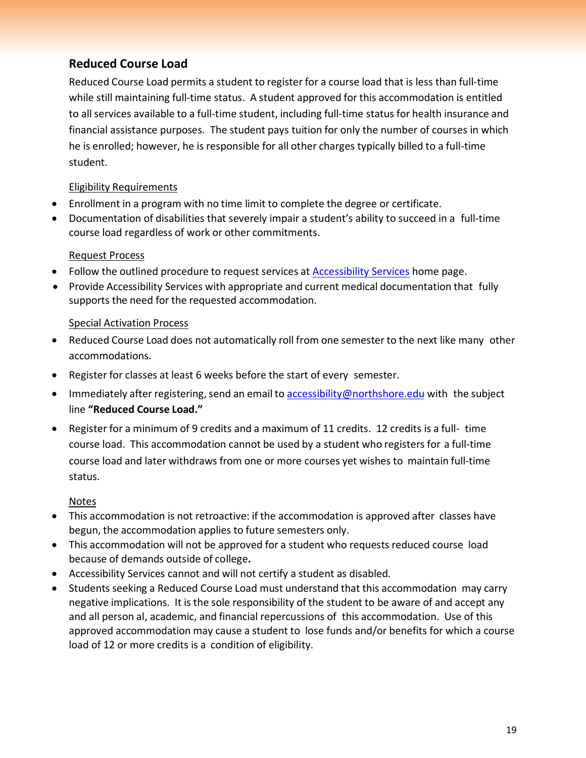## Reduced Course Load

Reduced Course Load permits a student to register for a course load that is less than full-time while still maintaining full-time status. A student approved for this accommodation is entitled to all services available to a full-time student, including full-time status for health insurance and financial assistance purposes. The student pays tuition for only the number of courses in which he is enrolled; however, he is responsible for all other charges typically billed to a full-time student.

Eligibility Requirements

- Enrollment in a program with no time limit to complete the degree or certificate.
- Documentation of disabilities that severely impair a student's ability to succeed in a full-time course load regardless of work or other commitments.

Request Process

- Follow the outlined procedure to request services at [Accessibility Services](Accessibility Services) home page.
- Provide Accessibility Services with appropriate and current medical documentation that fully supports the need for the requested accommodation.

Special Activation Process

- Reduced Course Load does not automatically roll from one semester to the next like many other accommodations.
- Register for classes at least 6 weeks before the start of every semester.
- Immediately after registering, send an email to accessibility@northshore.edu with the subject line **"Reduced Course Load."**
- Register for a minimum of 9 credits and a maximum of 11 credits. 12 credits is a full- time course load. This accommodation cannot be used by a student who registers for a full-time course load and later withdraws from one or more courses yet wishes to maintain full-time status.

Notes

- This accommodation is not retroactive: if the accommodation is approved after classes have begun, the accommodation applies to future semesters only.
- This accommodation will not be approved for a student who requests reduced course load because of demands outside of college**.**
- Accessibility Services cannot and will not certify a student as disabled.
- Students seeking a Reduced Course Load must understand that this accommodation may carry negative implications. It is the sole responsibility of the student to be aware of and accept any and all person al, academic, and financial repercussions of this accommodation. Use of this approved accommodation may cause a student to lose funds and/or benefits for which a course load of 12 or more credits is a condition of eligibility.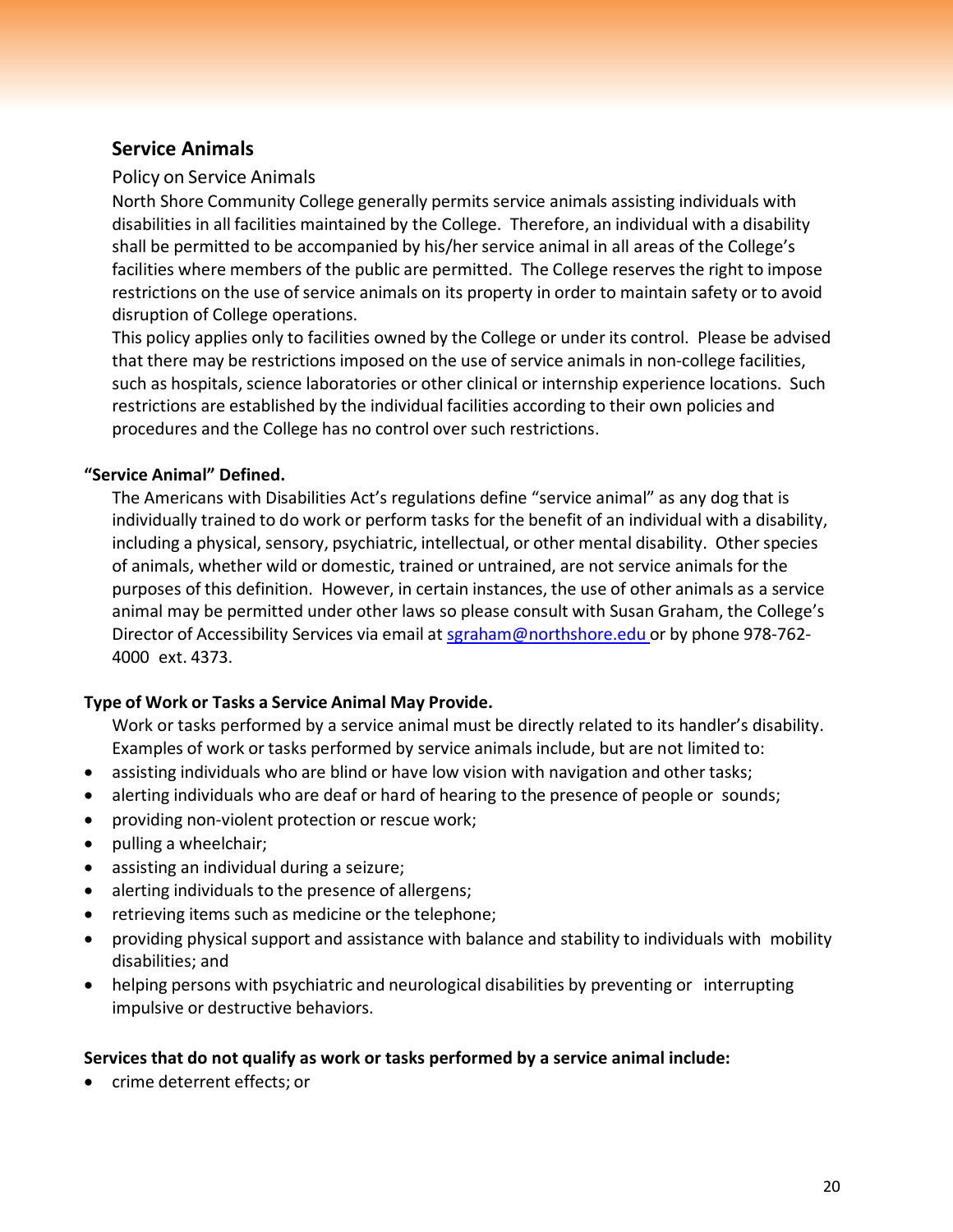## Service Animals

### Policy on Service Animals

North Shore Community College generally permits service animals assisting individuals with disabilities in all facilities maintained by the College. Therefore, an individual with a disability shall be permitted to be accompanied by his/her service animal in all areas of the College's facilities where members of the public are permitted. The College reserves the right to impose restrictions on the use of service animals on its property in order to maintain safety or to avoid disruption of College operations.

This policy applies only to facilities owned by the College or under its control. Please be advised that there may be restrictions imposed on the use of service animals in non-college facilities, such as hospitals, science laboratories or other clinical or internship experience locations. Such restrictions are established by the individual facilities according to their own policies and procedures and the College has no control over such restrictions.

**"Service Animal" Defined.**

The Americans with Disabilities Act's regulations define "service animal" as any dog that is individually trained to do work or perform tasks for the benefit of an individual with a disability, including a physical, sensory, psychiatric, intellectual, or other mental disability. Other species of animals, whether wild or domestic, trained or untrained, are not service animals for the purposes of this definition. However, in certain instances, the use of other animals as a service animal may be permitted under other laws so please consult with Susan Graham, the College's Director of Accessibility Services via email at sgraham@northshore.edu or by phone 978-762-4000 ext. 4373.

**Type of Work or Tasks a Service Animal May Provide.**

Work or tasks performed by a service animal must be directly related to its handler's disability. Examples of work or tasks performed by service animals include, but are not limited to:

- assisting individuals who are blind or have low vision with navigation and other tasks;
- alerting individuals who are deaf or hard of hearing to the presence of people or sounds;
- providing non-violent protection or rescue work;
- pulling a wheelchair;
- assisting an individual during a seizure;
- alerting individuals to the presence of allergens;
- retrieving items such as medicine or the telephone;
- providing physical support and assistance with balance and stability to individuals with mobility disabilities; and
- helping persons with psychiatric and neurological disabilities by preventing or interrupting impulsive or destructive behaviors.

**Services that do not qualify as work or tasks performed by a service animal include:**

- crime deterrent effects; or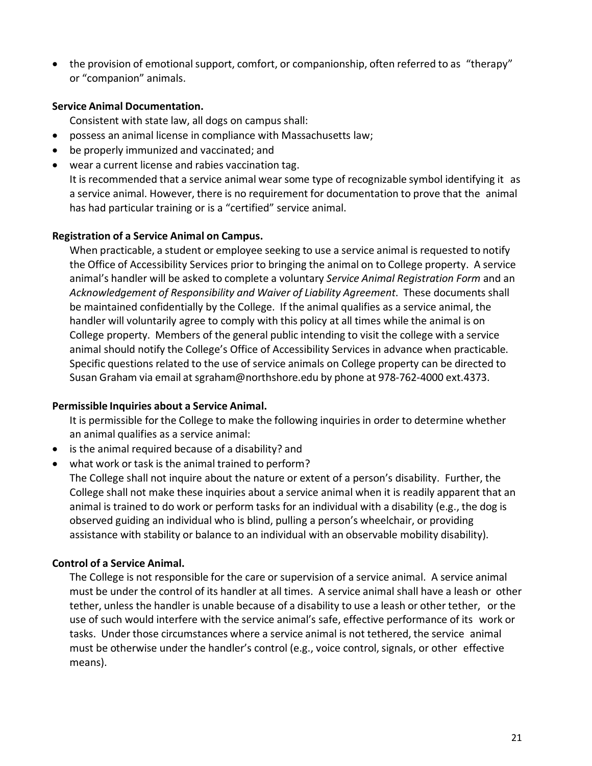- the provision of emotional support, comfort, or companionship, often referred to as "therapy" or "companion" animals.

**Service Animal Documentation.**

Consistent with state law, all dogs on campus shall:

- possess an animal license in compliance with Massachusetts law;
- be properly immunized and vaccinated; and
- wear a current license and rabies vaccination tag.

It is recommended that a service animal wear some type of recognizable symbol identifying it as a service animal. However, there is no requirement for documentation to prove that the animal has had particular training or is a "certified" service animal.

**Registration of a Service Animal on Campus.**

When practicable, a student or employee seeking to use a service animal is requested to notify the Office of Accessibility Services prior to bringing the animal on to College property. A service animal's handler will be asked to complete a voluntary *Service Animal Registration Form* and an *Acknowledgement of Responsibility and Waiver of Liability Agreement*. These documents shall be maintained confidentially by the College. If the animal qualifies as a service animal, the handler will voluntarily agree to comply with this policy at all times while the animal is on College property. Members of the general public intending to visit the college with a service animal should notify the College's Office of Accessibility Services in advance when practicable. Specific questions related to the use of service animals on College property can be directed to Susan Graham via email at sgraham@northshore.edu by phone at 978-762-4000 ext.4373.

**Permissible Inquiries about a Service Animal.**

It is permissible for the College to make the following inquiries in order to determine whether an animal qualifies as a service animal:

- is the animal required because of a disability? and
- what work or task is the animal trained to perform?

The College shall not inquire about the nature or extent of a person's disability. Further, the College shall not make these inquiries about a service animal when it is readily apparent that an animal is trained to do work or perform tasks for an individual with a disability (e.g., the dog is observed guiding an individual who is blind, pulling a person's wheelchair, or providing assistance with stability or balance to an individual with an observable mobility disability).

**Control of a Service Animal.**

The College is not responsible for the care or supervision of a service animal. A service animal must be under the control of its handler at all times. A service animal shall have a leash or other tether, unless the handler is unable because of a disability to use a leash or other tether, or the use of such would interfere with the service animal's safe, effective performance of its work or tasks. Under those circumstances where a service animal is not tethered, the service animal must be otherwise under the handler's control (e.g., voice control, signals, or other effective means).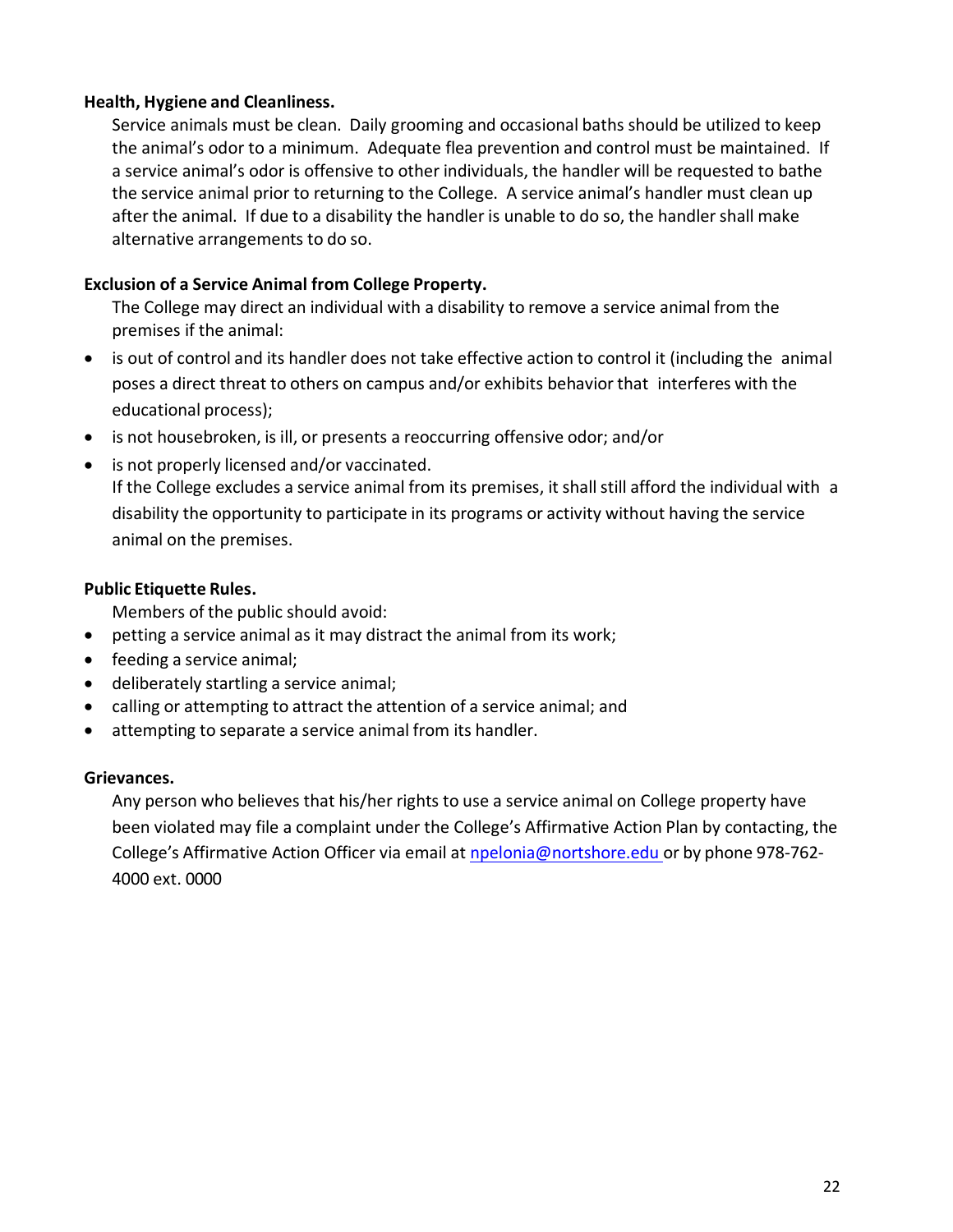**Health, Hygiene and Cleanliness.**

Service animals must be clean. Daily grooming and occasional baths should be utilized to keep the animal's odor to a minimum. Adequate flea prevention and control must be maintained. If a service animal's odor is offensive to other individuals, the handler will be requested to bathe the service animal prior to returning to the College. A service animal's handler must clean up after the animal. If due to a disability the handler is unable to do so, the handler shall make alternative arrangements to do so.

**Exclusion of a Service Animal from College Property.**

The College may direct an individual with a disability to remove a service animal from the premises if the animal:

- is out of control and its handler does not take effective action to control it (including the animal poses a direct threat to others on campus and/or exhibits behavior that interferes with the educational process);
- is not housebroken, is ill, or presents a reoccurring offensive odor; and/or
- is not properly licensed and/or vaccinated.

If the College excludes a service animal from its premises, it shall still afford the individual with a disability the opportunity to participate in its programs or activity without having the service animal on the premises.

**Public Etiquette Rules.**

Members of the public should avoid:

- petting a service animal as it may distract the animal from its work;
- feeding a service animal;
- deliberately startling a service animal;
- calling or attempting to attract the attention of a service animal; and
- attempting to separate a service animal from its handler.

**Grievances.**

Any person who believes that his/her rights to use a service animal on College property have been violated may file a complaint under the College's Affirmative Action Plan by contacting, the College's Affirmative Action Officer via email at npelonia@nortshore.edu or by phone 978-762-4000 ext. 0000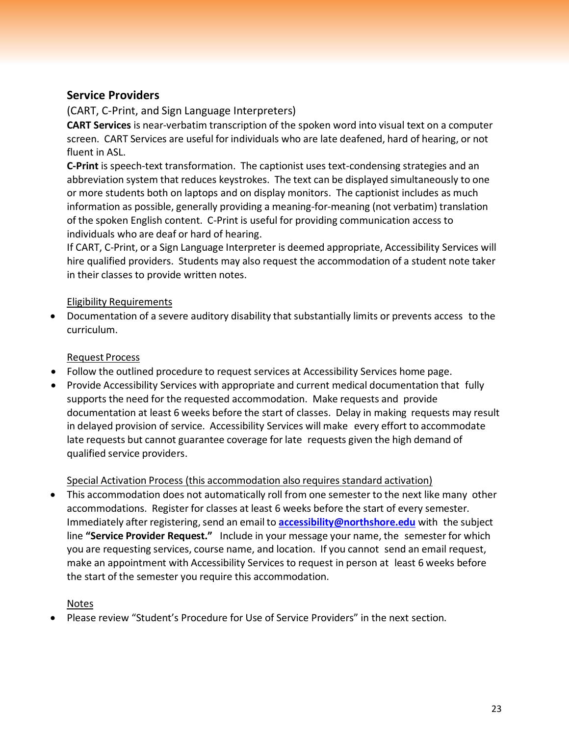## Service Providers

(CART, C-Print, and Sign Language Interpreters)

**CART Services** is near-verbatim transcription of the spoken word into visual text on a computer screen. CART Services are useful for individuals who are late deafened, hard of hearing, or not fluent in ASL.

**C-Print** is speech-text transformation. The captionist uses text-condensing strategies and an abbreviation system that reduces keystrokes. The text can be displayed simultaneously to one or more students both on laptops and on display monitors. The captionist includes as much information as possible, generally providing a meaning-for-meaning (not verbatim) translation of the spoken English content. C-Print is useful for providing communication access to individuals who are deaf or hard of hearing.

If CART, C-Print, or a Sign Language Interpreter is deemed appropriate, Accessibility Services will hire qualified providers. Students may also request the accommodation of a student note taker in their classes to provide written notes.

Eligibility Requirements

- Documentation of a severe auditory disability that substantially limits or prevents access to the curriculum.

Request Process

- Follow the outlined procedure to request services at Accessibility Services home page.
- Provide Accessibility Services with appropriate and current medical documentation that fully supports the need for the requested accommodation. Make requests and provide documentation at least 6 weeks before the start of classes. Delay in making requests may result in delayed provision of service. Accessibility Services will make every effort to accommodate late requests but cannot guarantee coverage for late requests given the high demand of qualified service providers.

Special Activation Process (this accommodation also requires standard activation)

- This accommodation does not automatically roll from one semester to the next like many other accommodations. Register for classes at least 6 weeks before the start of every semester. Immediately after registering, send an email to **accessibility@northshore.edu** with the subject line **"Service Provider Request."** Include in your message your name, the semester for which you are requesting services, course name, and location. If you cannot send an email request, make an appointment with Accessibility Services to request in person at least 6 weeks before the start of the semester you require this accommodation.

Notes

- Please review "Student's Procedure for Use of Service Providers" in the next section.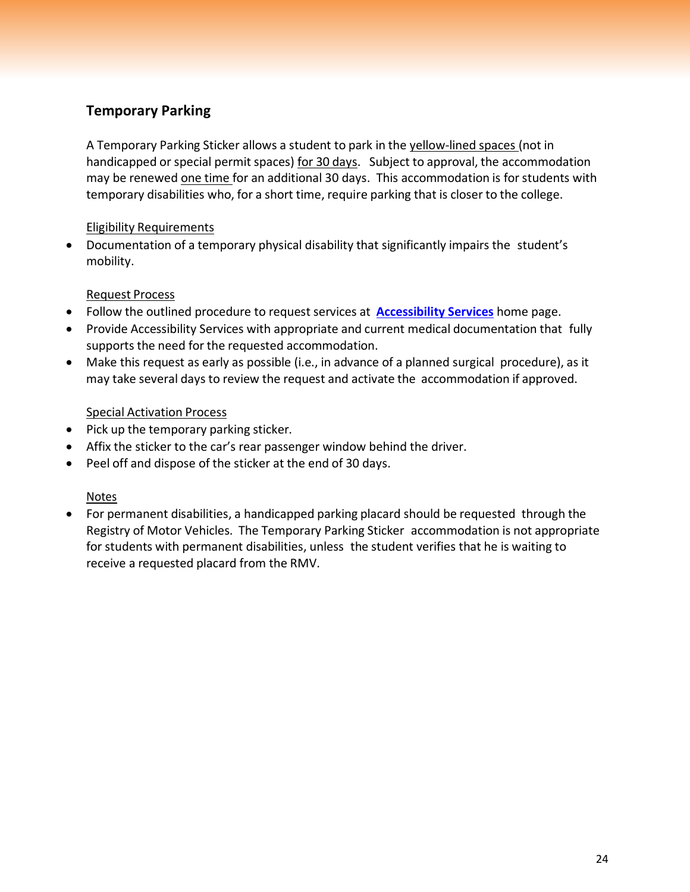## Temporary Parking

A Temporary Parking Sticker allows a student to park in the yellow-lined spaces (not in handicapped or special permit spaces) for 30 days. Subject to approval, the accommodation may be renewed one time for an additional 30 days. This accommodation is for students with temporary disabilities who, for a short time, require parking that is closer to the college.

Eligibility Requirements

- Documentation of a temporary physical disability that significantly impairs the student's mobility.

Request Process

- Follow the outlined procedure to request services at **Accessibility Services** home page.
- Provide Accessibility Services with appropriate and current medical documentation that fully supports the need for the requested accommodation.
- Make this request as early as possible (i.e., in advance of a planned surgical procedure), as it may take several days to review the request and activate the accommodation if approved.

Special Activation Process

- Pick up the temporary parking sticker.
- Affix the sticker to the car's rear passenger window behind the driver.
- Peel off and dispose of the sticker at the end of 30 days.

Notes

- For permanent disabilities, a handicapped parking placard should be requested through the Registry of Motor Vehicles. The Temporary Parking Sticker accommodation is not appropriate for students with permanent disabilities, unless the student verifies that he is waiting to receive a requested placard from the RMV.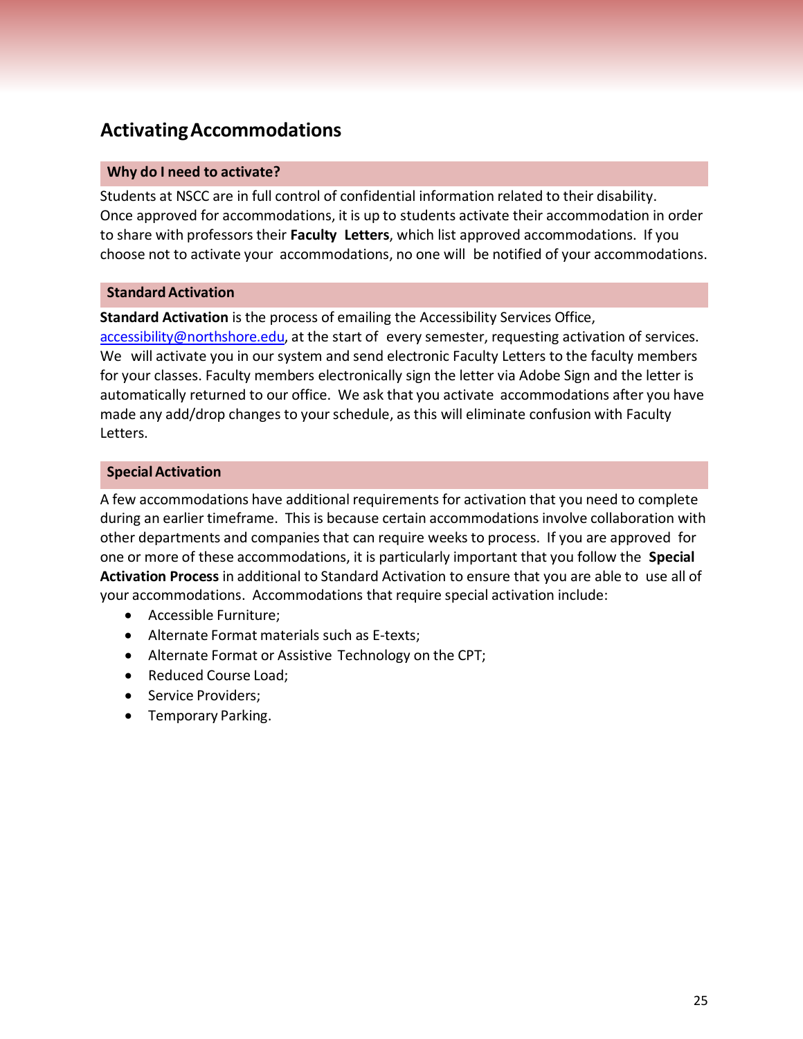## Activating Accommodations

### Why do I need to activate?

Students at NSCC are in full control of confidential information related to their disability. Once approved for accommodations, it is up to students activate their accommodation in order to share with professors their **Faculty Letters**, which list approved accommodations. If you choose not to activate your accommodations, no one will be notified of your accommodations.

### Standard Activation

**Standard Activation** is the process of emailing the Accessibility Services Office, accessibility@northshore.edu, at the start of every semester, requesting activation of services. We will activate you in our system and send electronic Faculty Letters to the faculty members for your classes. Faculty members electronically sign the letter via Adobe Sign and the letter is automatically returned to our office. We ask that you activate accommodations after you have made any add/drop changes to your schedule, as this will eliminate confusion with Faculty Letters.

### Special Activation

A few accommodations have additional requirements for activation that you need to complete during an earlier timeframe. This is because certain accommodations involve collaboration with other departments and companies that can require weeks to process. If you are approved for one or more of these accommodations, it is particularly important that you follow the **Special Activation Process** in additional to Standard Activation to ensure that you are able to use all of your accommodations. Accommodations that require special activation include:

- Accessible Furniture;
- Alternate Format materials such as E-texts;
- Alternate Format or Assistive Technology on the CPT;
- Reduced Course Load;
- Service Providers;
- Temporary Parking.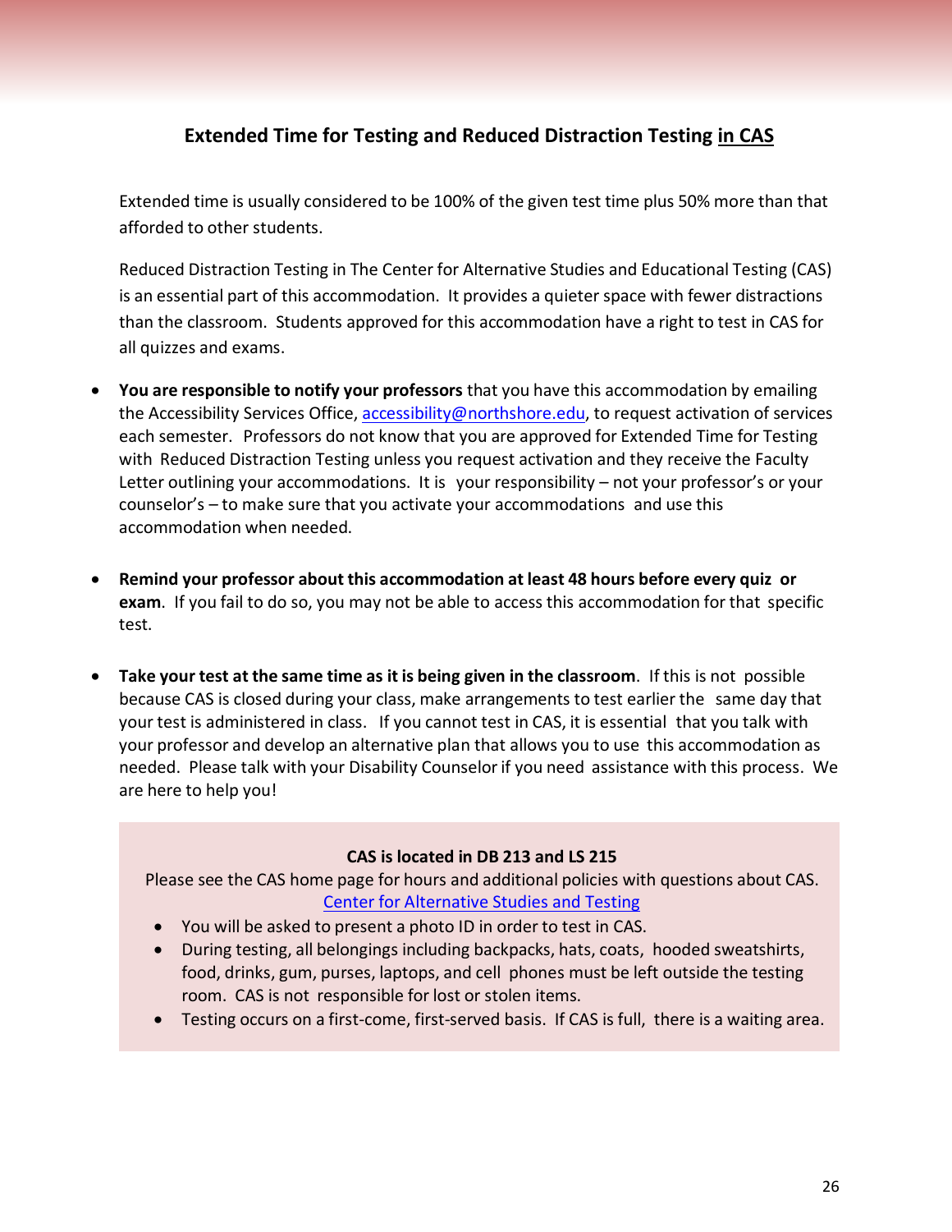## Extended Time for Testing and Reduced Distraction Testing <u>in CAS</u>

Extended time is usually considered to be 100% of the given test time plus 50% more than that afforded to other students.

Reduced Distraction Testing in The Center for Alternative Studies and Educational Testing (CAS) is an essential part of this accommodation. It provides a quieter space with fewer distractions than the classroom. Students approved for this accommodation have a right to test in CAS for all quizzes and exams.

- **You are responsible to notify your professors** that you have this accommodation by emailing the Accessibility Services Office, [accessibility@northshore.edu](mailto:accessibility@northshore.edu), to request activation of services each semester. Professors do not know that you are approved for Extended Time for Testing with Reduced Distraction Testing unless you request activation and they receive the Faculty Letter outlining your accommodations. It is your responsibility – not your professor's or your counselor's – to make sure that you activate your accommodations and use this accommodation when needed.

- **Remind your professor about this accommodation at least 48 hours before every quiz or exam**. If you fail to do so, you may not be able to access this accommodation for that specific test.

- **Take your test at the same time as it is being given in the classroom**. If this is not possible because CAS is closed during your class, make arrangements to test earlier the same day that your test is administered in class. If you cannot test in CAS, it is essential that you talk with your professor and develop an alternative plan that allows you to use this accommodation as needed. Please talk with your Disability Counselor if you need assistance with this process. We are here to help you!

**CAS is located in DB 213 and LS 215**

Please see the CAS home page for hours and additional policies with questions about CAS.
[Center for Alternative Studies and Testing]

- You will be asked to present a photo ID in order to test in CAS.
- During testing, all belongings including backpacks, hats, coats, hooded sweatshirts, food, drinks, gum, purses, laptops, and cell phones must be left outside the testing room. CAS is not responsible for lost or stolen items.
- Testing occurs on a first-come, first-served basis. If CAS is full, there is a waiting area.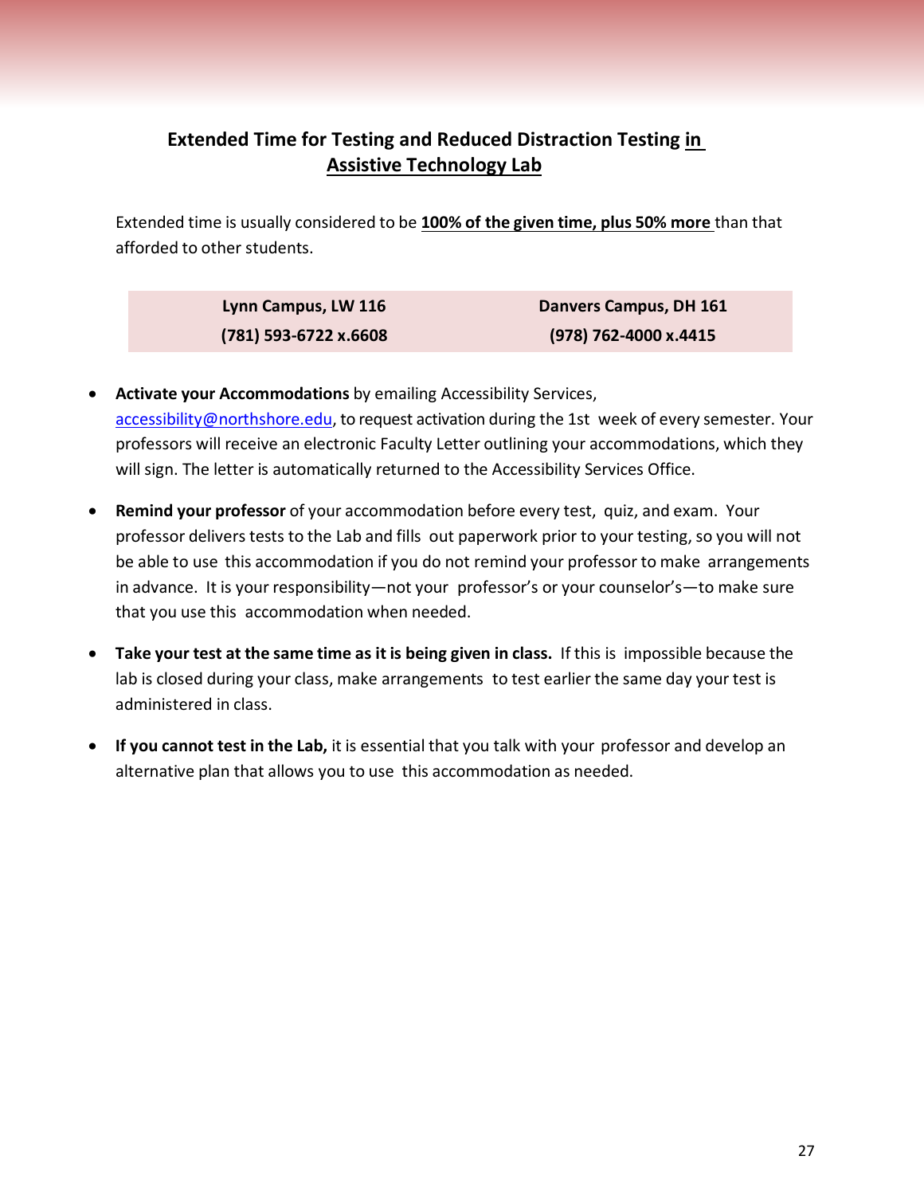## Extended Time for Testing and Reduced Distraction Testing in Assistive Technology Lab

Extended time is usually considered to be **100% of the given time, plus 50% more** than that afforded to other students.

| Lynn Campus, LW 116 | Danvers Campus, DH 161 |
|---|---|
| (781) 593-6722 x.6608 | (978) 762-4000 x.4415 |

- **Activate your Accommodations** by emailing Accessibility Services, accessibility@northshore.edu, to request activation during the 1st week of every semester. Your professors will receive an electronic Faculty Letter outlining your accommodations, which they will sign. The letter is automatically returned to the Accessibility Services Office.
- **Remind your professor** of your accommodation before every test, quiz, and exam. Your professor delivers tests to the Lab and fills out paperwork prior to your testing, so you will not be able to use this accommodation if you do not remind your professor to make arrangements in advance. It is your responsibility—not your professor's or your counselor's—to make sure that you use this accommodation when needed.
- **Take your test at the same time as it is being given in class.** If this is impossible because the lab is closed during your class, make arrangements to test earlier the same day your test is administered in class.
- **If you cannot test in the Lab,** it is essential that you talk with your professor and develop an alternative plan that allows you to use this accommodation as needed.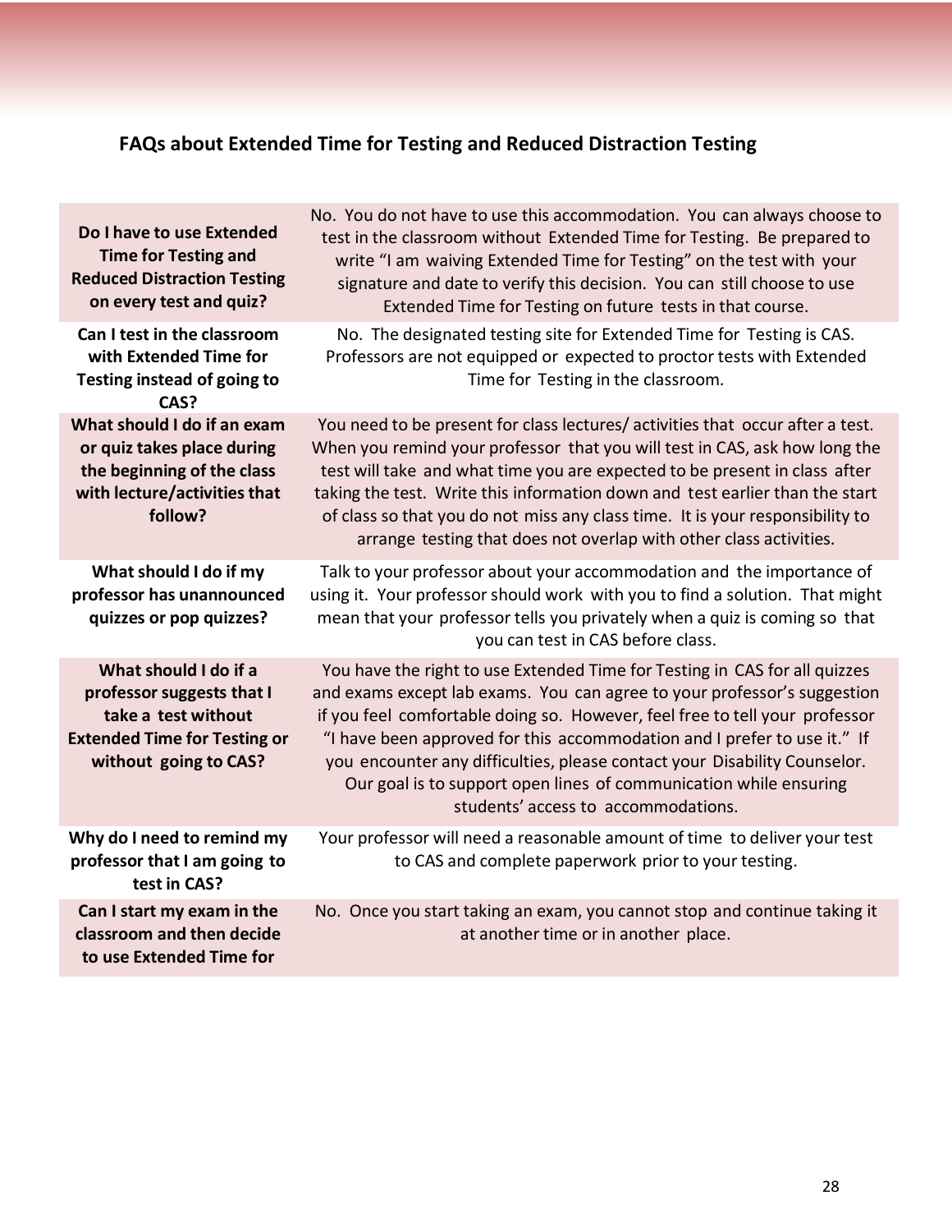## FAQs about Extended Time for Testing and Reduced Distraction Testing

| | |
|---|---|
| **Do I have to use Extended Time for Testing and Reduced Distraction Testing on every test and quiz?** | No. You do not have to use this accommodation. You can always choose to test in the classroom without Extended Time for Testing. Be prepared to write "I am waiving Extended Time for Testing" on the test with your signature and date to verify this decision. You can still choose to use Extended Time for Testing on future tests in that course. |
| **Can I test in the classroom with Extended Time for Testing instead of going to CAS?** | No. The designated testing site for Extended Time for Testing is CAS. Professors are not equipped or expected to proctor tests with Extended Time for Testing in the classroom. |
| **What should I do if an exam or quiz takes place during the beginning of the class with lecture/activities that follow?** | You need to be present for class lectures/ activities that occur after a test. When you remind your professor that you will test in CAS, ask how long the test will take and what time you are expected to be present in class after taking the test. Write this information down and test earlier than the start of class so that you do not miss any class time. It is your responsibility to arrange testing that does not overlap with other class activities. |
| **What should I do if my professor has unannounced quizzes or pop quizzes?** | Talk to your professor about your accommodation and the importance of using it. Your professor should work with you to find a solution. That might mean that your professor tells you privately when a quiz is coming so that you can test in CAS before class. |
| **What should I do if a professor suggests that I take a test without Extended Time for Testing or without going to CAS?** | You have the right to use Extended Time for Testing in CAS for all quizzes and exams except lab exams. You can agree to your professor's suggestion if you feel comfortable doing so. However, feel free to tell your professor "I have been approved for this accommodation and I prefer to use it." If you encounter any difficulties, please contact your Disability Counselor. Our goal is to support open lines of communication while ensuring students' access to accommodations. |
| **Why do I need to remind my professor that I am going to test in CAS?** | Your professor will need a reasonable amount of time to deliver your test to CAS and complete paperwork prior to your testing. |
| **Can I start my exam in the classroom and then decide to use Extended Time for** | No. Once you start taking an exam, you cannot stop and continue taking it at another time or in another place. |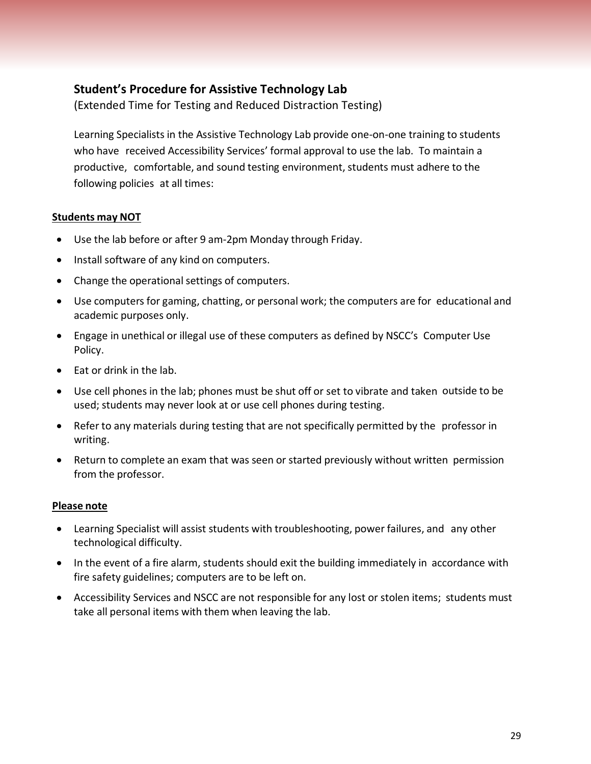## Student's Procedure for Assistive Technology Lab

(Extended Time for Testing and Reduced Distraction Testing)

Learning Specialists in the Assistive Technology Lab provide one-on-one training to students who have received Accessibility Services' formal approval to use the lab. To maintain a productive, comfortable, and sound testing environment, students must adhere to the following policies at all times:

**Students may NOT**

- Use the lab before or after 9 am-2pm Monday through Friday.
- Install software of any kind on computers.
- Change the operational settings of computers.
- Use computers for gaming, chatting, or personal work; the computers are for educational and academic purposes only.
- Engage in unethical or illegal use of these computers as defined by NSCC's Computer Use Policy.
- Eat or drink in the lab.
- Use cell phones in the lab; phones must be shut off or set to vibrate and taken outside to be used; students may never look at or use cell phones during testing.
- Refer to any materials during testing that are not specifically permitted by the professor in writing.
- Return to complete an exam that was seen or started previously without written permission from the professor.

**Please note**

- Learning Specialist will assist students with troubleshooting, power failures, and any other technological difficulty.
- In the event of a fire alarm, students should exit the building immediately in accordance with fire safety guidelines; computers are to be left on.
- Accessibility Services and NSCC are not responsible for any lost or stolen items; students must take all personal items with them when leaving the lab.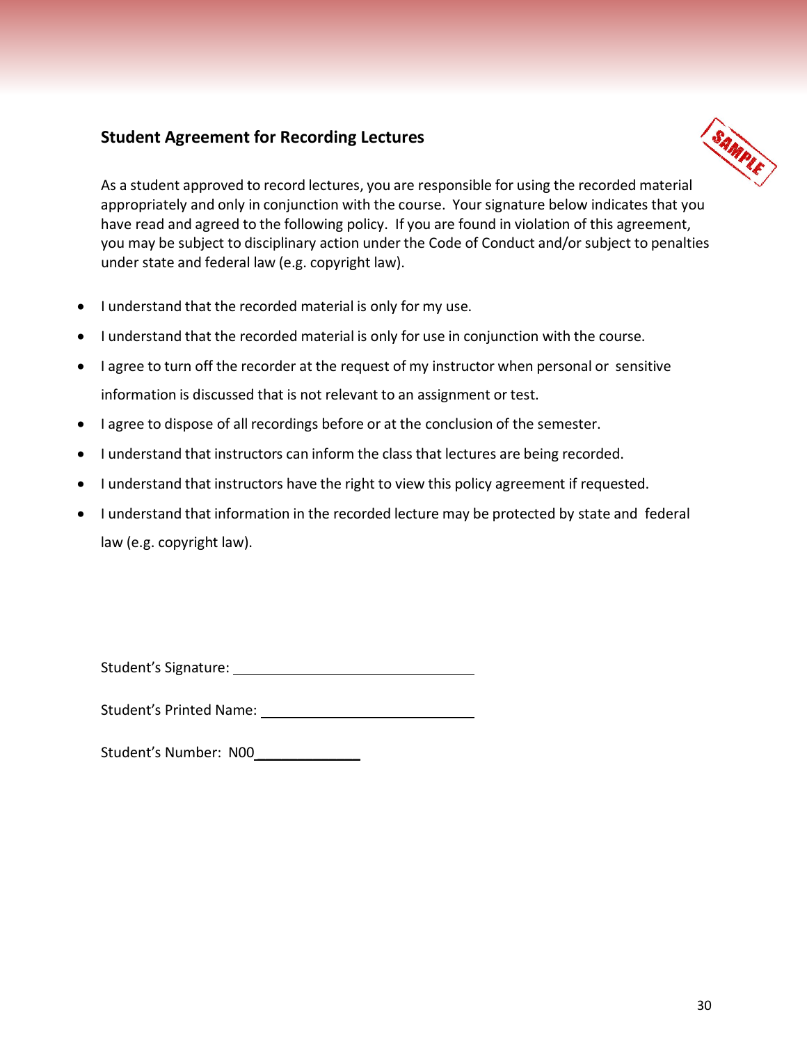## Student Agreement for Recording Lectures

SAMPLE

As a student approved to record lectures, you are responsible for using the recorded material appropriately and only in conjunction with the course. Your signature below indicates that you have read and agreed to the following policy. If you are found in violation of this agreement, you may be subject to disciplinary action under the Code of Conduct and/or subject to penalties under state and federal law (e.g. copyright law).

- I understand that the recorded material is only for my use.
- I understand that the recorded material is only for use in conjunction with the course.
- I agree to turn off the recorder at the request of my instructor when personal or sensitive information is discussed that is not relevant to an assignment or test.
- I agree to dispose of all recordings before or at the conclusion of the semester.
- I understand that instructors can inform the class that lectures are being recorded.
- I understand that instructors have the right to view this policy agreement if requested.
- I understand that information in the recorded lecture may be protected by state and federal law (e.g. copyright law).

Student's Signature: ______________________________

Student's Printed Name: ___________________________

Student's Number: N00_____________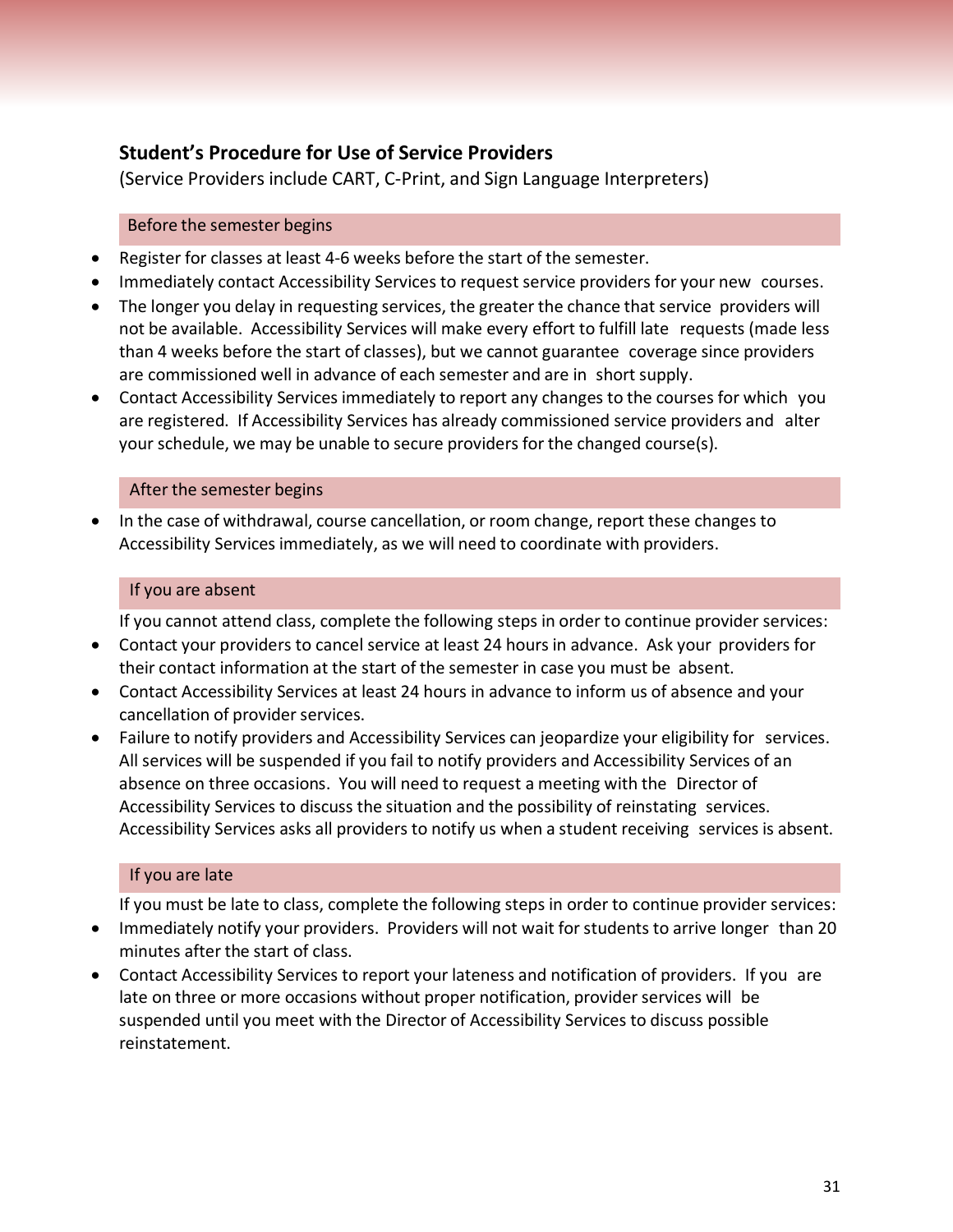## Student's Procedure for Use of Service Providers

(Service Providers include CART, C-Print, and Sign Language Interpreters)

### Before the semester begins

- Register for classes at least 4-6 weeks before the start of the semester.
- Immediately contact Accessibility Services to request service providers for your new courses.
- The longer you delay in requesting services, the greater the chance that service providers will not be available. Accessibility Services will make every effort to fulfill late requests (made less than 4 weeks before the start of classes), but we cannot guarantee coverage since providers are commissioned well in advance of each semester and are in short supply.
- Contact Accessibility Services immediately to report any changes to the courses for which you are registered. If Accessibility Services has already commissioned service providers and alter your schedule, we may be unable to secure providers for the changed course(s).

### After the semester begins

- In the case of withdrawal, course cancellation, or room change, report these changes to Accessibility Services immediately, as we will need to coordinate with providers.

### If you are absent

If you cannot attend class, complete the following steps in order to continue provider services:

- Contact your providers to cancel service at least 24 hours in advance. Ask your providers for their contact information at the start of the semester in case you must be absent.
- Contact Accessibility Services at least 24 hours in advance to inform us of absence and your cancellation of provider services.
- Failure to notify providers and Accessibility Services can jeopardize your eligibility for services. All services will be suspended if you fail to notify providers and Accessibility Services of an absence on three occasions. You will need to request a meeting with the Director of Accessibility Services to discuss the situation and the possibility of reinstating services. Accessibility Services asks all providers to notify us when a student receiving services is absent.

### If you are late

If you must be late to class, complete the following steps in order to continue provider services:

- Immediately notify your providers. Providers will not wait for students to arrive longer than 20 minutes after the start of class.
- Contact Accessibility Services to report your lateness and notification of providers. If you are late on three or more occasions without proper notification, provider services will be suspended until you meet with the Director of Accessibility Services to discuss possible reinstatement.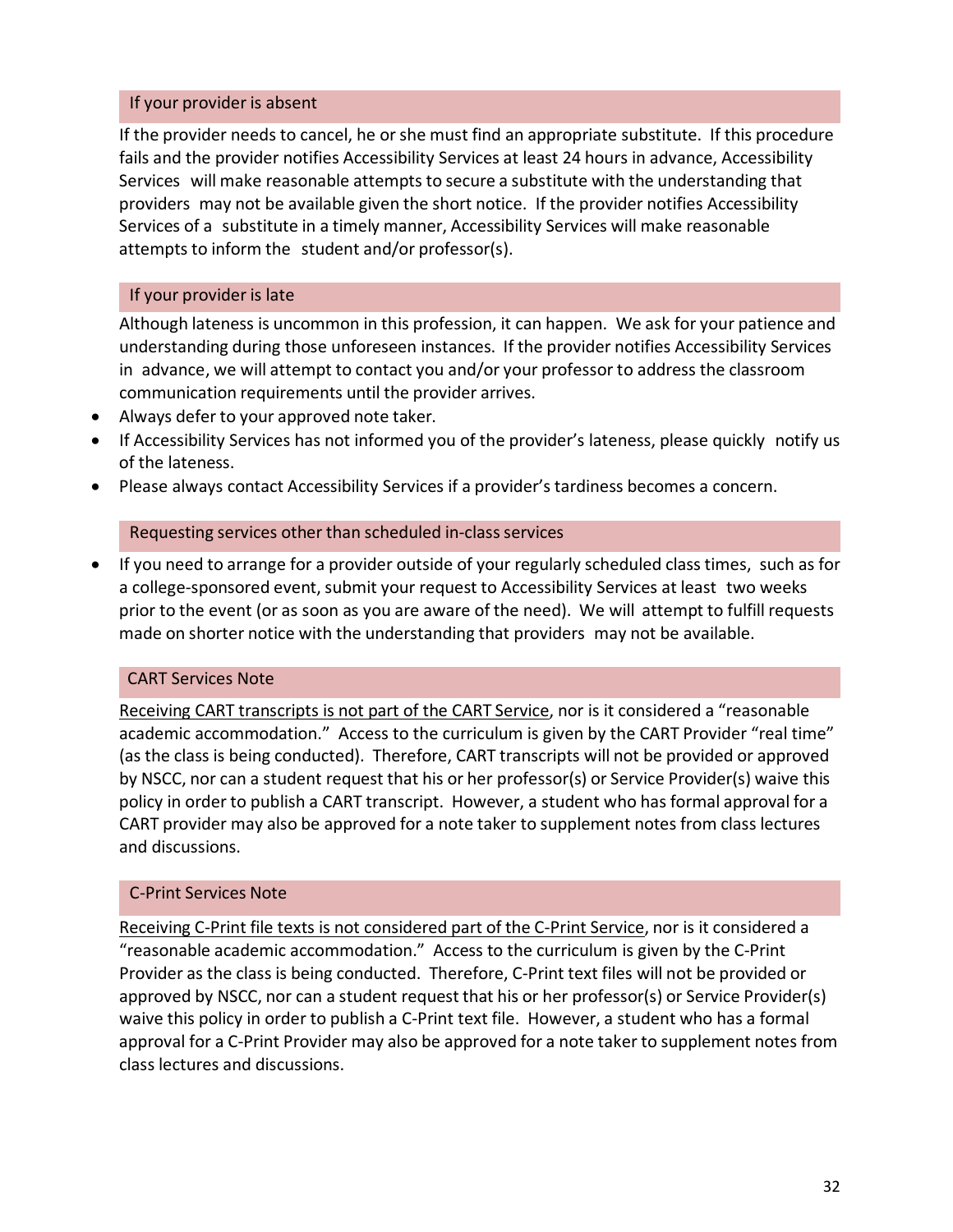### If your provider is absent

If the provider needs to cancel, he or she must find an appropriate substitute. If this procedure fails and the provider notifies Accessibility Services at least 24 hours in advance, Accessibility Services will make reasonable attempts to secure a substitute with the understanding that providers may not be available given the short notice. If the provider notifies Accessibility Services of a substitute in a timely manner, Accessibility Services will make reasonable attempts to inform the student and/or professor(s).

### If your provider is late

Although lateness is uncommon in this profession, it can happen. We ask for your patience and understanding during those unforeseen instances. If the provider notifies Accessibility Services in advance, we will attempt to contact you and/or your professor to address the classroom communication requirements until the provider arrives.

- Always defer to your approved note taker.
- If Accessibility Services has not informed you of the provider's lateness, please quickly notify us of the lateness.
- Please always contact Accessibility Services if a provider's tardiness becomes a concern.

### Requesting services other than scheduled in-class services

- If you need to arrange for a provider outside of your regularly scheduled class times, such as for a college-sponsored event, submit your request to Accessibility Services at least two weeks prior to the event (or as soon as you are aware of the need). We will attempt to fulfill requests made on shorter notice with the understanding that providers may not be available.

### CART Services Note

<u>Receiving CART transcripts is not part of the CART Service</u>, nor is it considered a "reasonable academic accommodation." Access to the curriculum is given by the CART Provider "real time" (as the class is being conducted). Therefore, CART transcripts will not be provided or approved by NSCC, nor can a student request that his or her professor(s) or Service Provider(s) waive this policy in order to publish a CART transcript. However, a student who has formal approval for a CART provider may also be approved for a note taker to supplement notes from class lectures and discussions.

### C-Print Services Note

<u>Receiving C-Print file texts is not considered part of the C-Print Service</u>, nor is it considered a "reasonable academic accommodation." Access to the curriculum is given by the C-Print Provider as the class is being conducted. Therefore, C-Print text files will not be provided or approved by NSCC, nor can a student request that his or her professor(s) or Service Provider(s) waive this policy in order to publish a C-Print text file. However, a student who has a formal approval for a C-Print Provider may also be approved for a note taker to supplement notes from class lectures and discussions.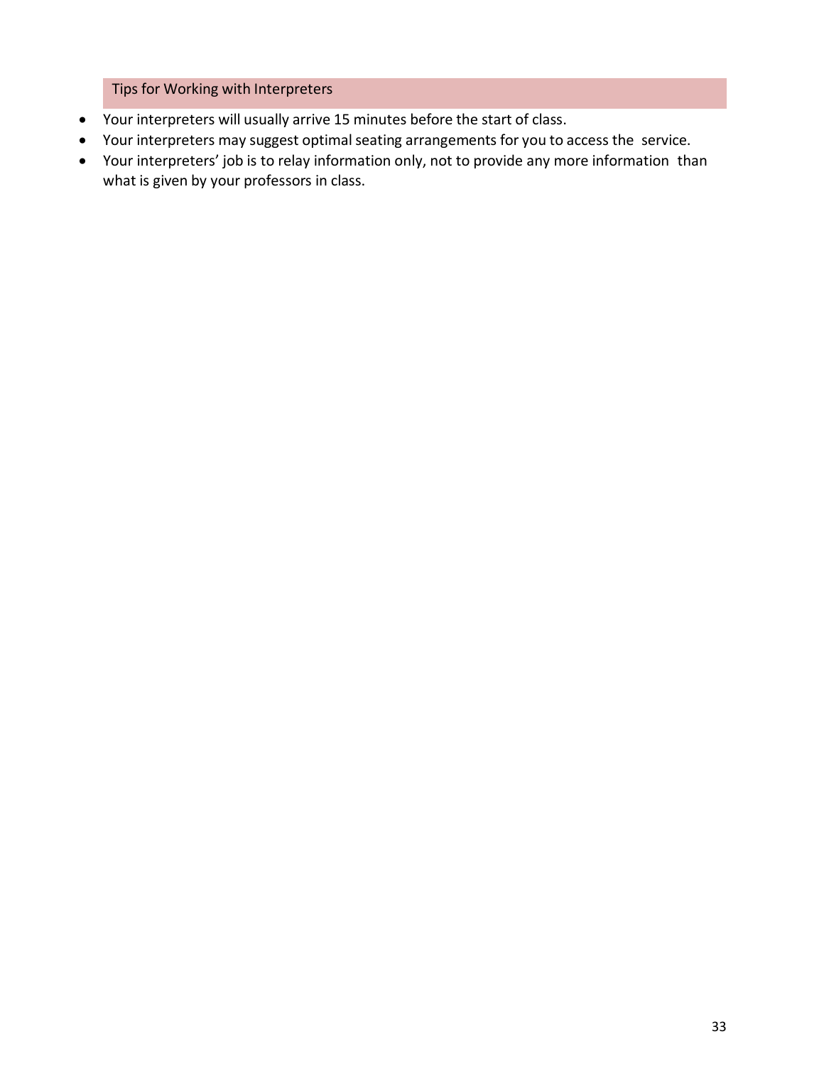## Tips for Working with Interpreters

- Your interpreters will usually arrive 15 minutes before the start of class.
- Your interpreters may suggest optimal seating arrangements for you to access the service.
- Your interpreters' job is to relay information only, not to provide any more information than what is given by your professors in class.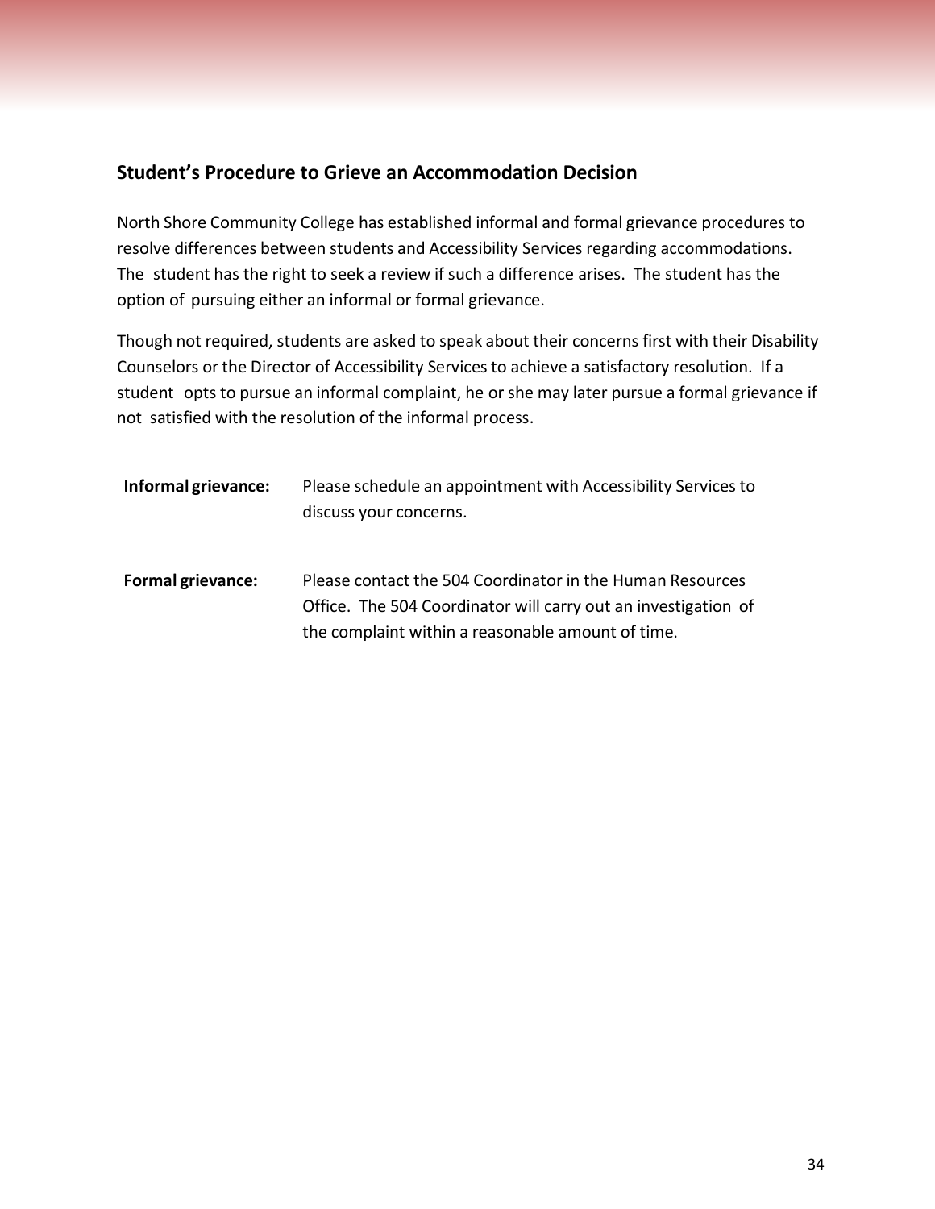## Student's Procedure to Grieve an Accommodation Decision

North Shore Community College has established informal and formal grievance procedures to resolve differences between students and Accessibility Services regarding accommodations. The student has the right to seek a review if such a difference arises. The student has the option of pursuing either an informal or formal grievance.

Though not required, students are asked to speak about their concerns first with their Disability Counselors or the Director of Accessibility Services to achieve a satisfactory resolution. If a student opts to pursue an informal complaint, he or she may later pursue a formal grievance if not satisfied with the resolution of the informal process.

**Informal grievance:** Please schedule an appointment with Accessibility Services to discuss your concerns.

**Formal grievance:** Please contact the 504 Coordinator in the Human Resources Office. The 504 Coordinator will carry out an investigation of the complaint within a reasonable amount of time.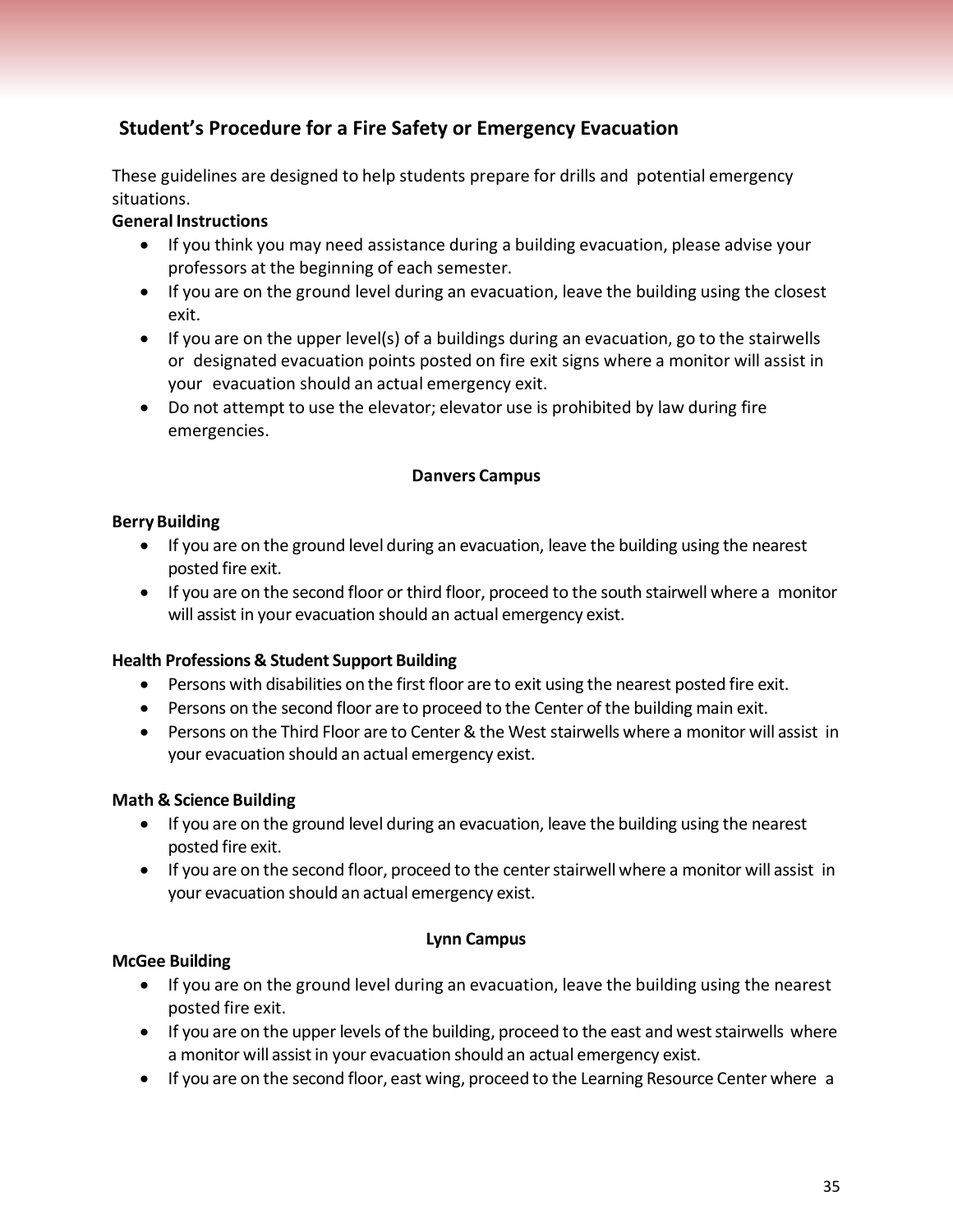## Student's Procedure for a Fire Safety or Emergency Evacuation

These guidelines are designed to help students prepare for drills and potential emergency situations.

**General Instructions**

- If you think you may need assistance during a building evacuation, please advise your professors at the beginning of each semester.
- If you are on the ground level during an evacuation, leave the building using the closest exit.
- If you are on the upper level(s) of a buildings during an evacuation, go to the stairwells or designated evacuation points posted on fire exit signs where a monitor will assist in your evacuation should an actual emergency exit.
- Do not attempt to use the elevator; elevator use is prohibited by law during fire emergencies.

**Danvers Campus**

**Berry Building**

- If you are on the ground level during an evacuation, leave the building using the nearest posted fire exit.
- If you are on the second floor or third floor, proceed to the south stairwell where a monitor will assist in your evacuation should an actual emergency exist.

**Health Professions & Student Support Building**

- Persons with disabilities on the first floor are to exit using the nearest posted fire exit.
- Persons on the second floor are to proceed to the Center of the building main exit.
- Persons on the Third Floor are to Center & the West stairwells where a monitor will assist in your evacuation should an actual emergency exist.

**Math & Science Building**

- If you are on the ground level during an evacuation, leave the building using the nearest posted fire exit.
- If you are on the second floor, proceed to the center stairwell where a monitor will assist in your evacuation should an actual emergency exist.

**Lynn Campus**

**McGee Building**

- If you are on the ground level during an evacuation, leave the building using the nearest posted fire exit.
- If you are on the upper levels of the building, proceed to the east and west stairwells where a monitor will assist in your evacuation should an actual emergency exist.
- If you are on the second floor, east wing, proceed to the Learning Resource Center where a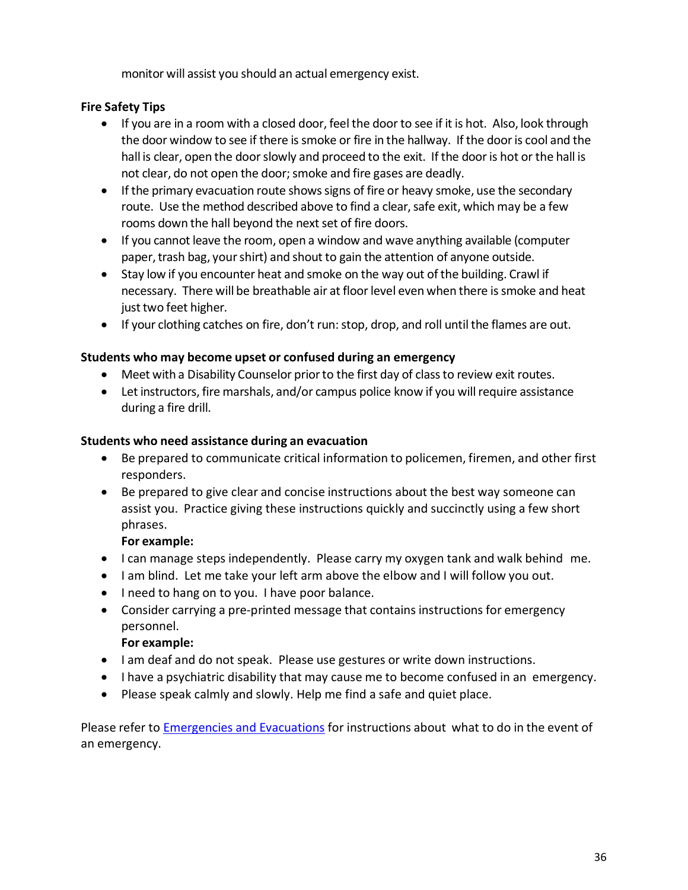monitor will assist you should an actual emergency exist.

**Fire Safety Tips**

- If you are in a room with a closed door, feel the door to see if it is hot. Also, look through the door window to see if there is smoke or fire in the hallway. If the door is cool and the hall is clear, open the door slowly and proceed to the exit. If the door is hot or the hall is not clear, do not open the door; smoke and fire gases are deadly.
- If the primary evacuation route shows signs of fire or heavy smoke, use the secondary route. Use the method described above to find a clear, safe exit, which may be a few rooms down the hall beyond the next set of fire doors.
- If you cannot leave the room, open a window and wave anything available (computer paper, trash bag, your shirt) and shout to gain the attention of anyone outside.
- Stay low if you encounter heat and smoke on the way out of the building. Crawl if necessary. There will be breathable air at floor level even when there is smoke and heat just two feet higher.
- If your clothing catches on fire, don't run: stop, drop, and roll until the flames are out.

**Students who may become upset or confused during an emergency**

- Meet with a Disability Counselor prior to the first day of class to review exit routes.
- Let instructors, fire marshals, and/or campus police know if you will require assistance during a fire drill.

**Students who need assistance during an evacuation**

- Be prepared to communicate critical information to policemen, firemen, and other first responders.
- Be prepared to give clear and concise instructions about the best way someone can assist you. Practice giving these instructions quickly and succinctly using a few short phrases.

  **For example:**
- I can manage steps independently. Please carry my oxygen tank and walk behind me.
- I am blind. Let me take your left arm above the elbow and I will follow you out.
- I need to hang on to you. I have poor balance.
- Consider carrying a pre-printed message that contains instructions for emergency personnel.

  **For example:**
- I am deaf and do not speak. Please use gestures or write down instructions.
- I have a psychiatric disability that may cause me to become confused in an emergency.
- Please speak calmly and slowly. Help me find a safe and quiet place.

Please refer to [Emergencies and Evacuations] for instructions about what to do in the event of an emergency.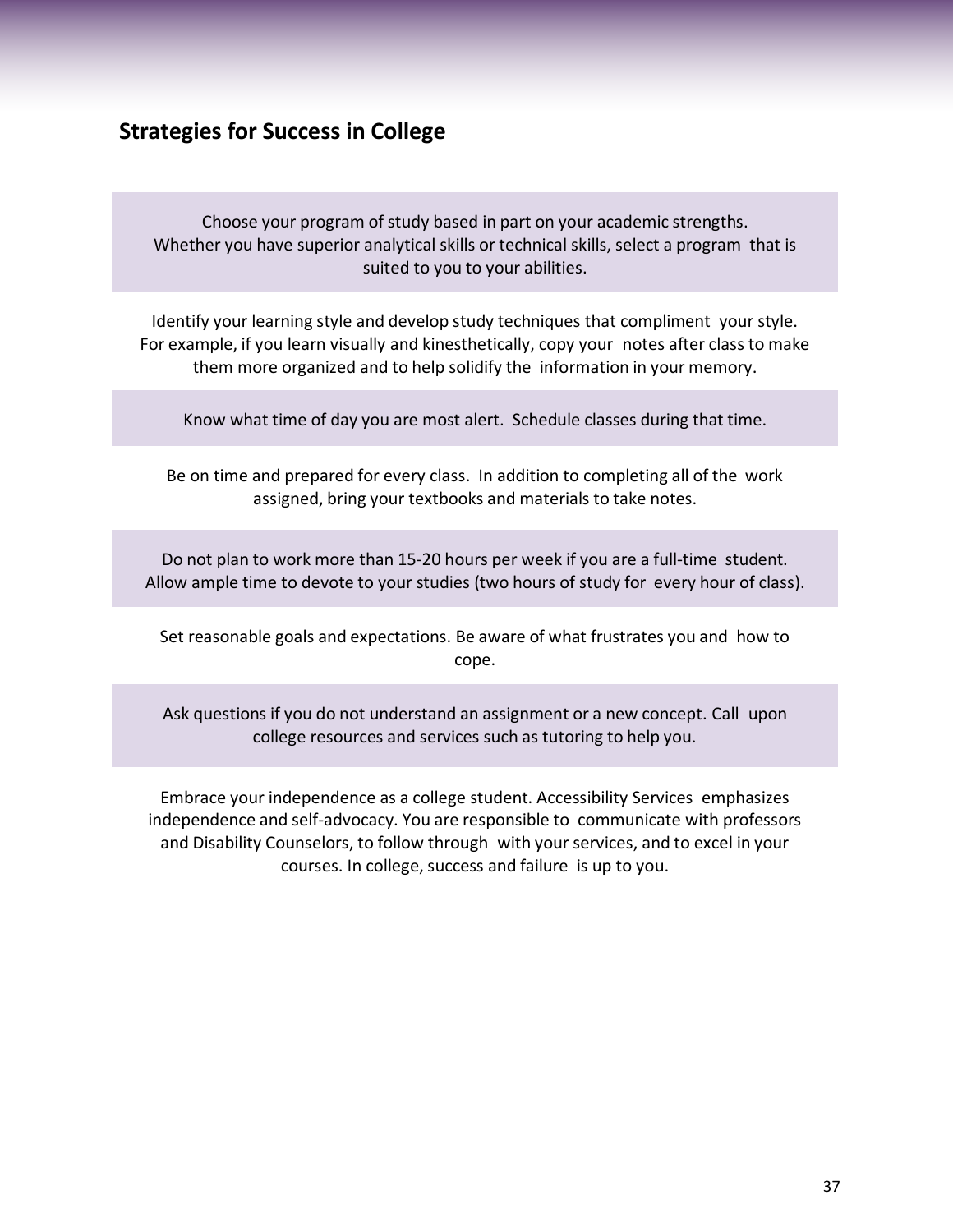## Strategies for Success in College

Choose your program of study based in part on your academic strengths. Whether you have superior analytical skills or technical skills, select a program that is suited to you to your abilities.

Identify your learning style and develop study techniques that compliment your style. For example, if you learn visually and kinesthetically, copy your notes after class to make them more organized and to help solidify the information in your memory.

Know what time of day you are most alert. Schedule classes during that time.

Be on time and prepared for every class. In addition to completing all of the work assigned, bring your textbooks and materials to take notes.

Do not plan to work more than 15-20 hours per week if you are a full-time student. Allow ample time to devote to your studies (two hours of study for every hour of class).

Set reasonable goals and expectations. Be aware of what frustrates you and how to cope.

Ask questions if you do not understand an assignment or a new concept. Call upon college resources and services such as tutoring to help you.

Embrace your independence as a college student. Accessibility Services emphasizes independence and self-advocacy. You are responsible to communicate with professors and Disability Counselors, to follow through with your services, and to excel in your courses. In college, success and failure is up to you.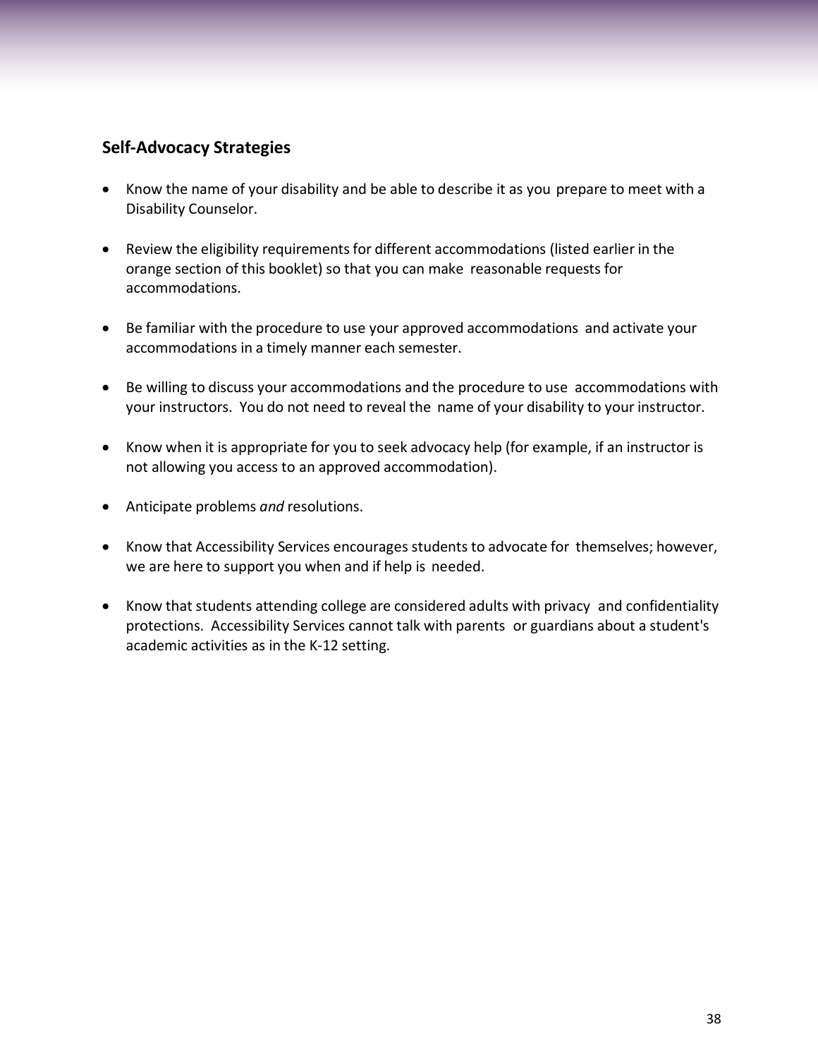## Self-Advocacy Strategies

- Know the name of your disability and be able to describe it as you prepare to meet with a Disability Counselor.
- Review the eligibility requirements for different accommodations (listed earlier in the orange section of this booklet) so that you can make reasonable requests for accommodations.
- Be familiar with the procedure to use your approved accommodations and activate your accommodations in a timely manner each semester.
- Be willing to discuss your accommodations and the procedure to use accommodations with your instructors. You do not need to reveal the name of your disability to your instructor.
- Know when it is appropriate for you to seek advocacy help (for example, if an instructor is not allowing you access to an approved accommodation).
- Anticipate problems *and* resolutions.
- Know that Accessibility Services encourages students to advocate for themselves; however, we are here to support you when and if help is needed.
- Know that students attending college are considered adults with privacy and confidentiality protections. Accessibility Services cannot talk with parents or guardians about a student's academic activities as in the K-12 setting.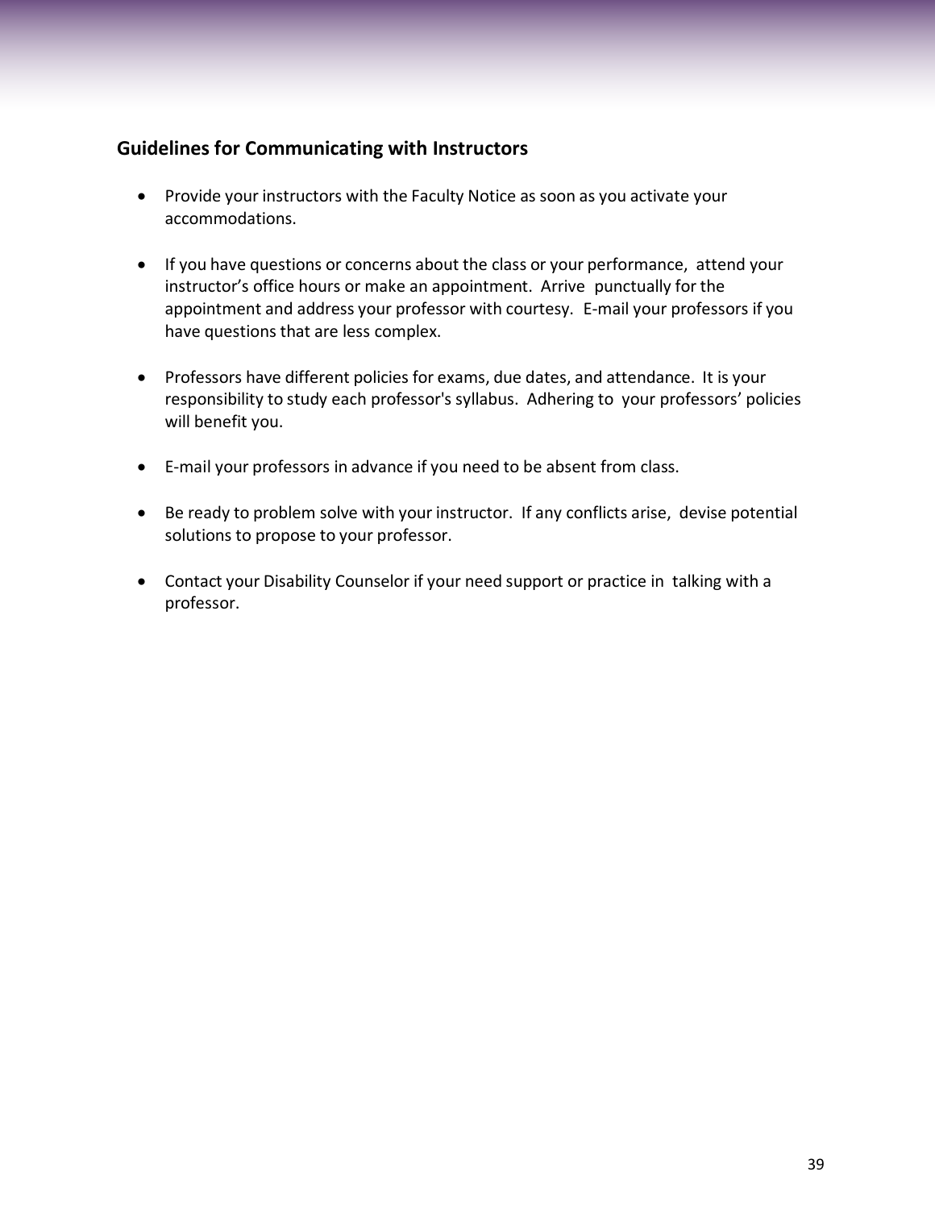## Guidelines for Communicating with Instructors

- Provide your instructors with the Faculty Notice as soon as you activate your accommodations.

- If you have questions or concerns about the class or your performance, attend your instructor's office hours or make an appointment. Arrive punctually for the appointment and address your professor with courtesy. E-mail your professors if you have questions that are less complex.

- Professors have different policies for exams, due dates, and attendance. It is your responsibility to study each professor's syllabus. Adhering to your professors' policies will benefit you.

- E-mail your professors in advance if you need to be absent from class.

- Be ready to problem solve with your instructor. If any conflicts arise, devise potential solutions to propose to your professor.

- Contact your Disability Counselor if your need support or practice in talking with a professor.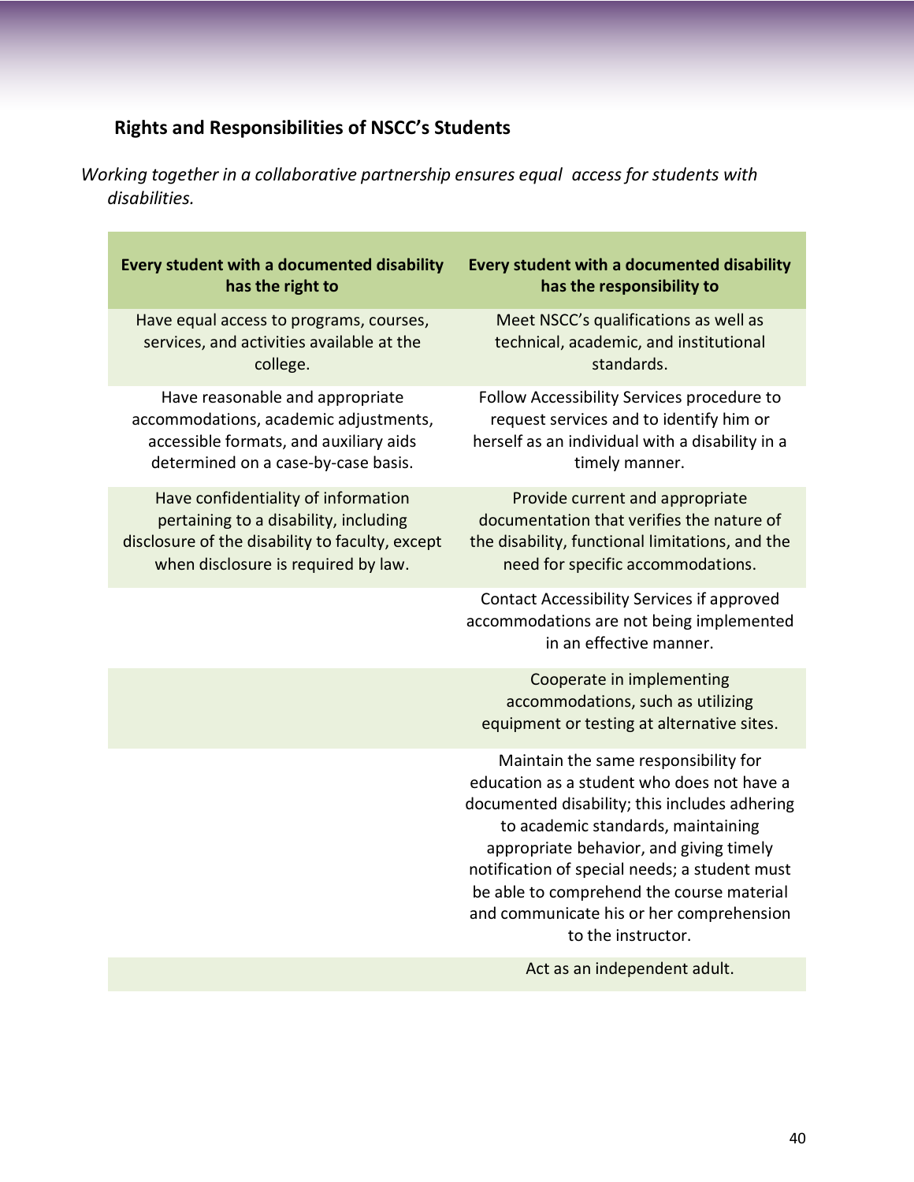## Rights and Responsibilities of NSCC's Students

*Working together in a collaborative partnership ensures equal access for students with disabilities.*

| Every student with a documented disability has the right to | Every student with a documented disability has the responsibility to |
|---|---|
| Have equal access to programs, courses, services, and activities available at the college. | Meet NSCC's qualifications as well as technical, academic, and institutional standards. |
| Have reasonable and appropriate accommodations, academic adjustments, accessible formats, and auxiliary aids determined on a case-by-case basis. | Follow Accessibility Services procedure to request services and to identify him or herself as an individual with a disability in a timely manner. |
| Have confidentiality of information pertaining to a disability, including disclosure of the disability to faculty, except when disclosure is required by law. | Provide current and appropriate documentation that verifies the nature of the disability, functional limitations, and the need for specific accommodations. |
| | Contact Accessibility Services if approved accommodations are not being implemented in an effective manner. |
| | Cooperate in implementing accommodations, such as utilizing equipment or testing at alternative sites. |
| | Maintain the same responsibility for education as a student who does not have a documented disability; this includes adhering to academic standards, maintaining appropriate behavior, and giving timely notification of special needs; a student must be able to comprehend the course material and communicate his or her comprehension to the instructor. |
| | Act as an independent adult. |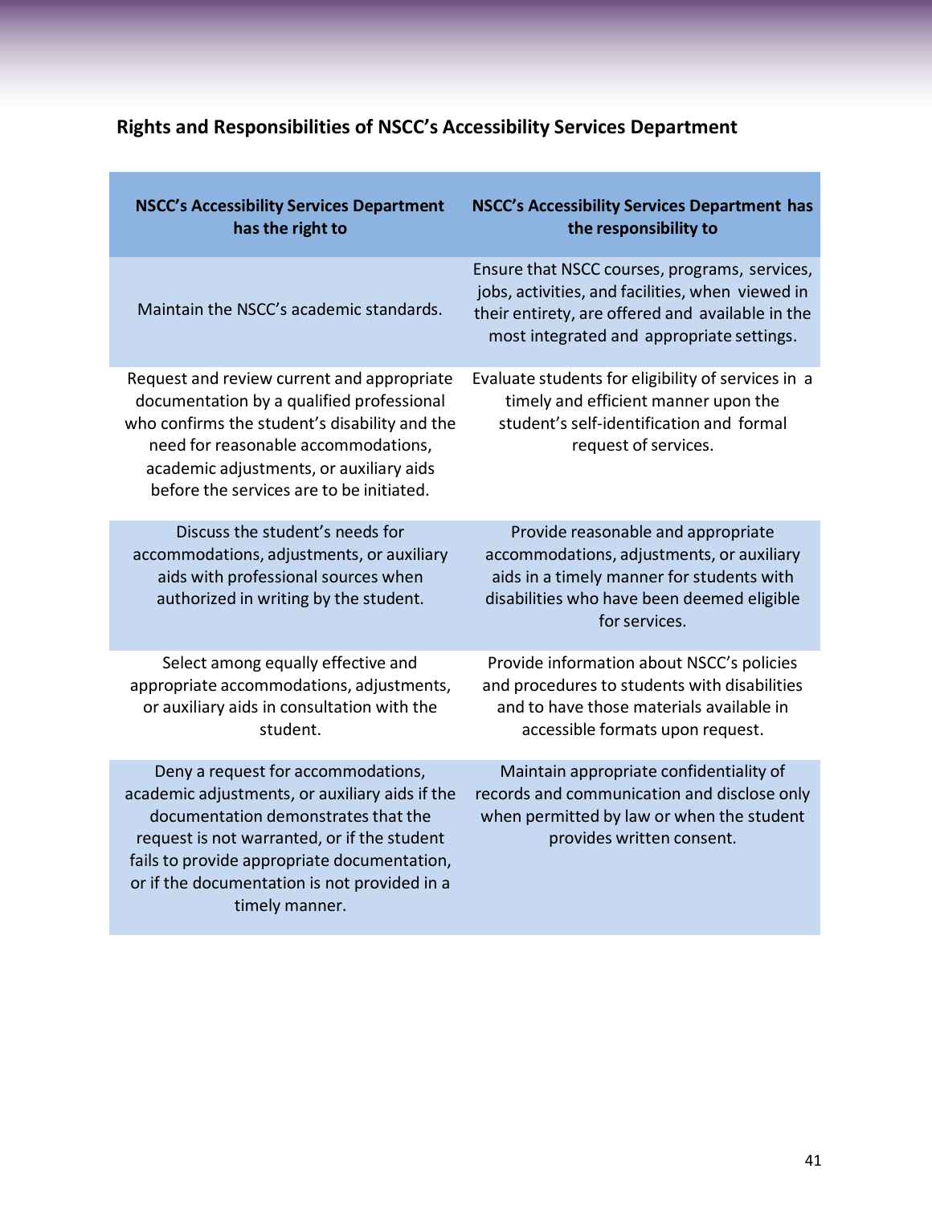## Rights and Responsibilities of NSCC's Accessibility Services Department

| NSCC's Accessibility Services Department has the right to | NSCC's Accessibility Services Department has the responsibility to |
|---|---|
| Maintain the NSCC's academic standards. | Ensure that NSCC courses, programs, services, jobs, activities, and facilities, when viewed in their entirety, are offered and available in the most integrated and appropriate settings. |
| Request and review current and appropriate documentation by a qualified professional who confirms the student's disability and the need for reasonable accommodations, academic adjustments, or auxiliary aids before the services are to be initiated. | Evaluate students for eligibility of services in a timely and efficient manner upon the student's self-identification and formal request of services. |
| Discuss the student's needs for accommodations, adjustments, or auxiliary aids with professional sources when authorized in writing by the student. | Provide reasonable and appropriate accommodations, adjustments, or auxiliary aids in a timely manner for students with disabilities who have been deemed eligible for services. |
| Select among equally effective and appropriate accommodations, adjustments, or auxiliary aids in consultation with the student. | Provide information about NSCC's policies and procedures to students with disabilities and to have those materials available in accessible formats upon request. |
| Deny a request for accommodations, academic adjustments, or auxiliary aids if the documentation demonstrates that the request is not warranted, or if the student fails to provide appropriate documentation, or if the documentation is not provided in a timely manner. | Maintain appropriate confidentiality of records and communication and disclose only when permitted by law or when the student provides written consent. |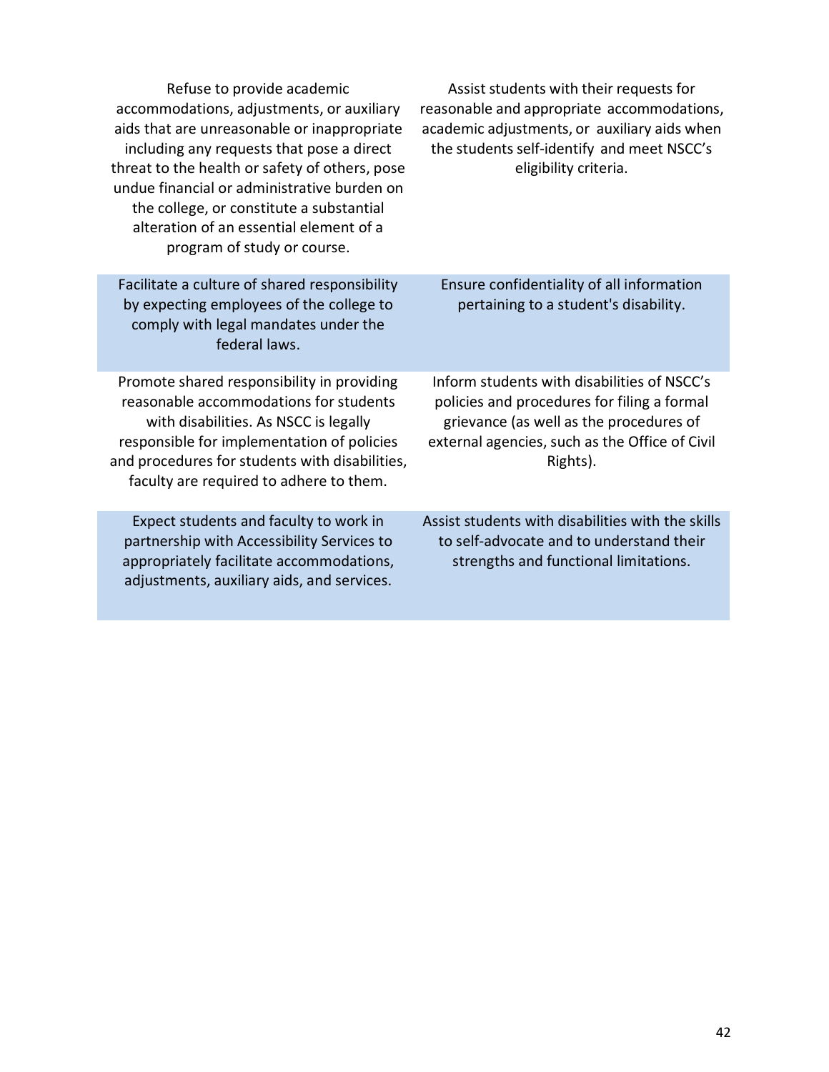| | |
|---|---|
| Refuse to provide academic accommodations, adjustments, or auxiliary aids that are unreasonable or inappropriate including any requests that pose a direct threat to the health or safety of others, pose undue financial or administrative burden on the college, or constitute a substantial alteration of an essential element of a program of study or course. | Assist students with their requests for reasonable and appropriate accommodations, academic adjustments, or auxiliary aids when the students self-identify and meet NSCC's eligibility criteria. |
| Facilitate a culture of shared responsibility by expecting employees of the college to comply with legal mandates under the federal laws. | Ensure confidentiality of all information pertaining to a student's disability. |
| Promote shared responsibility in providing reasonable accommodations for students with disabilities. As NSCC is legally responsible for implementation of policies and procedures for students with disabilities, faculty are required to adhere to them. | Inform students with disabilities of NSCC's policies and procedures for filing a formal grievance (as well as the procedures of external agencies, such as the Office of Civil Rights). |
| Expect students and faculty to work in partnership with Accessibility Services to appropriately facilitate accommodations, adjustments, auxiliary aids, and services. | Assist students with disabilities with the skills to self-advocate and to understand their strengths and functional limitations. |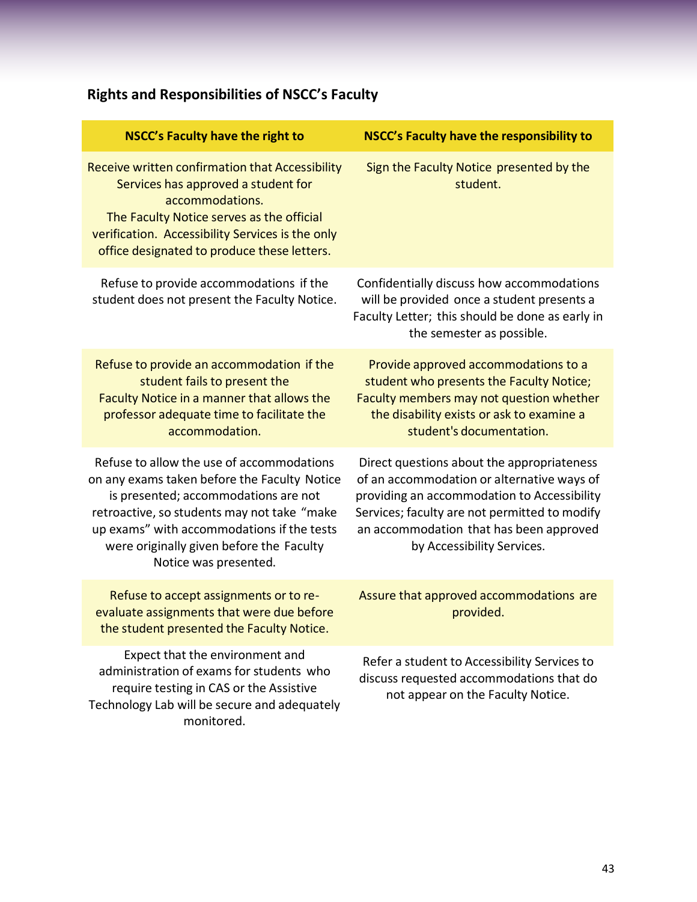## Rights and Responsibilities of NSCC's Faculty

| NSCC's Faculty have the right to | NSCC's Faculty have the responsibility to |
|---|---|
| Receive written confirmation that Accessibility Services has approved a student for accommodations. The Faculty Notice serves as the official verification. Accessibility Services is the only office designated to produce these letters. | Sign the Faculty Notice presented by the student. |
| Refuse to provide accommodations if the student does not present the Faculty Notice. | Confidentially discuss how accommodations will be provided once a student presents a Faculty Letter; this should be done as early in the semester as possible. |
| Refuse to provide an accommodation if the student fails to present the Faculty Notice in a manner that allows the professor adequate time to facilitate the accommodation. | Provide approved accommodations to a student who presents the Faculty Notice; Faculty members may not question whether the disability exists or ask to examine a student's documentation. |
| Refuse to allow the use of accommodations on any exams taken before the Faculty Notice is presented; accommodations are not retroactive, so students may not take "make up exams" with accommodations if the tests were originally given before the Faculty Notice was presented. | Direct questions about the appropriateness of an accommodation or alternative ways of providing an accommodation to Accessibility Services; faculty are not permitted to modify an accommodation that has been approved by Accessibility Services. |
| Refuse to accept assignments or to re-evaluate assignments that were due before the student presented the Faculty Notice. | Assure that approved accommodations are provided. |
| Expect that the environment and administration of exams for students who require testing in CAS or the Assistive Technology Lab will be secure and adequately monitored. | Refer a student to Accessibility Services to discuss requested accommodations that do not appear on the Faculty Notice. |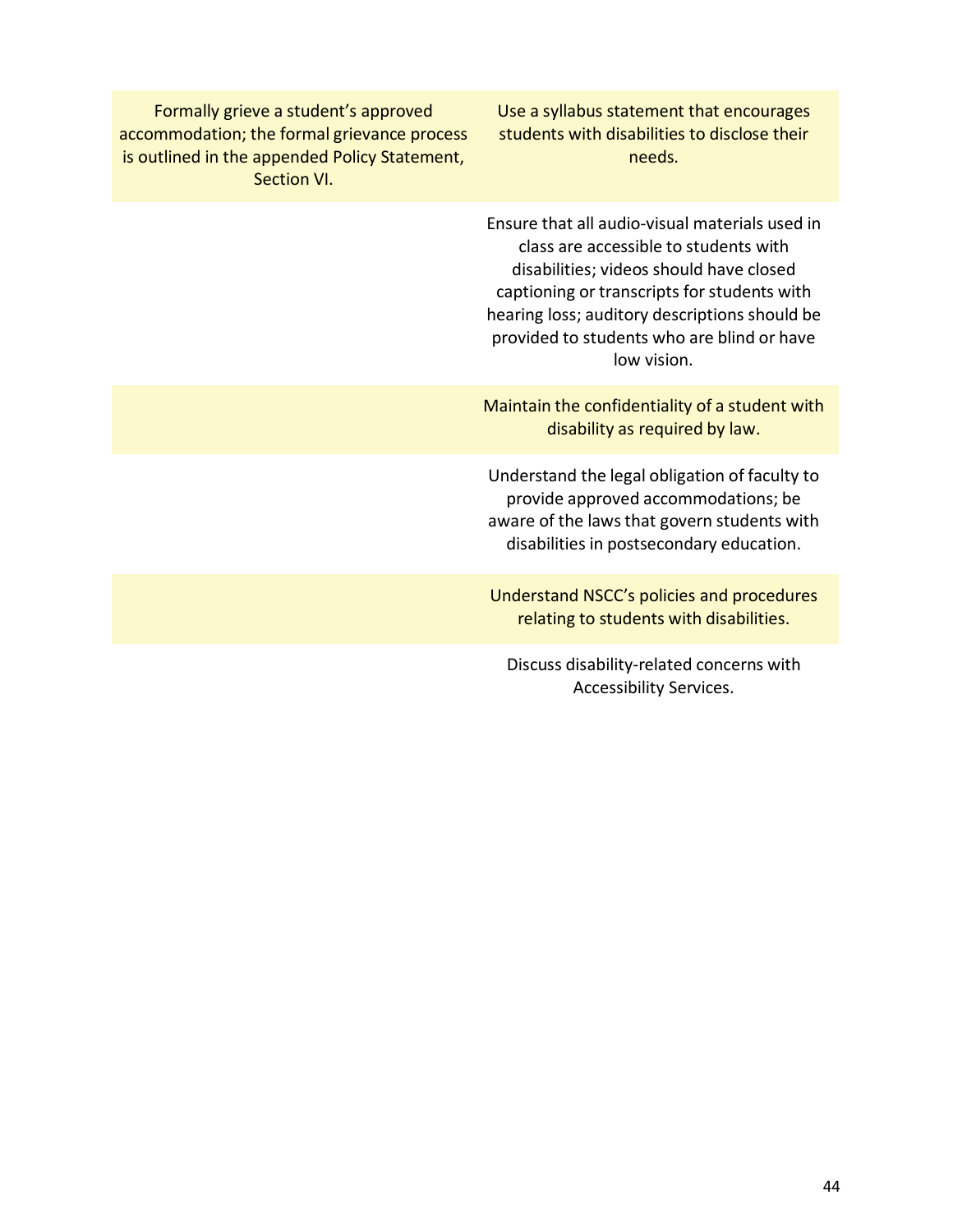| | |
|---|---|
| Formally grieve a student's approved accommodation; the formal grievance process is outlined in the appended Policy Statement, Section VI. | Use a syllabus statement that encourages students with disabilities to disclose their needs. |
| | Ensure that all audio-visual materials used in class are accessible to students with disabilities; videos should have closed captioning or transcripts for students with hearing loss; auditory descriptions should be provided to students who are blind or have low vision. |
| | Maintain the confidentiality of a student with disability as required by law. |
| | Understand the legal obligation of faculty to provide approved accommodations; be aware of the laws that govern students with disabilities in postsecondary education. |
| | Understand NSCC's policies and procedures relating to students with disabilities. |
| | Discuss disability-related concerns with Accessibility Services. |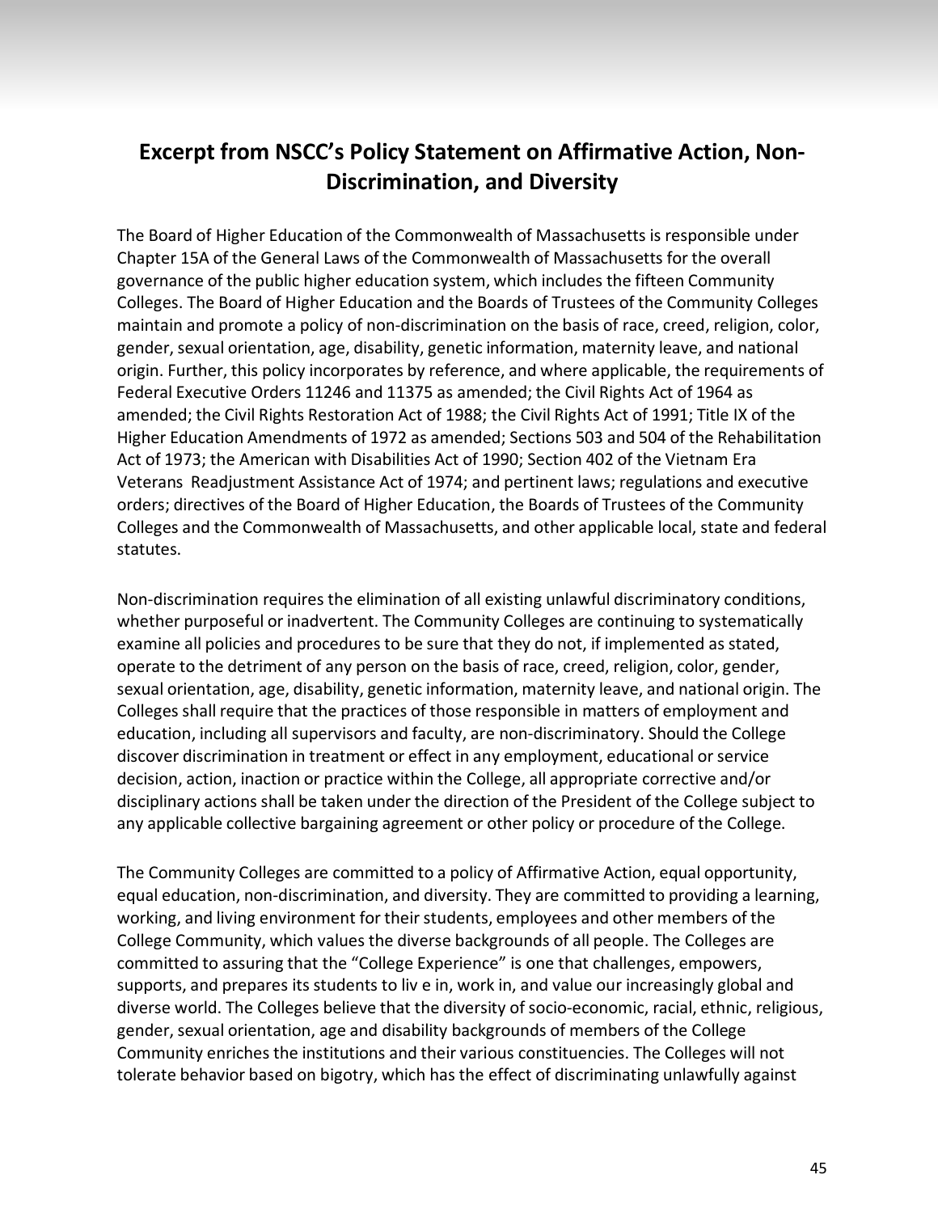# Excerpt from NSCC's Policy Statement on Affirmative Action, Non-Discrimination, and Diversity

The Board of Higher Education of the Commonwealth of Massachusetts is responsible under Chapter 15A of the General Laws of the Commonwealth of Massachusetts for the overall governance of the public higher education system, which includes the fifteen Community Colleges. The Board of Higher Education and the Boards of Trustees of the Community Colleges maintain and promote a policy of non-discrimination on the basis of race, creed, religion, color, gender, sexual orientation, age, disability, genetic information, maternity leave, and national origin. Further, this policy incorporates by reference, and where applicable, the requirements of Federal Executive Orders 11246 and 11375 as amended; the Civil Rights Act of 1964 as amended; the Civil Rights Restoration Act of 1988; the Civil Rights Act of 1991; Title IX of the Higher Education Amendments of 1972 as amended; Sections 503 and 504 of the Rehabilitation Act of 1973; the American with Disabilities Act of 1990; Section 402 of the Vietnam Era Veterans Readjustment Assistance Act of 1974; and pertinent laws; regulations and executive orders; directives of the Board of Higher Education, the Boards of Trustees of the Community Colleges and the Commonwealth of Massachusetts, and other applicable local, state and federal statutes.

Non-discrimination requires the elimination of all existing unlawful discriminatory conditions, whether purposeful or inadvertent. The Community Colleges are continuing to systematically examine all policies and procedures to be sure that they do not, if implemented as stated, operate to the detriment of any person on the basis of race, creed, religion, color, gender, sexual orientation, age, disability, genetic information, maternity leave, and national origin. The Colleges shall require that the practices of those responsible in matters of employment and education, including all supervisors and faculty, are non-discriminatory. Should the College discover discrimination in treatment or effect in any employment, educational or service decision, action, inaction or practice within the College, all appropriate corrective and/or disciplinary actions shall be taken under the direction of the President of the College subject to any applicable collective bargaining agreement or other policy or procedure of the College.

The Community Colleges are committed to a policy of Affirmative Action, equal opportunity, equal education, non-discrimination, and diversity. They are committed to providing a learning, working, and living environment for their students, employees and other members of the College Community, which values the diverse backgrounds of all people. The Colleges are committed to assuring that the "College Experience" is one that challenges, empowers, supports, and prepares its students to liv e in, work in, and value our increasingly global and diverse world. The Colleges believe that the diversity of socio-economic, racial, ethnic, religious, gender, sexual orientation, age and disability backgrounds of members of the College Community enriches the institutions and their various constituencies. The Colleges will not tolerate behavior based on bigotry, which has the effect of discriminating unlawfully against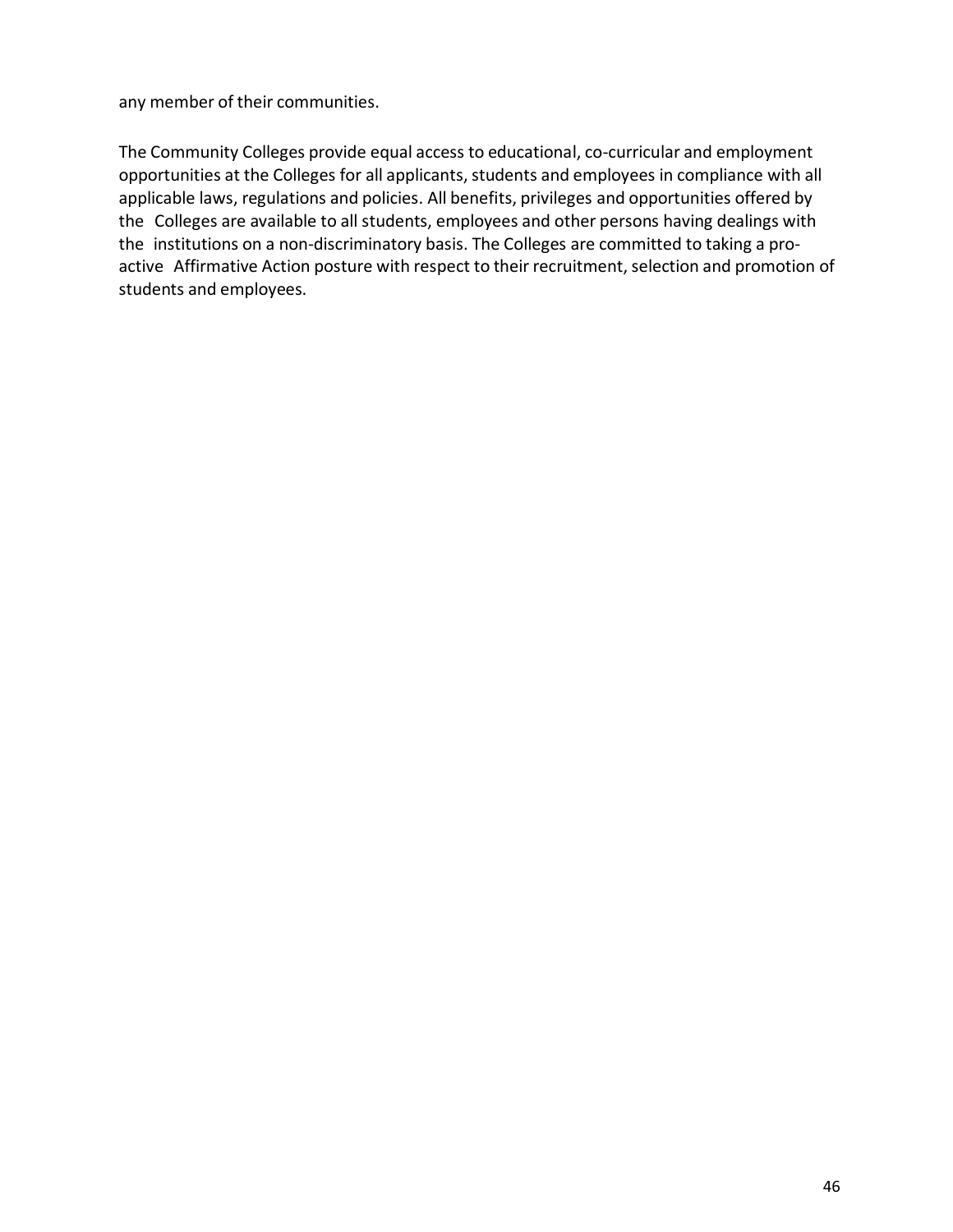any member of their communities.

The Community Colleges provide equal access to educational, co-curricular and employment opportunities at the Colleges for all applicants, students and employees in compliance with all applicable laws, regulations and policies. All benefits, privileges and opportunities offered by the Colleges are available to all students, employees and other persons having dealings with the institutions on a non-discriminatory basis. The Colleges are committed to taking a pro-active Affirmative Action posture with respect to their recruitment, selection and promotion of students and employees.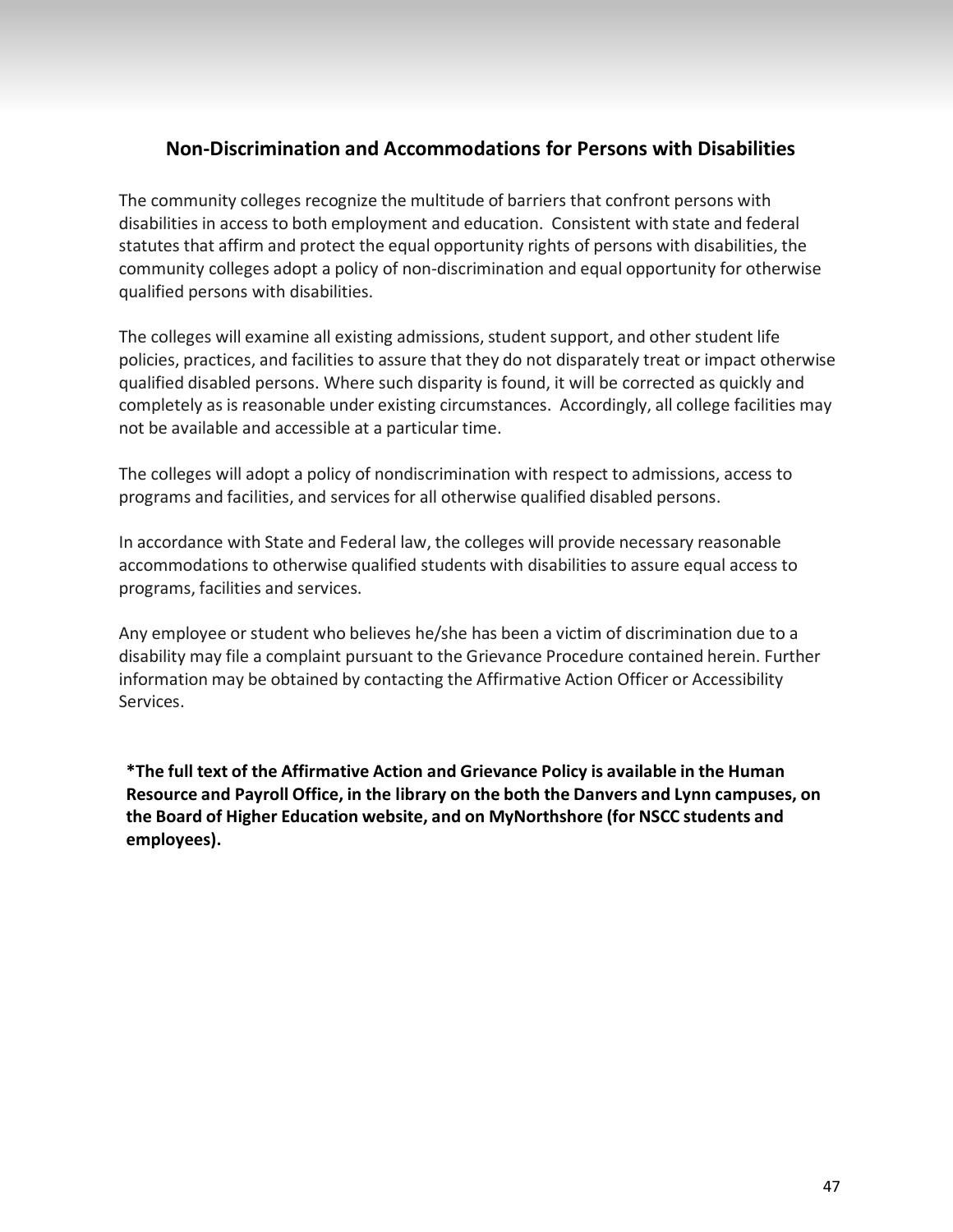## Non-Discrimination and Accommodations for Persons with Disabilities

The community colleges recognize the multitude of barriers that confront persons with disabilities in access to both employment and education. Consistent with state and federal statutes that affirm and protect the equal opportunity rights of persons with disabilities, the community colleges adopt a policy of non-discrimination and equal opportunity for otherwise qualified persons with disabilities.

The colleges will examine all existing admissions, student support, and other student life policies, practices, and facilities to assure that they do not disparately treat or impact otherwise qualified disabled persons. Where such disparity is found, it will be corrected as quickly and completely as is reasonable under existing circumstances. Accordingly, all college facilities may not be available and accessible at a particular time.

The colleges will adopt a policy of nondiscrimination with respect to admissions, access to programs and facilities, and services for all otherwise qualified disabled persons.

In accordance with State and Federal law, the colleges will provide necessary reasonable accommodations to otherwise qualified students with disabilities to assure equal access to programs, facilities and services.

Any employee or student who believes he/she has been a victim of discrimination due to a disability may file a complaint pursuant to the Grievance Procedure contained herein. Further information may be obtained by contacting the Affirmative Action Officer or Accessibility Services.

**\*The full text of the Affirmative Action and Grievance Policy is available in the Human Resource and Payroll Office, in the library on the both the Danvers and Lynn campuses, on the Board of Higher Education website, and on MyNorthshore (for NSCC students and employees).**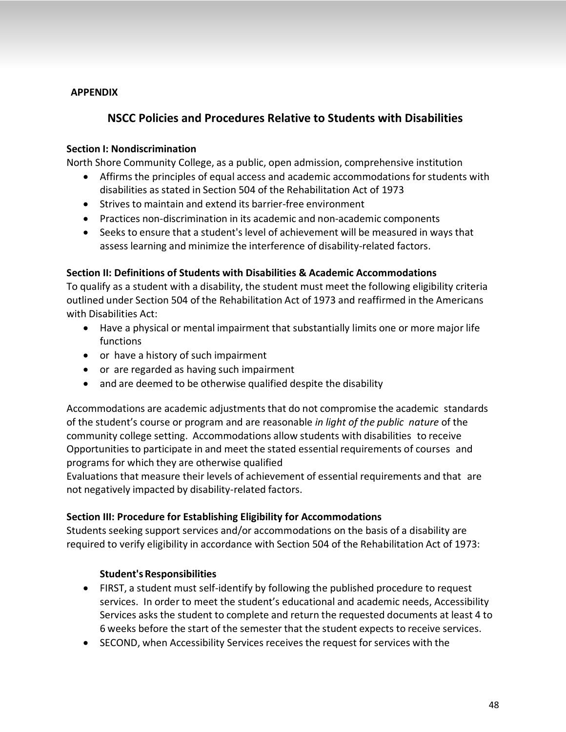**APPENDIX**

## NSCC Policies and Procedures Relative to Students with Disabilities

**Section I: Nondiscrimination**

North Shore Community College, as a public, open admission, comprehensive institution

- Affirms the principles of equal access and academic accommodations for students with disabilities as stated in Section 504 of the Rehabilitation Act of 1973
- Strives to maintain and extend its barrier-free environment
- Practices non-discrimination in its academic and non-academic components
- Seeks to ensure that a student's level of achievement will be measured in ways that assess learning and minimize the interference of disability-related factors.

**Section II: Definitions of Students with Disabilities & Academic Accommodations**

To qualify as a student with a disability, the student must meet the following eligibility criteria outlined under Section 504 of the Rehabilitation Act of 1973 and reaffirmed in the Americans with Disabilities Act:

- Have a physical or mental impairment that substantially limits one or more major life functions
- or have a history of such impairment
- or are regarded as having such impairment
- and are deemed to be otherwise qualified despite the disability

Accommodations are academic adjustments that do not compromise the academic standards of the student's course or program and are reasonable *in light of the public nature* of the community college setting. Accommodations allow students with disabilities to receive Opportunities to participate in and meet the stated essential requirements of courses and programs for which they are otherwise qualified
Evaluations that measure their levels of achievement of essential requirements and that are not negatively impacted by disability-related factors.

**Section III: Procedure for Establishing Eligibility for Accommodations**

Students seeking support services and/or accommodations on the basis of a disability are required to verify eligibility in accordance with Section 504 of the Rehabilitation Act of 1973:

**Student's Responsibilities**

- FIRST, a student must self-identify by following the published procedure to request services. In order to meet the student's educational and academic needs, Accessibility Services asks the student to complete and return the requested documents at least 4 to 6 weeks before the start of the semester that the student expects to receive services.
- SECOND, when Accessibility Services receives the request for services with the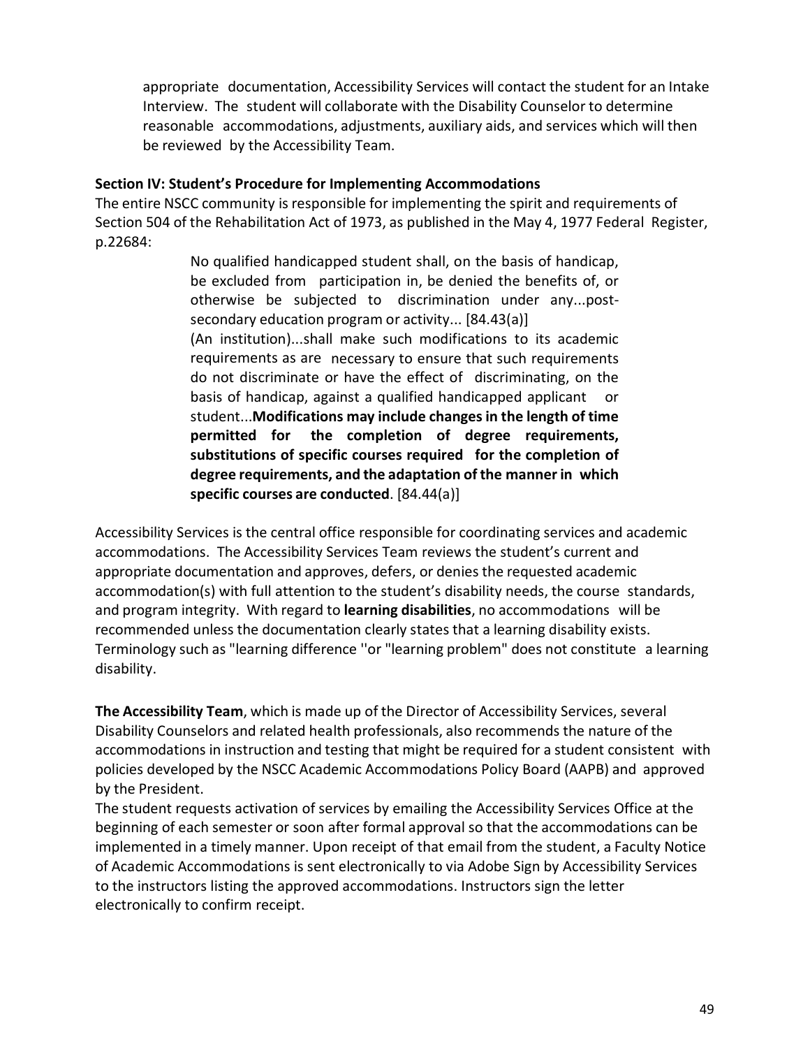appropriate documentation, Accessibility Services will contact the student for an Intake Interview. The student will collaborate with the Disability Counselor to determine reasonable accommodations, adjustments, auxiliary aids, and services which will then be reviewed by the Accessibility Team.

**Section IV: Student's Procedure for Implementing Accommodations**

The entire NSCC community is responsible for implementing the spirit and requirements of Section 504 of the Rehabilitation Act of 1973, as published in the May 4, 1977 Federal Register, p.22684:

> No qualified handicapped student shall, on the basis of handicap, be excluded from participation in, be denied the benefits of, or otherwise be subjected to discrimination under any...post-secondary education program or activity... [84.43(a)]
>
> (An institution)...shall make such modifications to its academic requirements as are necessary to ensure that such requirements do not discriminate or have the effect of discriminating, on the basis of handicap, against a qualified handicapped applicant or student...**Modifications may include changes in the length of time permitted for the completion of degree requirements, substitutions of specific courses required for the completion of degree requirements, and the adaptation of the manner in which specific courses are conducted**. [84.44(a)]

Accessibility Services is the central office responsible for coordinating services and academic accommodations. The Accessibility Services Team reviews the student's current and appropriate documentation and approves, defers, or denies the requested academic accommodation(s) with full attention to the student's disability needs, the course standards, and program integrity. With regard to **learning disabilities**, no accommodations will be recommended unless the documentation clearly states that a learning disability exists. Terminology such as "learning difference ''or "learning problem" does not constitute a learning disability.

**The Accessibility Team**, which is made up of the Director of Accessibility Services, several Disability Counselors and related health professionals, also recommends the nature of the accommodations in instruction and testing that might be required for a student consistent with policies developed by the NSCC Academic Accommodations Policy Board (AAPB) and approved by the President.

The student requests activation of services by emailing the Accessibility Services Office at the beginning of each semester or soon after formal approval so that the accommodations can be implemented in a timely manner. Upon receipt of that email from the student, a Faculty Notice of Academic Accommodations is sent electronically to via Adobe Sign by Accessibility Services to the instructors listing the approved accommodations. Instructors sign the letter electronically to confirm receipt.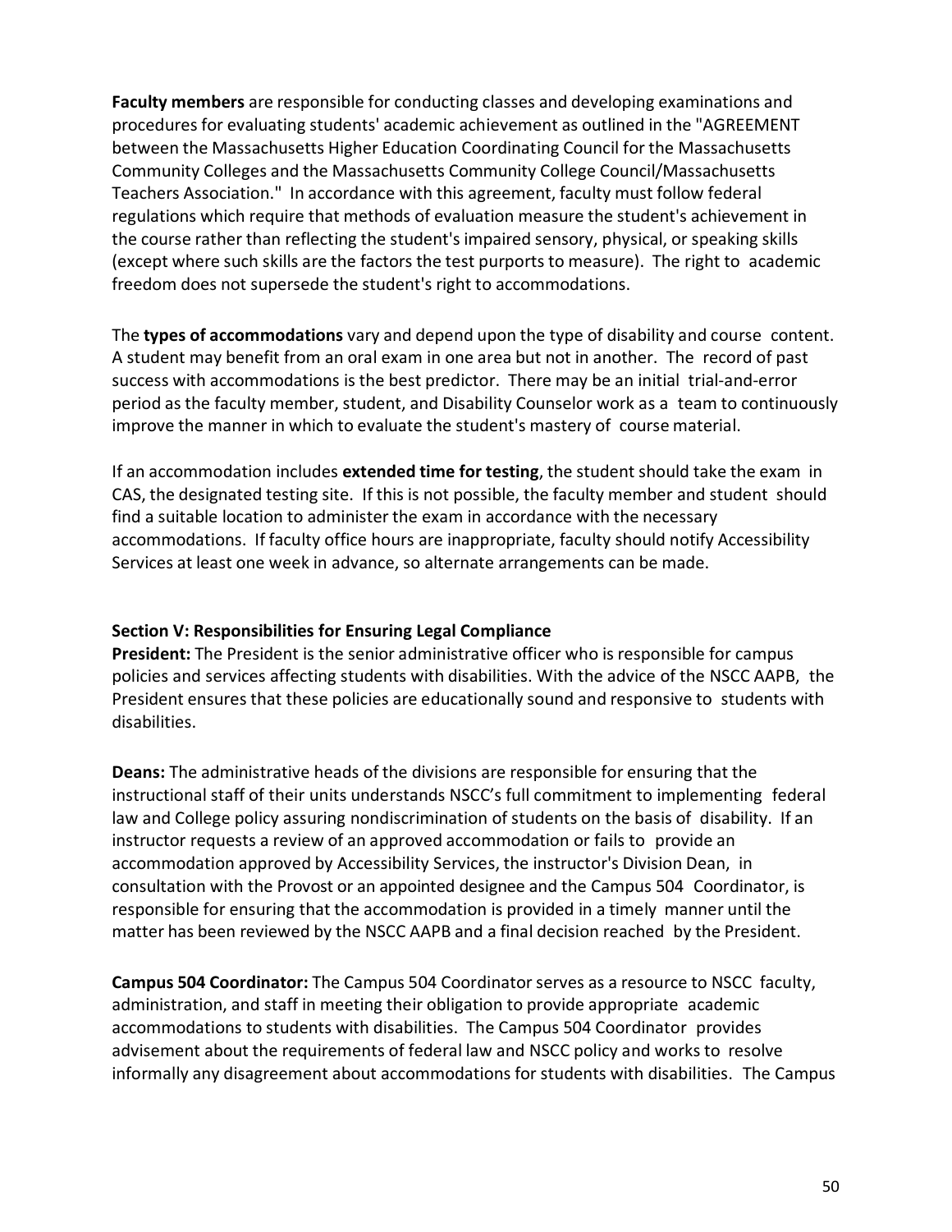**Faculty members** are responsible for conducting classes and developing examinations and procedures for evaluating students' academic achievement as outlined in the "AGREEMENT between the Massachusetts Higher Education Coordinating Council for the Massachusetts Community Colleges and the Massachusetts Community College Council/Massachusetts Teachers Association." In accordance with this agreement, faculty must follow federal regulations which require that methods of evaluation measure the student's achievement in the course rather than reflecting the student's impaired sensory, physical, or speaking skills (except where such skills are the factors the test purports to measure). The right to academic freedom does not supersede the student's right to accommodations.

The **types of accommodations** vary and depend upon the type of disability and course content. A student may benefit from an oral exam in one area but not in another. The record of past success with accommodations is the best predictor. There may be an initial trial-and-error period as the faculty member, student, and Disability Counselor work as a team to continuously improve the manner in which to evaluate the student's mastery of course material.

If an accommodation includes **extended time for testing**, the student should take the exam in CAS, the designated testing site. If this is not possible, the faculty member and student should find a suitable location to administer the exam in accordance with the necessary accommodations. If faculty office hours are inappropriate, faculty should notify Accessibility Services at least one week in advance, so alternate arrangements can be made.

### Section V: Responsibilities for Ensuring Legal Compliance

**President:** The President is the senior administrative officer who is responsible for campus policies and services affecting students with disabilities. With the advice of the NSCC AAPB, the President ensures that these policies are educationally sound and responsive to students with disabilities.

**Deans:** The administrative heads of the divisions are responsible for ensuring that the instructional staff of their units understands NSCC's full commitment to implementing federal law and College policy assuring nondiscrimination of students on the basis of disability. If an instructor requests a review of an approved accommodation or fails to provide an accommodation approved by Accessibility Services, the instructor's Division Dean, in consultation with the Provost or an appointed designee and the Campus 504 Coordinator, is responsible for ensuring that the accommodation is provided in a timely manner until the matter has been reviewed by the NSCC AAPB and a final decision reached by the President.

**Campus 504 Coordinator:** The Campus 504 Coordinator serves as a resource to NSCC faculty, administration, and staff in meeting their obligation to provide appropriate academic accommodations to students with disabilities. The Campus 504 Coordinator provides advisement about the requirements of federal law and NSCC policy and works to resolve informally any disagreement about accommodations for students with disabilities. The Campus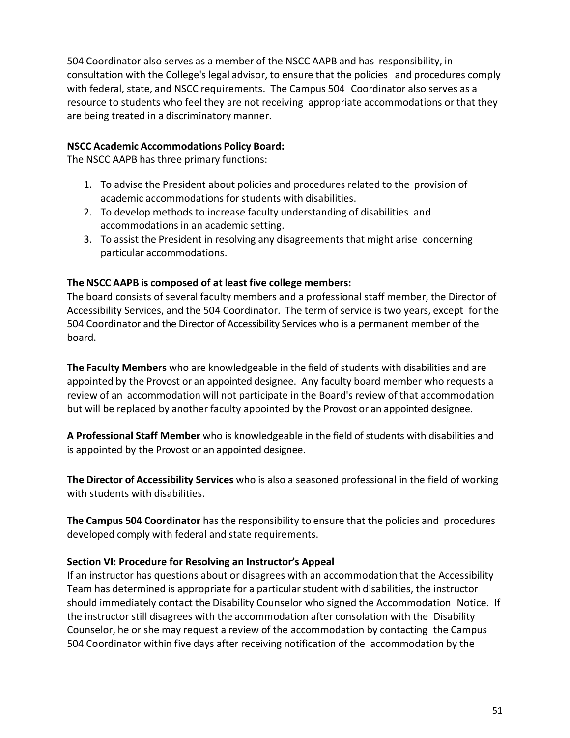504 Coordinator also serves as a member of the NSCC AAPB and has responsibility, in consultation with the College's legal advisor, to ensure that the policies and procedures comply with federal, state, and NSCC requirements. The Campus 504 Coordinator also serves as a resource to students who feel they are not receiving appropriate accommodations or that they are being treated in a discriminatory manner.

**NSCC Academic Accommodations Policy Board:**
The NSCC AAPB has three primary functions:

1. To advise the President about policies and procedures related to the provision of academic accommodations for students with disabilities.
2. To develop methods to increase faculty understanding of disabilities and accommodations in an academic setting.
3. To assist the President in resolving any disagreements that might arise concerning particular accommodations.

**The NSCC AAPB is composed of at least five college members:**
The board consists of several faculty members and a professional staff member, the Director of Accessibility Services, and the 504 Coordinator. The term of service is two years, except for the 504 Coordinator and the Director of Accessibility Services who is a permanent member of the board.

**The Faculty Members** who are knowledgeable in the field of students with disabilities and are appointed by the Provost or an appointed designee. Any faculty board member who requests a review of an accommodation will not participate in the Board's review of that accommodation but will be replaced by another faculty appointed by the Provost or an appointed designee.

**A Professional Staff Member** who is knowledgeable in the field of students with disabilities and is appointed by the Provost or an appointed designee.

**The Director of Accessibility Services** who is also a seasoned professional in the field of working with students with disabilities.

**The Campus 504 Coordinator** has the responsibility to ensure that the policies and procedures developed comply with federal and state requirements.

**Section VI: Procedure for Resolving an Instructor's Appeal**
If an instructor has questions about or disagrees with an accommodation that the Accessibility Team has determined is appropriate for a particular student with disabilities, the instructor should immediately contact the Disability Counselor who signed the Accommodation Notice. If the instructor still disagrees with the accommodation after consolation with the Disability Counselor, he or she may request a review of the accommodation by contacting the Campus 504 Coordinator within five days after receiving notification of the accommodation by the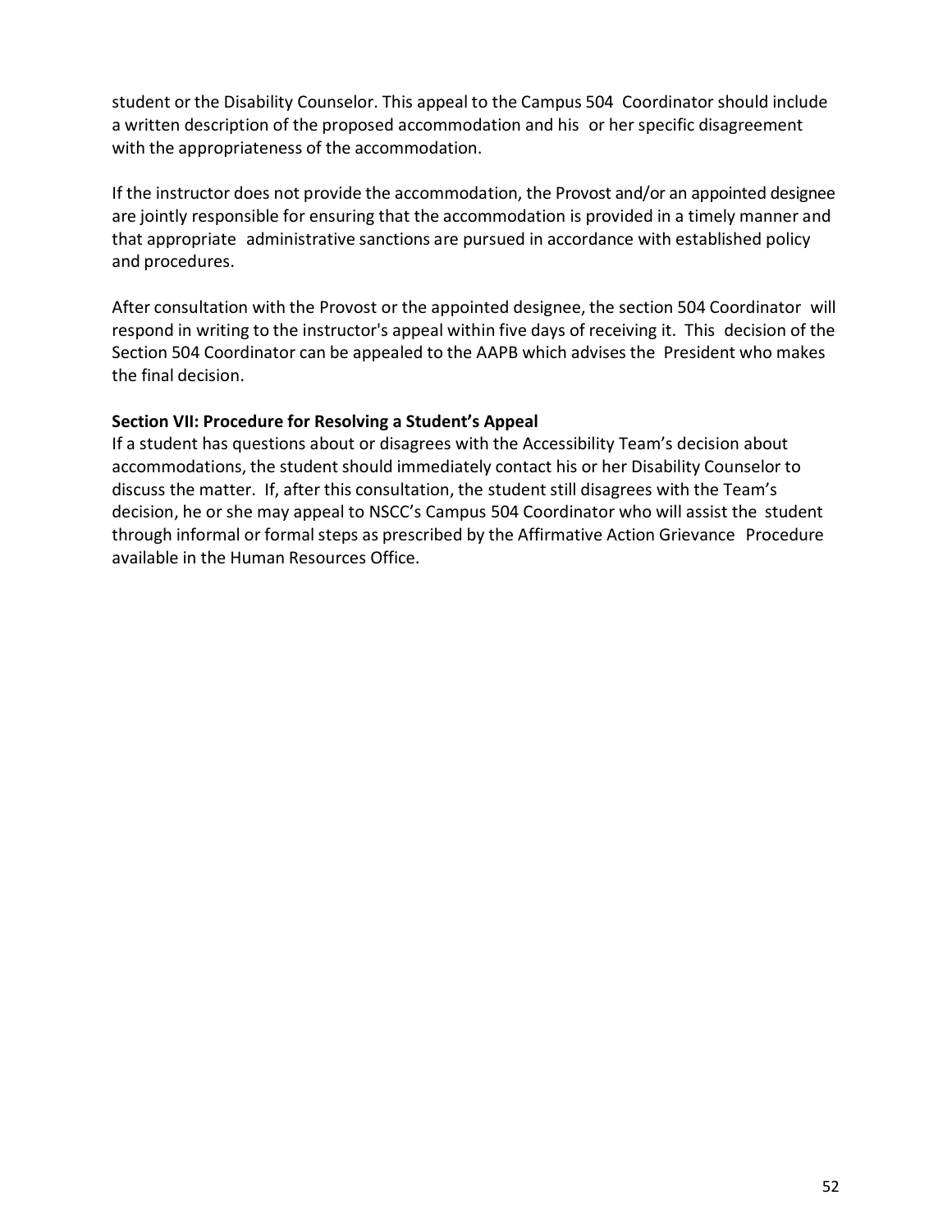student or the Disability Counselor. This appeal to the Campus 504 Coordinator should include a written description of the proposed accommodation and his or her specific disagreement with the appropriateness of the accommodation.

If the instructor does not provide the accommodation, the Provost and/or an appointed designee are jointly responsible for ensuring that the accommodation is provided in a timely manner and that appropriate administrative sanctions are pursued in accordance with established policy and procedures.

After consultation with the Provost or the appointed designee, the section 504 Coordinator will respond in writing to the instructor's appeal within five days of receiving it. This decision of the Section 504 Coordinator can be appealed to the AAPB which advises the President who makes the final decision.

**Section VII: Procedure for Resolving a Student's Appeal**

If a student has questions about or disagrees with the Accessibility Team's decision about accommodations, the student should immediately contact his or her Disability Counselor to discuss the matter. If, after this consultation, the student still disagrees with the Team's decision, he or she may appeal to NSCC's Campus 504 Coordinator who will assist the student through informal or formal steps as prescribed by the Affirmative Action Grievance Procedure available in the Human Resources Office.